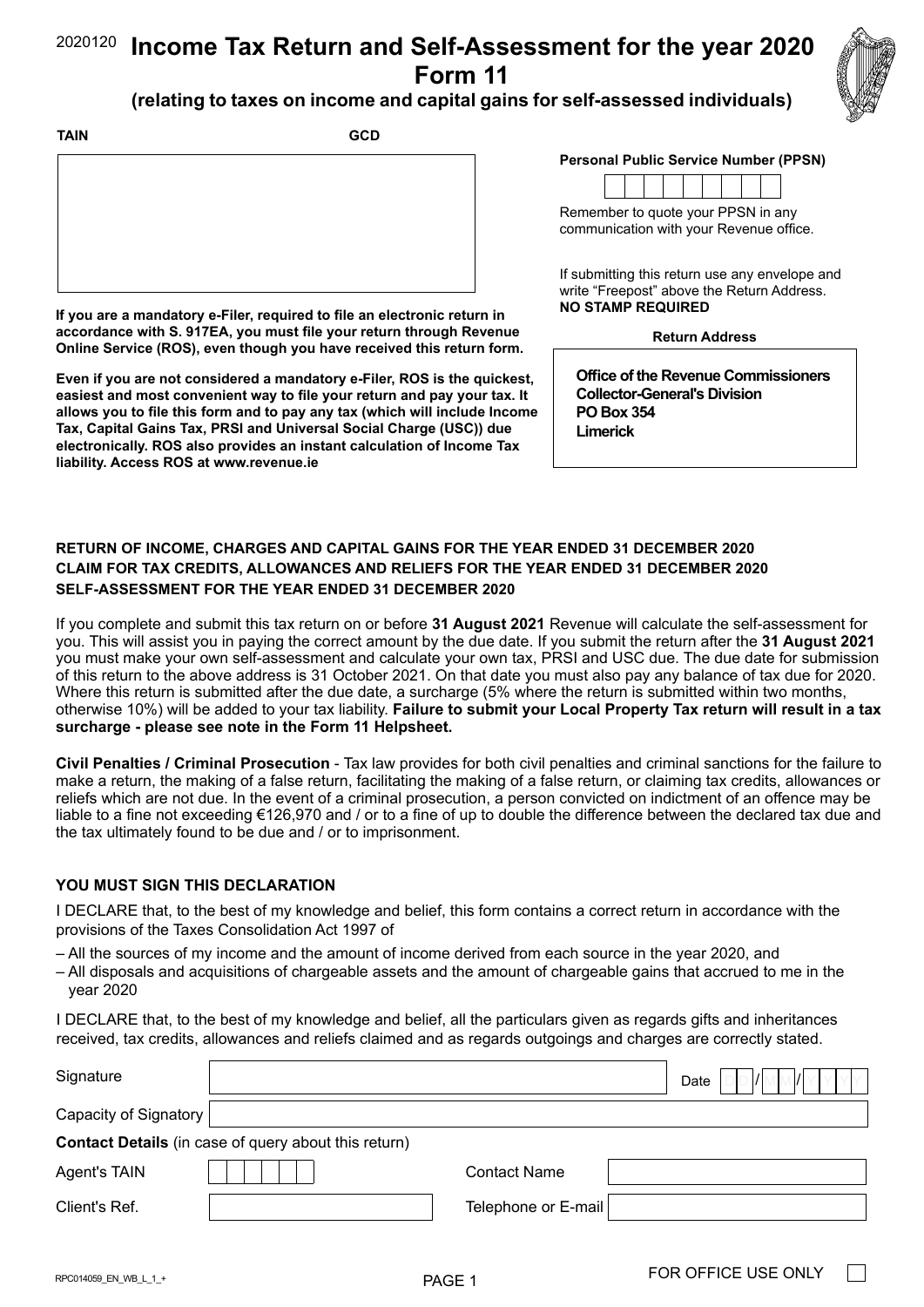2020120

# Income Tax Return and Self-Assessment for the year 2020 Form 11

**(relating to taxes on income and capital gains for self-assessed individuals)**

**TAIN** **GCD**

**Personal Public Service Number (PPSN)**

Remember to quote your PPSN in any communication with your Revenue office.

If submitting this return use any envelope and write "Freepost" above the Return Address. **NO STAMP REQUIRED**

**Return Address**

**Office of the Revenue Commissioners**
**Collector-General's Division**
**PO Box 354**
**Limerick**

**If you are a mandatory e-Filer, required to file an electronic return in accordance with S. 917EA, you must file your return through Revenue Online Service (ROS), even though you have received this return form.**

**Even if you are not considered a mandatory e-Filer, ROS is the quickest, easiest and most convenient way to file your return and pay your tax. It allows you to file this form and to pay any tax (which will include Income Tax, Capital Gains Tax, PRSI and Universal Social Charge (USC)) due electronically. ROS also provides an instant calculation of Income Tax liability. Access ROS at www.revenue.ie**

**RETURN OF INCOME, CHARGES AND CAPITAL GAINS FOR THE YEAR ENDED 31 DECEMBER 2020**
**CLAIM FOR TAX CREDITS, ALLOWANCES AND RELIEFS FOR THE YEAR ENDED 31 DECEMBER 2020**
**SELF-ASSESSMENT FOR THE YEAR ENDED 31 DECEMBER 2020**

If you complete and submit this tax return on or before **31 August 2021** Revenue will calculate the self-assessment for you. This will assist you in paying the correct amount by the due date. If you submit the return after the **31 August 2021** you must make your own self-assessment and calculate your own tax, PRSI and USC due. The due date for submission of this return to the above address is 31 October 2021. On that date you must also pay any balance of tax due for 2020. Where this return is submitted after the due date, a surcharge (5% where the return is submitted within two months, otherwise 10%) will be added to your tax liability. **Failure to submit your Local Property Tax return will result in a tax surcharge - please see note in the Form 11 Helpsheet.**

**Civil Penalties / Criminal Prosecution** - Tax law provides for both civil penalties and criminal sanctions for the failure to make a return, the making of a false return, facilitating the making of a false return, or claiming tax credits, allowances or reliefs which are not due. In the event of a criminal prosecution, a person convicted on indictment of an offence may be liable to a fine not exceeding €126,970 and / or to a fine of up to double the difference between the declared tax due and the tax ultimately found to be due and / or to imprisonment.

**YOU MUST SIGN THIS DECLARATION**

I DECLARE that, to the best of my knowledge and belief, this form contains a correct return in accordance with the provisions of the Taxes Consolidation Act 1997 of

– All the sources of my income and the amount of income derived from each source in the year 2020, and
– All disposals and acquisitions of chargeable assets and the amount of chargeable gains that accrued to me in the year 2020

I DECLARE that, to the best of my knowledge and belief, all the particulars given as regards gifts and inheritances received, tax credits, allowances and reliefs claimed and as regards outgoings and charges are correctly stated.

Signature | Date DD/MM/YYYY

Capacity of Signatory

**Contact Details** (in case of query about this return)

Agent's TAIN | Contact Name

Client's Ref. | Telephone or E-mail

RPC014059_EN_WB_L_1_+

FOR OFFICE USE ONLY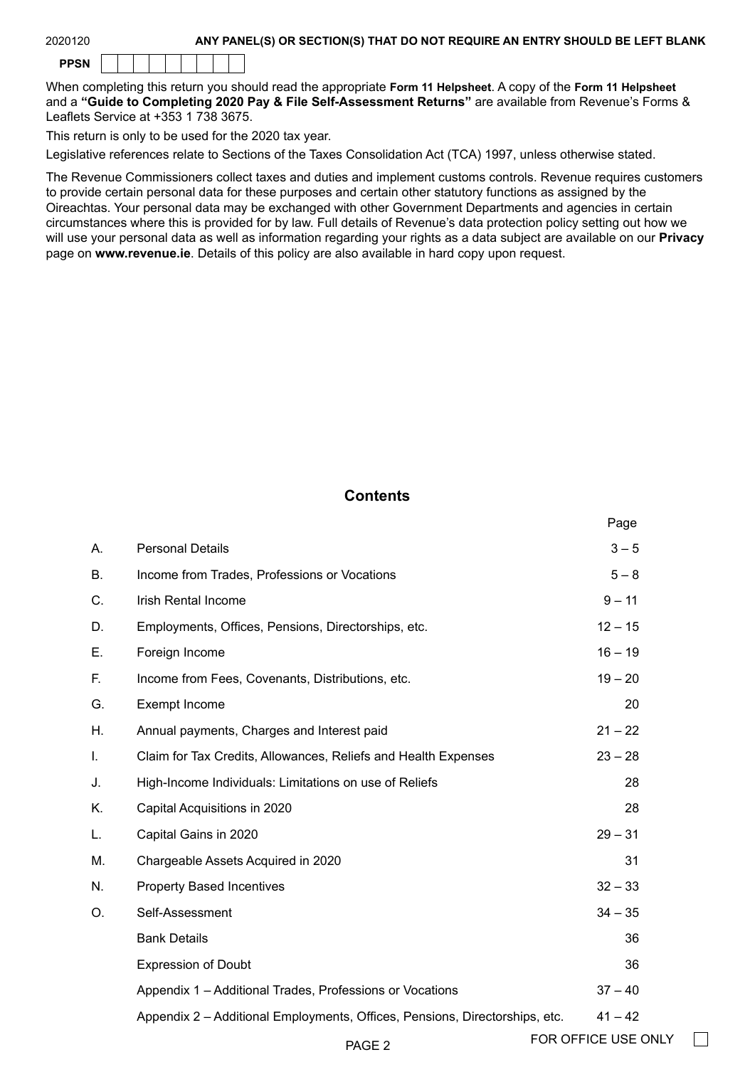**ANY PANEL(S) OR SECTION(S) THAT DO NOT REQUIRE AN ENTRY SHOULD BE LEFT BLANK**

**PPSN** | | | | | | | | | |

When completing this return you should read the appropriate **Form 11 Helpsheet**. A copy of the **Form 11 Helpsheet** and a **"Guide to Completing 2020 Pay & File Self-Assessment Returns"** are available from Revenue's Forms & Leaflets Service at +353 1 738 3675.

This return is only to be used for the 2020 tax year.

Legislative references relate to Sections of the Taxes Consolidation Act (TCA) 1997, unless otherwise stated.

The Revenue Commissioners collect taxes and duties and implement customs controls. Revenue requires customers to provide certain personal data for these purposes and certain other statutory functions as assigned by the Oireachtas. Your personal data may be exchanged with other Government Departments and agencies in certain circumstances where this is provided for by law. Full details of Revenue's data protection policy setting out how we will use your personal data as well as information regarding your rights as a data subject are available on our **Privacy** page on **www.revenue.ie**. Details of this policy are also available in hard copy upon request.

## Contents

| | | Page |
|---|---|---|
| A. | Personal Details | 3 – 5 |
| B. | Income from Trades, Professions or Vocations | 5 – 8 |
| C. | Irish Rental Income | 9 – 11 |
| D. | Employments, Offices, Pensions, Directorships, etc. | 12 – 15 |
| E. | Foreign Income | 16 – 19 |
| F. | Income from Fees, Covenants, Distributions, etc. | 19 – 20 |
| G. | Exempt Income | 20 |
| H. | Annual payments, Charges and Interest paid | 21 – 22 |
| I. | Claim for Tax Credits, Allowances, Reliefs and Health Expenses | 23 – 28 |
| J. | High-Income Individuals: Limitations on use of Reliefs | 28 |
| K. | Capital Acquisitions in 2020 | 28 |
| L. | Capital Gains in 2020 | 29 – 31 |
| M. | Chargeable Assets Acquired in 2020 | 31 |
| N. | Property Based Incentives | 32 – 33 |
| O. | Self-Assessment | 34 – 35 |
| | Bank Details | 36 |
| | Expression of Doubt | 36 |
| | Appendix 1 – Additional Trades, Professions or Vocations | 37 – 40 |
| | Appendix 2 – Additional Employments, Offices, Pensions, Directorships, etc. | 41 – 42 |

FOR OFFICE USE ONLY ☐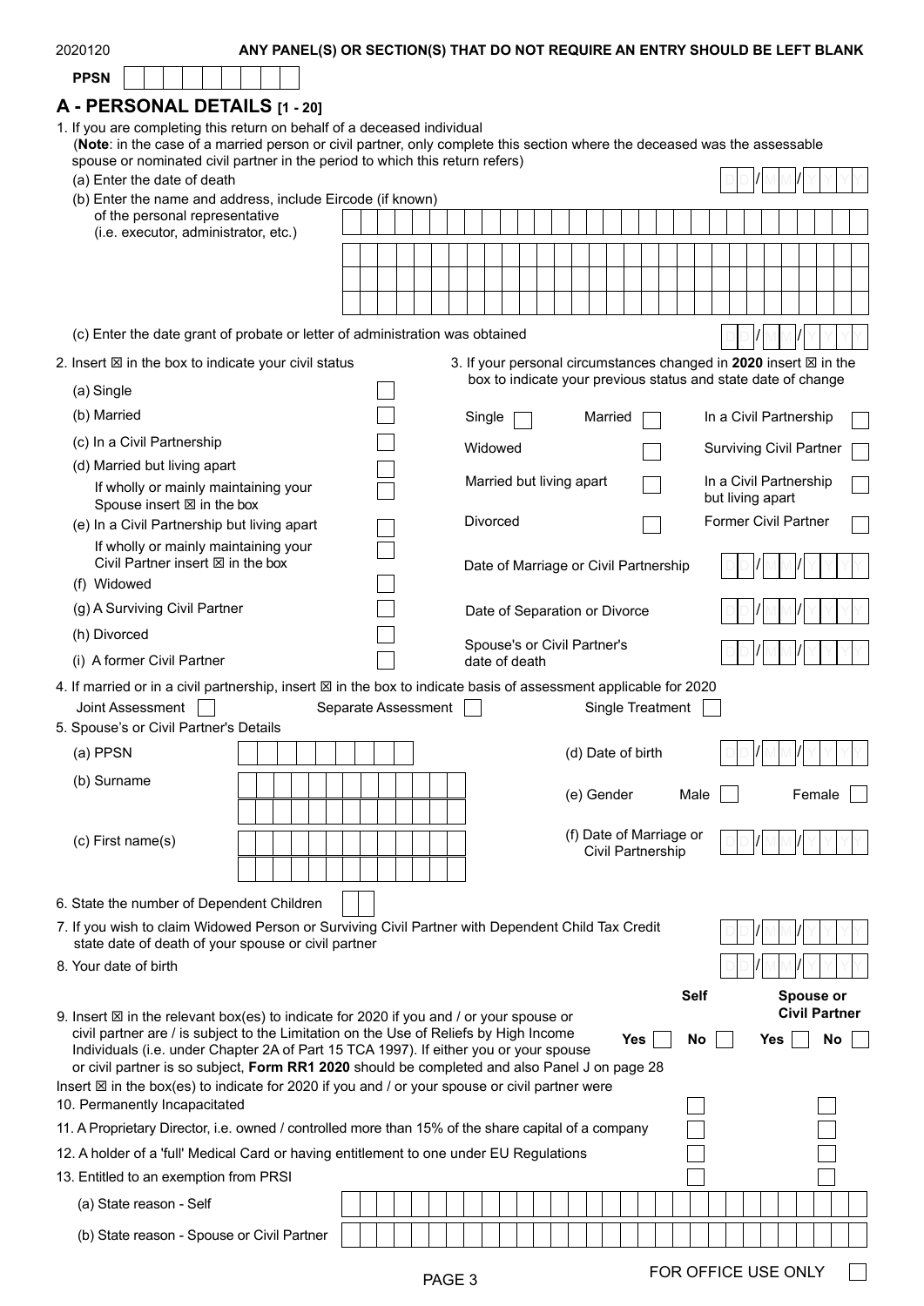2020120 **ANY PANEL(S) OR SECTION(S) THAT DO NOT REQUIRE AN ENTRY SHOULD BE LEFT BLANK**

**PPSN** ☐☐☐☐☐☐☐☐☐

## A - PERSONAL DETAILS [1 - 20]

1. If you are completing this return on behalf of a deceased individual
   (**Note**: in the case of a married person or civil partner, only complete this section where the deceased was the assessable spouse or nominated civil partner in the period to which this return refers)
   - (a) Enter the date of death DD/MM/YYYY
   - (b) Enter the name and address, include Eircode (if known) of the personal representative (i.e. executor, administrator, etc.)
   - (c) Enter the date grant of probate or letter of administration was obtained DD/MM/YYYY

2. Insert ☒ in the box to indicate your civil status
   - (a) Single ☐
   - (b) Married ☐
   - (c) In a Civil Partnership ☐
   - (d) Married but living apart ☐
     - If wholly or mainly maintaining your Spouse insert ☒ in the box ☐
   - (e) In a Civil Partnership but living apart ☐
     - If wholly or mainly maintaining your Civil Partner insert ☒ in the box ☐
   - (f) Widowed ☐
   - (g) A Surviving Civil Partner ☐
   - (h) Divorced ☐
   - (i) A former Civil Partner ☐

3. If your personal circumstances changed in **2020** insert ☒ in the box to indicate your previous status and state date of change
   - Single ☐
   - Married ☐
   - In a Civil Partnership ☐
   - Widowed ☐
   - Surviving Civil Partner ☐
   - Married but living apart ☐
   - In a Civil Partnership but living apart ☐
   - Divorced ☐
   - Former Civil Partner ☐
   - Date of Marriage or Civil Partnership DD/MM/YYYY
   - Date of Separation or Divorce DD/MM/YYYY
   - Spouse's or Civil Partner's date of death DD/MM/YYYY

4. If married or in a civil partnership, insert ☒ in the box to indicate basis of assessment applicable for 2020
   Joint Assessment ☐ Separate Assessment ☐ Single Treatment ☐

5. Spouse's or Civil Partner's Details
   - (a) PPSN
   - (b) Surname
   - (c) First name(s)
   - (d) Date of birth DD/MM/YYYY
   - (e) Gender Male ☐ Female ☐
   - (f) Date of Marriage or Civil Partnership DD/MM/YYYY

6. State the number of Dependent Children ☐☐

7. If you wish to claim Widowed Person or Surviving Civil Partner with Dependent Child Tax Credit state date of death of your spouse or civil partner DD/MM/YYYY

8. Your date of birth DD/MM/YYYY

| | Self | | Spouse or Civil Partner | |
|---|---|---|---|---|
| 9. Insert ☒ in the relevant box(es) to indicate for 2020 if you and / or your spouse or civil partner are / is subject to the Limitation on the Use of Reliefs by High Income Individuals (i.e. under Chapter 2A of Part 15 TCA 1997). If either you or your spouse or civil partner is so subject, **Form RR1 2020** should be completed and also Panel J on page 28 | Yes ☐ | No ☐ | Yes ☐ | No ☐ |

Insert ☒ in the box(es) to indicate for 2020 if you and / or your spouse or civil partner were

| | Self | Spouse or Civil Partner |
|---|---|---|
| 10. Permanently Incapacitated | ☐ | ☐ |
| 11. A Proprietary Director, i.e. owned / controlled more than 15% of the share capital of a company | ☐ | ☐ |
| 12. A holder of a 'full' Medical Card or having entitlement to one under EU Regulations | ☐ | ☐ |
| 13. Entitled to an exemption from PRSI | ☐ | ☐ |

- (a) State reason - Self
- (b) State reason - Spouse or Civil Partner

FOR OFFICE USE ONLY ☐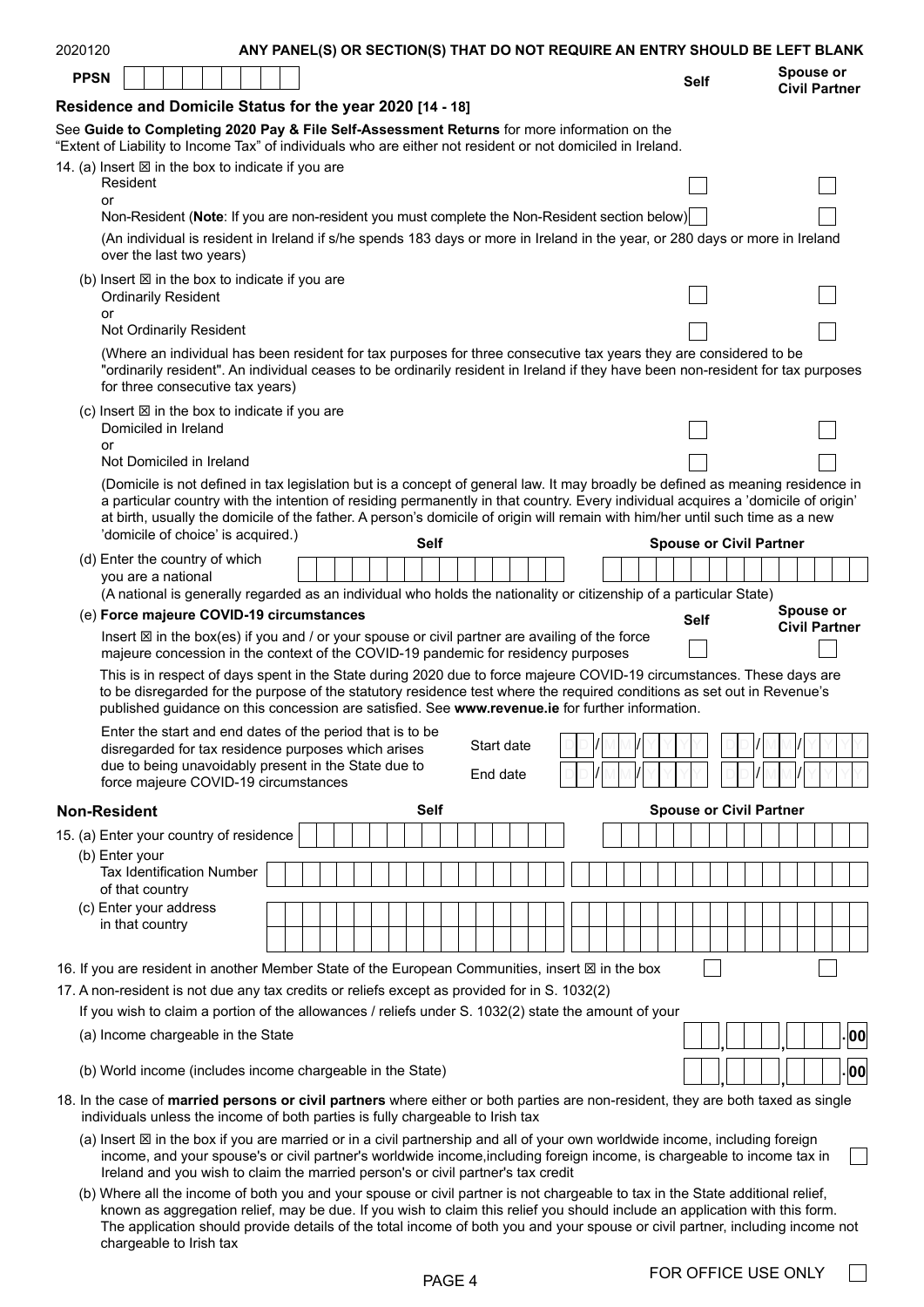2020120 **ANY PANEL(S) OR SECTION(S) THAT DO NOT REQUIRE AN ENTRY SHOULD BE LEFT BLANK**

**PPSN**

## Residence and Domicile Status for the year 2020 [14 - 18]

See **Guide to Completing 2020 Pay & File Self-Assessment Returns** for more information on the "Extent of Liability to Income Tax" of individuals who are either not resident or not domiciled in Ireland.

| | Self | Spouse or Civil Partner |
|---|---|---|
| 14. (a) Insert ☒ in the box to indicate if you are Resident | ☐ | ☐ |
| or Non-Resident (**Note**: If you are non-resident you must complete the Non-Resident section below) | ☐ | ☐ |

(An individual is resident in Ireland if s/he spends 183 days or more in Ireland in the year, or 280 days or more in Ireland over the last two years)

| | Self | Spouse or Civil Partner |
|---|---|---|
| (b) Insert ☒ in the box to indicate if you are Ordinarily Resident | ☐ | ☐ |
| or Not Ordinarily Resident | ☐ | ☐ |

(Where an individual has been resident for tax purposes for three consecutive tax years they are considered to be "ordinarily resident". An individual ceases to be ordinarily resident in Ireland if they have been non-resident for tax purposes for three consecutive tax years)

| | Self | Spouse or Civil Partner |
|---|---|---|
| (c) Insert ☒ in the box to indicate if you are Domiciled in Ireland | ☐ | ☐ |
| or Not Domiciled in Ireland | ☐ | ☐ |

(Domicile is not defined in tax legislation but is a concept of general law. It may broadly be defined as meaning residence in a particular country with the intention of residing permanently in that country. Every individual acquires a 'domicile of origin' at birth, usually the domicile of the father. A person's domicile of origin will remain with him/her until such time as a new 'domicile of choice' is acquired.)

| | Self | Spouse or Civil Partner |
|---|---|---|
| (d) Enter the country of which you are a national | | |

(A national is generally regarded as an individual who holds the nationality or citizenship of a particular State)

| | Self | Spouse or Civil Partner |
|---|---|---|
| (e) **Force majeure COVID-19 circumstances** Insert ☒ in the box(es) if you and / or your spouse or civil partner are availing of the force majeure concession in the context of the COVID-19 pandemic for residency purposes | ☐ | ☐ |

This is in respect of days spent in the State during 2020 due to force majeure COVID-19 circumstances. These days are to be disregarded for the purpose of the statutory residence test where the required conditions as set out in Revenue's published guidance on this concession are satisfied. See **www.revenue.ie** for further information.

Enter the start and end dates of the period that is to be disregarded for tax residence purposes which arises due to being unavoidably present in the State due to force majeure COVID-19 circumstances

| | Self | Spouse or Civil Partner |
|---|---|---|
| Start date | DD/MM/YYYY | DD/MM/YYYY |
| End date | DD/MM/YYYY | DD/MM/YYYY |

## Non-Resident

| | Self | Spouse or Civil Partner |
|---|---|---|
| 15. (a) Enter your country of residence | | |
| (b) Enter your Tax Identification Number of that country | | |
| (c) Enter your address in that country | | |

| | Self | Spouse or Civil Partner |
|---|---|---|
| 16. If you are resident in another Member State of the European Communities, insert ☒ in the box | ☐ | ☐ |

17. A non-resident is not due any tax credits or reliefs except as provided for in S. 1032(2)

If you wish to claim a portion of the allowances / reliefs under S. 1032(2) state the amount of your

(a) Income chargeable in the State ___,___,___.00

(b) World income (includes income chargeable in the State) ___,___,___.00

18. In the case of **married persons or civil partners** where either or both parties are non-resident, they are both taxed as single individuals unless the income of both parties is fully chargeable to Irish tax

(a) Insert ☒ in the box if you are married or in a civil partnership and all of your own worldwide income, including foreign income, and your spouse's or civil partner's worldwide income,including foreign income, is chargeable to income tax in Ireland and you wish to claim the married person's or civil partner's tax credit ☐

(b) Where all the income of both you and your spouse or civil partner is not chargeable to tax in the State additional relief, known as aggregation relief, may be due. If you wish to claim this relief you should include an application with this form. The application should provide details of the total income of both you and your spouse or civil partner, including income not chargeable to Irish tax

FOR OFFICE USE ONLY ☐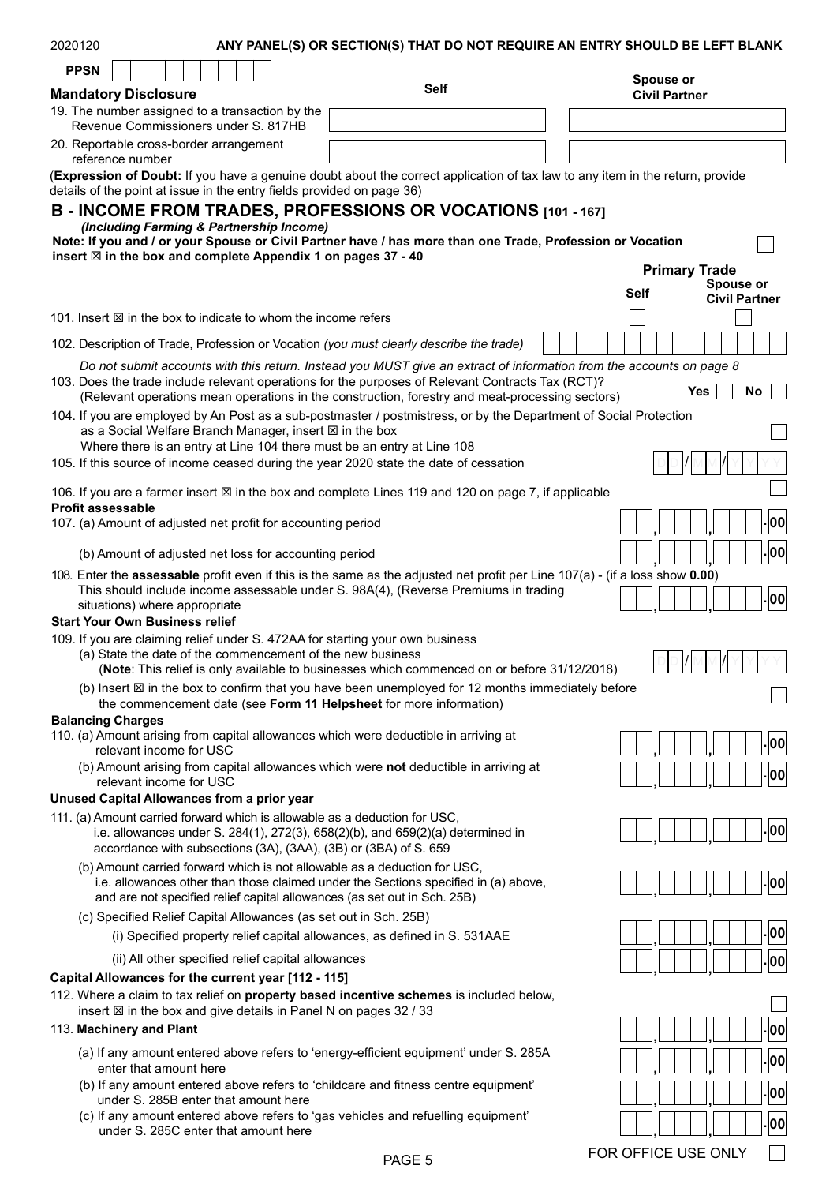2020120 **ANY PANEL(S) OR SECTION(S) THAT DO NOT REQUIRE AN ENTRY SHOULD BE LEFT BLANK**

**PPSN**

## Mandatory Disclosure

| | Self | Spouse or Civil Partner |
|---|---|---|
| 19. The number assigned to a transaction by the Revenue Commissioners under S. 817HB | | |
| 20. Reportable cross-border arrangement reference number | | |

(**Expression of Doubt:** If you have a genuine doubt about the correct application of tax law to any item in the return, provide details of the point at issue in the entry fields provided on page 36)

## B - INCOME FROM TRADES, PROFESSIONS OR VOCATIONS [101 - 167]

***(Including Farming & Partnership Income)***

**Note: If you and / or your Spouse or Civil Partner have / has more than one Trade, Profession or Vocation insert ☒ in the box and complete Appendix 1 on pages 37 - 40**

**Primary Trade**

| | Self | Spouse or Civil Partner |
|---|---|---|
| 101. Insert ☒ in the box to indicate to whom the income refers | ☐ | ☐ |

102. Description of Trade, Profession or Vocation *(you must clearly describe the trade)*

*Do not submit accounts with this return. Instead you MUST give an extract of information from the accounts on page 8*

103. Does the trade include relevant operations for the purposes of Relevant Contracts Tax (RCT)? (Relevant operations mean operations in the construction, forestry and meat-processing sectors) **Yes** ☐ **No** ☐

104. If you are employed by An Post as a sub-postmaster / postmistress, or by the Department of Social Protection as a Social Welfare Branch Manager, insert ☒ in the box ☐
Where there is an entry at Line 104 there must be an entry at Line 108

105. If this source of income ceased during the year 2020 state the date of cessation DD/MM/YYYY

106. If you are a farmer insert ☒ in the box and complete Lines 119 and 120 on page 7, if applicable ☐

**Profit assessable**

107. (a) Amount of adjusted net profit for accounting period .00

(b) Amount of adjusted net loss for accounting period .00

108. Enter the **assessable** profit even if this is the same as the adjusted net profit per Line 107(a) - (if a loss show **0.00**) This should include income assessable under S. 98A(4), (Reverse Premiums in trading situations) where appropriate .00

**Start Your Own Business relief**

109. If you are claiming relief under S. 472AA for starting your own business

(a) State the date of the commencement of the new business DD/MM/YYYY
(**Note**: This relief is only available to businesses which commenced on or before 31/12/2018)

(b) Insert ☒ in the box to confirm that you have been unemployed for 12 months immediately before the commencement date (see **Form 11 Helpsheet** for more information) ☐

**Balancing Charges**

110. (a) Amount arising from capital allowances which were deductible in arriving at relevant income for USC .00

(b) Amount arising from capital allowances which were **not** deductible in arriving at relevant income for USC .00

**Unused Capital Allowances from a prior year**

111. (a) Amount carried forward which is allowable as a deduction for USC, i.e. allowances under S. 284(1), 272(3), 658(2)(b), and 659(2)(a) determined in accordance with subsections (3A), (3AA), (3B) or (3BA) of S. 659 .00

(b) Amount carried forward which is not allowable as a deduction for USC, i.e. allowances other than those claimed under the Sections specified in (a) above, and are not specified relief capital allowances (as set out in Sch. 25B) .00

(c) Specified Relief Capital Allowances (as set out in Sch. 25B)

(i) Specified property relief capital allowances, as defined in S. 531AAE .00

(ii) All other specified relief capital allowances .00

**Capital Allowances for the current year [112 - 115]**

112. Where a claim to tax relief on **property based incentive schemes** is included below, insert ☒ in the box and give details in Panel N on pages 32 / 33 ☐

113. **Machinery and Plant** .00

(a) If any amount entered above refers to 'energy-efficient equipment' under S. 285A enter that amount here .00

(b) If any amount entered above refers to 'childcare and fitness centre equipment' under S. 285B enter that amount here .00

(c) If any amount entered above refers to 'gas vehicles and refuelling equipment' under S. 285C enter that amount here .00

FOR OFFICE USE ONLY ☐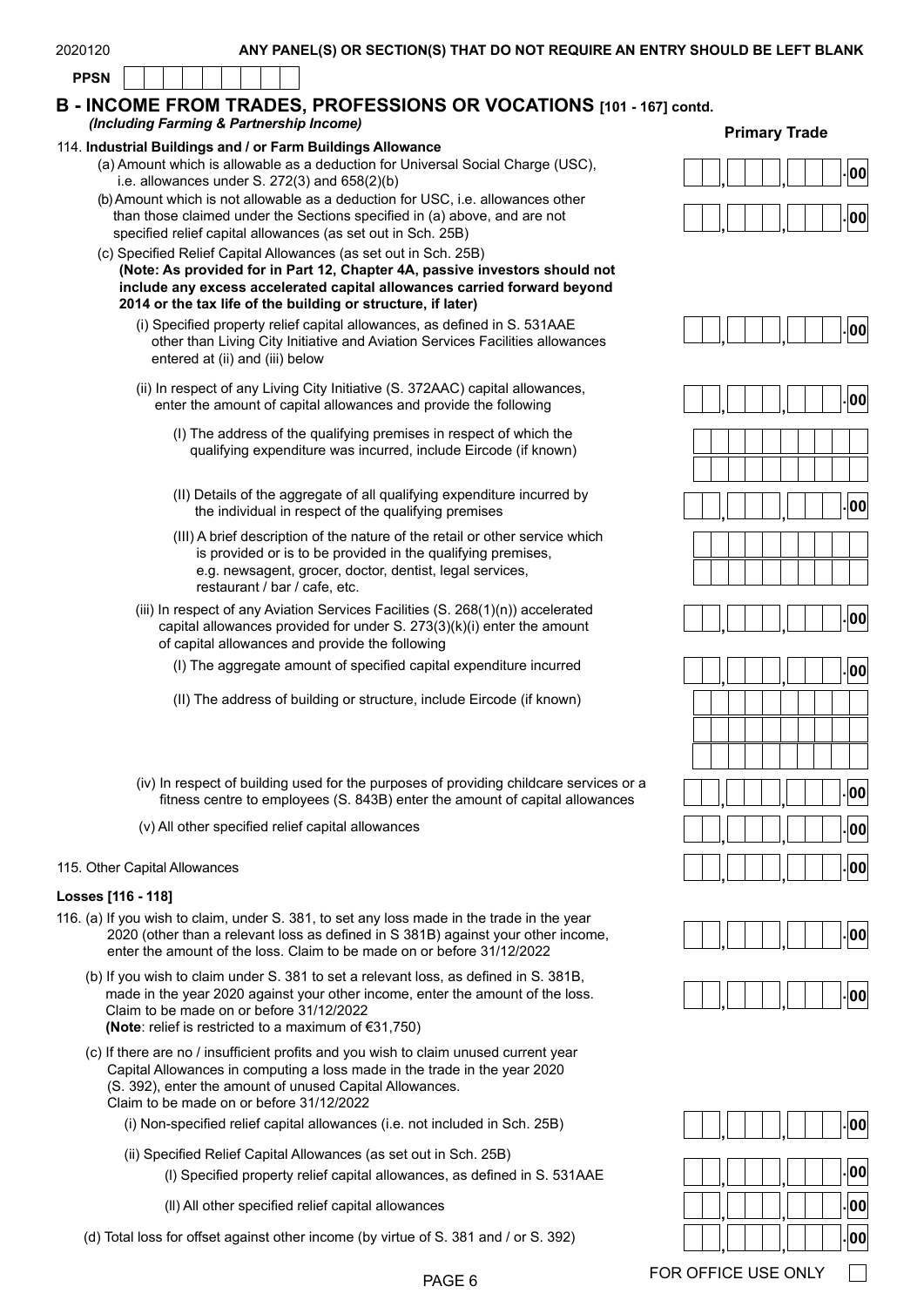2020120 **ANY PANEL(S) OR SECTION(S) THAT DO NOT REQUIRE AN ENTRY SHOULD BE LEFT BLANK**

**PPSN**

## B - INCOME FROM TRADES, PROFESSIONS OR VOCATIONS [101 - 167] contd.

*(Including Farming & Partnership Income)*

**Primary Trade**

114. **Industrial Buildings and / or Farm Buildings Allowance**

(a) Amount which is allowable as a deduction for Universal Social Charge (USC), i.e. allowances under S. 272(3) and 658(2)(b) — .00

(b) Amount which is not allowable as a deduction for USC, i.e. allowances other than those claimed under the Sections specified in (a) above, and are not specified relief capital allowances (as set out in Sch. 25B) — .00

(c) Specified Relief Capital Allowances (as set out in Sch. 25B)
**(Note: As provided for in Part 12, Chapter 4A, passive investors should not include any excess accelerated capital allowances carried forward beyond 2014 or the tax life of the building or structure, if later)**

(i) Specified property relief capital allowances, as defined in S. 531AAE other than Living City Initiative and Aviation Services Facilities allowances entered at (ii) and (iii) below — .00

(ii) In respect of any Living City Initiative (S. 372AAC) capital allowances, enter the amount of capital allowances and provide the following — .00

(I) The address of the qualifying premises in respect of which the qualifying expenditure was incurred, include Eircode (if known)

(II) Details of the aggregate of all qualifying expenditure incurred by the individual in respect of the qualifying premises — .00

(III) A brief description of the nature of the retail or other service which is provided or is to be provided in the qualifying premises, e.g. newsagent, grocer, doctor, dentist, legal services, restaurant / bar / cafe, etc.

(iii) In respect of any Aviation Services Facilities (S. 268(1)(n)) accelerated capital allowances provided for under S. 273(3)(k)(i) enter the amount of capital allowances and provide the following — .00

(I) The aggregate amount of specified capital expenditure incurred — .00

(II) The address of building or structure, include Eircode (if known)

(iv) In respect of building used for the purposes of providing childcare services or a fitness centre to employees (S. 843B) enter the amount of capital allowances — .00

(v) All other specified relief capital allowances — .00

115. Other Capital Allowances — .00

**Losses [116 - 118]**

116. (a) If you wish to claim, under S. 381, to set any loss made in the trade in the year 2020 (other than a relevant loss as defined in S 381B) against your other income, enter the amount of the loss. Claim to be made on or before 31/12/2022 — .00

(b) If you wish to claim under S. 381 to set a relevant loss, as defined in S. 381B, made in the year 2020 against your other income, enter the amount of the loss. Claim to be made on or before 31/12/2022
**(Note**: relief is restricted to a maximum of €31,750) — .00

(c) If there are no / insufficient profits and you wish to claim unused current year Capital Allowances in computing a loss made in the trade in the year 2020 (S. 392), enter the amount of unused Capital Allowances. Claim to be made on or before 31/12/2022

(i) Non-specified relief capital allowances (i.e. not included in Sch. 25B) — .00

(ii) Specified Relief Capital Allowances (as set out in Sch. 25B)

(I) Specified property relief capital allowances, as defined in S. 531AAE — .00

(II) All other specified relief capital allowances — .00

(d) Total loss for offset against other income (by virtue of S. 381 and / or S. 392) — .00

FOR OFFICE USE ONLY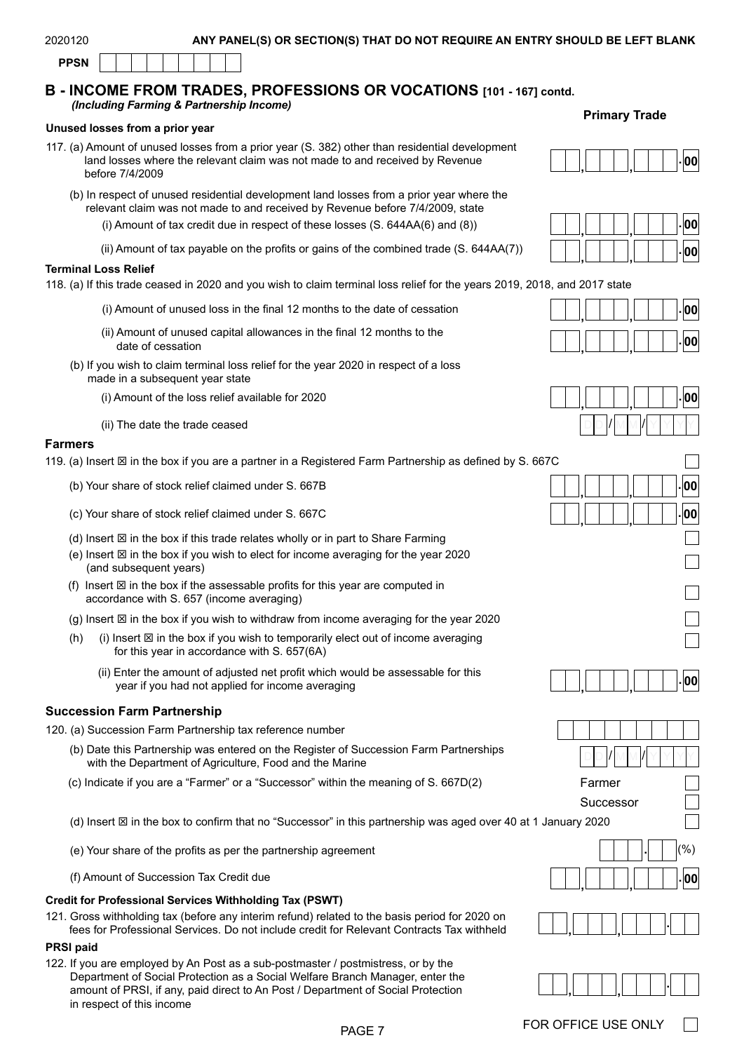ANY PANEL(S) OR SECTION(S) THAT DO NOT REQUIRE AN ENTRY SHOULD BE LEFT BLANK

**PPSN**

## B - INCOME FROM TRADES, PROFESSIONS OR VOCATIONS [101 - 167] contd.

*(Including Farming & Partnership Income)*

**Primary Trade**

### Unused losses from a prior year

117. (a) Amount of unused losses from a prior year (S. 382) other than residential development land losses where the relevant claim was not made to and received by Revenue before 7/4/2009 — , , .00

(b) In respect of unused residential development land losses from a prior year where the relevant claim was not made to and received by Revenue before 7/4/2009, state

(i) Amount of tax credit due in respect of these losses (S. 644AA(6) and (8)) — , , .00

(ii) Amount of tax payable on the profits or gains of the combined trade (S. 644AA(7)) — , , .00

### Terminal Loss Relief

118. (a) If this trade ceased in 2020 and you wish to claim terminal loss relief for the years 2019, 2018, and 2017 state

(i) Amount of unused loss in the final 12 months to the date of cessation — , , .00

(ii) Amount of unused capital allowances in the final 12 months to the date of cessation — , , .00

(b) If you wish to claim terminal loss relief for the year 2020 in respect of a loss made in a subsequent year state

(i) Amount of the loss relief available for 2020 — , , .00

(ii) The date the trade ceased — DD/MM/YYYY

### Farmers

119. (a) Insert ☒ in the box if you are a partner in a Registered Farm Partnership as defined by S. 667C ☐

(b) Your share of stock relief claimed under S. 667B — , , .00

(c) Your share of stock relief claimed under S. 667C — , , .00

(d) Insert ☒ in the box if this trade relates wholly or in part to Share Farming ☐

(e) Insert ☒ in the box if you wish to elect for income averaging for the year 2020 (and subsequent years) ☐

(f) Insert ☒ in the box if the assessable profits for this year are computed in accordance with S. 657 (income averaging) ☐

(g) Insert ☒ in the box if you wish to withdraw from income averaging for the year 2020 ☐

(h) (i) Insert ☒ in the box if you wish to temporarily elect out of income averaging for this year in accordance with S. 657(6A) ☐

(ii) Enter the amount of adjusted net profit which would be assessable for this year if you had not applied for income averaging — , , .00

### Succession Farm Partnership

120. (a) Succession Farm Partnership tax reference number

(b) Date this Partnership was entered on the Register of Succession Farm Partnerships with the Department of Agriculture, Food and the Marine — DD/MM/YYYY

(c) Indicate if you are a "Farmer" or a "Successor" within the meaning of S. 667D(2) — Farmer ☐ Successor ☐

(d) Insert ☒ in the box to confirm that no "Successor" in this partnership was aged over 40 at 1 January 2020 ☐

(e) Your share of the profits as per the partnership agreement — . (%)

(f) Amount of Succession Tax Credit due — , , .00

### Credit for Professional Services Withholding Tax (PSWT)

121. Gross withholding tax (before any interim refund) related to the basis period for 2020 on fees for Professional Services. Do not include credit for Relevant Contracts Tax withheld — , , .

### PRSI paid

122. If you are employed by An Post as a sub-postmaster / postmistress, or by the Department of Social Protection as a Social Welfare Branch Manager, enter the amount of PRSI, if any, paid direct to An Post / Department of Social Protection in respect of this income — , , .

FOR OFFICE USE ONLY ☐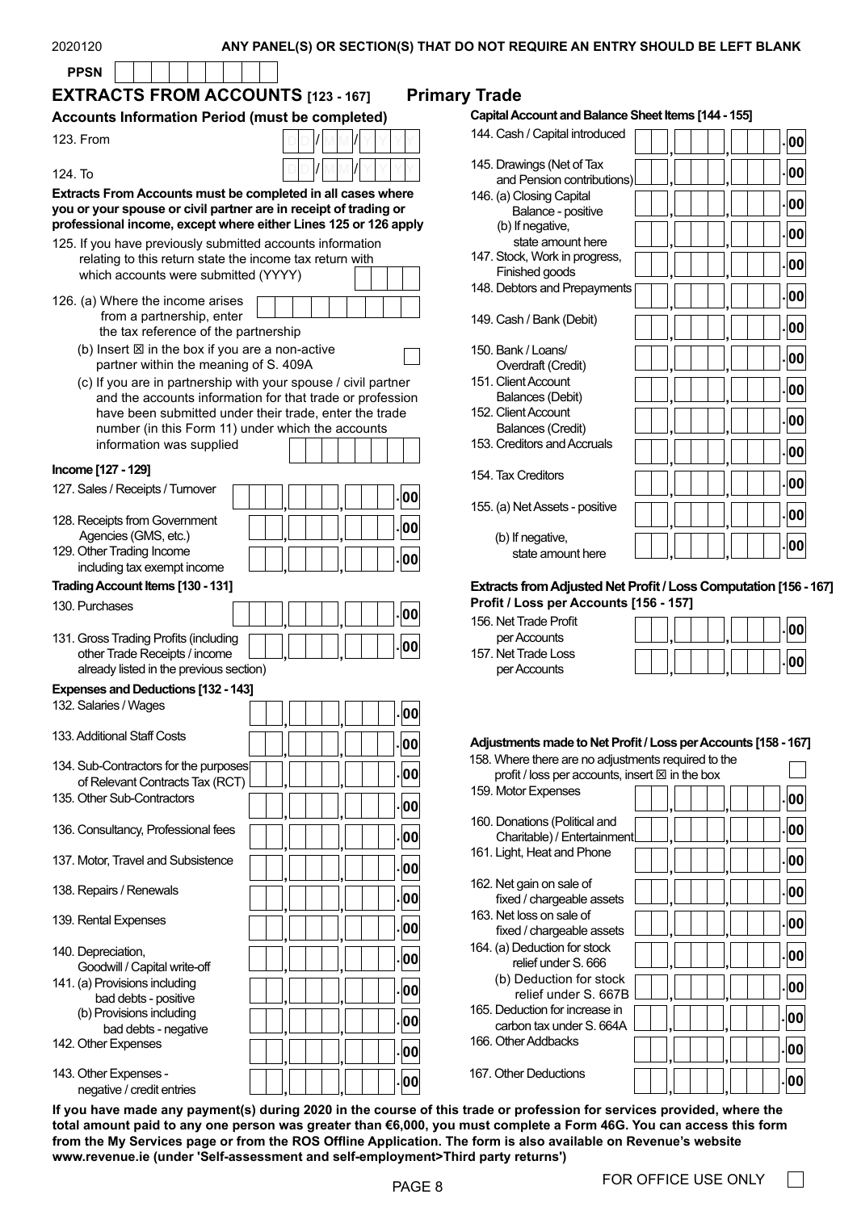**ANY PANEL(S) OR SECTION(S) THAT DO NOT REQUIRE AN ENTRY SHOULD BE LEFT BLANK**

**PPSN**

## EXTRACTS FROM ACCOUNTS [123 - 167] Primary Trade

### Accounts Information Period (must be completed)

123. From DD/MM/YYYY

124. To DD/MM/YYYY

**Extracts From Accounts must be completed in all cases where you or your spouse or civil partner are in receipt of trading or professional income, except where either Lines 125 or 126 apply**

125. If you have previously submitted accounts information relating to this return state the income tax return with which accounts were submitted (YYYY)

126. (a) Where the income arises from a partnership, enter the tax reference of the partnership

(b) Insert ☒ in the box if you are a non-active partner within the meaning of S. 409A

(c) If you are in partnership with your spouse / civil partner and the accounts information for that trade or profession have been submitted under their trade, enter the trade number (in this Form 11) under which the accounts information was supplied

### Income [127 - 129]

| Item | Amount |
|---|---|
| 127. Sales / Receipts / Turnover | .00 |
| 128. Receipts from Government Agencies (GMS, etc.) | .00 |
| 129. Other Trading Income including tax exempt income | .00 |

### Trading Account Items [130 - 131]

| Item | Amount |
|---|---|
| 130. Purchases | .00 |
| 131. Gross Trading Profits (including other Trade Receipts / income already listed in the previous section) | .00 |

### Expenses and Deductions [132 - 143]

| Item | Amount |
|---|---|
| 132. Salaries / Wages | .00 |
| 133. Additional Staff Costs | .00 |
| 134. Sub-Contractors for the purposes of Relevant Contracts Tax (RCT) | .00 |
| 135. Other Sub-Contractors | .00 |
| 136. Consultancy, Professional fees | .00 |
| 137. Motor, Travel and Subsistence | .00 |
| 138. Repairs / Renewals | .00 |
| 139. Rental Expenses | .00 |
| 140. Depreciation, Goodwill / Capital write-off | .00 |
| 141. (a) Provisions including bad debts - positive | .00 |
| (b) Provisions including bad debts - negative | .00 |
| 142. Other Expenses | .00 |
| 143. Other Expenses - negative / credit entries | .00 |

### Capital Account and Balance Sheet Items [144 - 155]

| Item | Amount |
|---|---|
| 144. Cash / Capital introduced | .00 |
| 145. Drawings (Net of Tax and Pension contributions) | .00 |
| 146. (a) Closing Capital Balance - positive | .00 |
| (b) If negative, state amount here | .00 |
| 147. Stock, Work in progress, Finished goods | .00 |
| 148. Debtors and Prepayments | .00 |
| 149. Cash / Bank (Debit) | .00 |
| 150. Bank / Loans/ Overdraft (Credit) | .00 |
| 151. Client Account Balances (Debit) | .00 |
| 152. Client Account Balances (Credit) | .00 |
| 153. Creditors and Accruals | .00 |
| 154. Tax Creditors | .00 |
| 155. (a) Net Assets - positive | .00 |
| (b) If negative, state amount here | .00 |

### Extracts from Adjusted Net Profit / Loss Computation [156 - 167]

**Profit / Loss per Accounts [156 - 157]**

| Item | Amount |
|---|---|
| 156. Net Trade Profit per Accounts | .00 |
| 157. Net Trade Loss per Accounts | .00 |

### Adjustments made to Net Profit / Loss per Accounts [158 - 167]

158. Where there are no adjustments required to the profit / loss per accounts, insert ☒ in the box

| Item | Amount |
|---|---|
| 159. Motor Expenses | .00 |
| 160. Donations (Political and Charitable) / Entertainment | .00 |
| 161. Light, Heat and Phone | .00 |
| 162. Net gain on sale of fixed / chargeable assets | .00 |
| 163. Net loss on sale of fixed / chargeable assets | .00 |
| 164. (a) Deduction for stock relief under S. 666 | .00 |
| (b) Deduction for stock relief under S. 667B | .00 |
| 165. Deduction for increase in carbon tax under S. 664A | .00 |
| 166. Other Addbacks | .00 |
| 167. Other Deductions | .00 |

**If you have made any payment(s) during 2020 in the course of this trade or profession for services provided, where the total amount paid to any one person was greater than €6,000, you must complete a Form 46G. You can access this form from the My Services page or from the ROS Offline Application. The form is also available on Revenue's website www.revenue.ie (under 'Self-assessment and self-employment>Third party returns')**

FOR OFFICE USE ONLY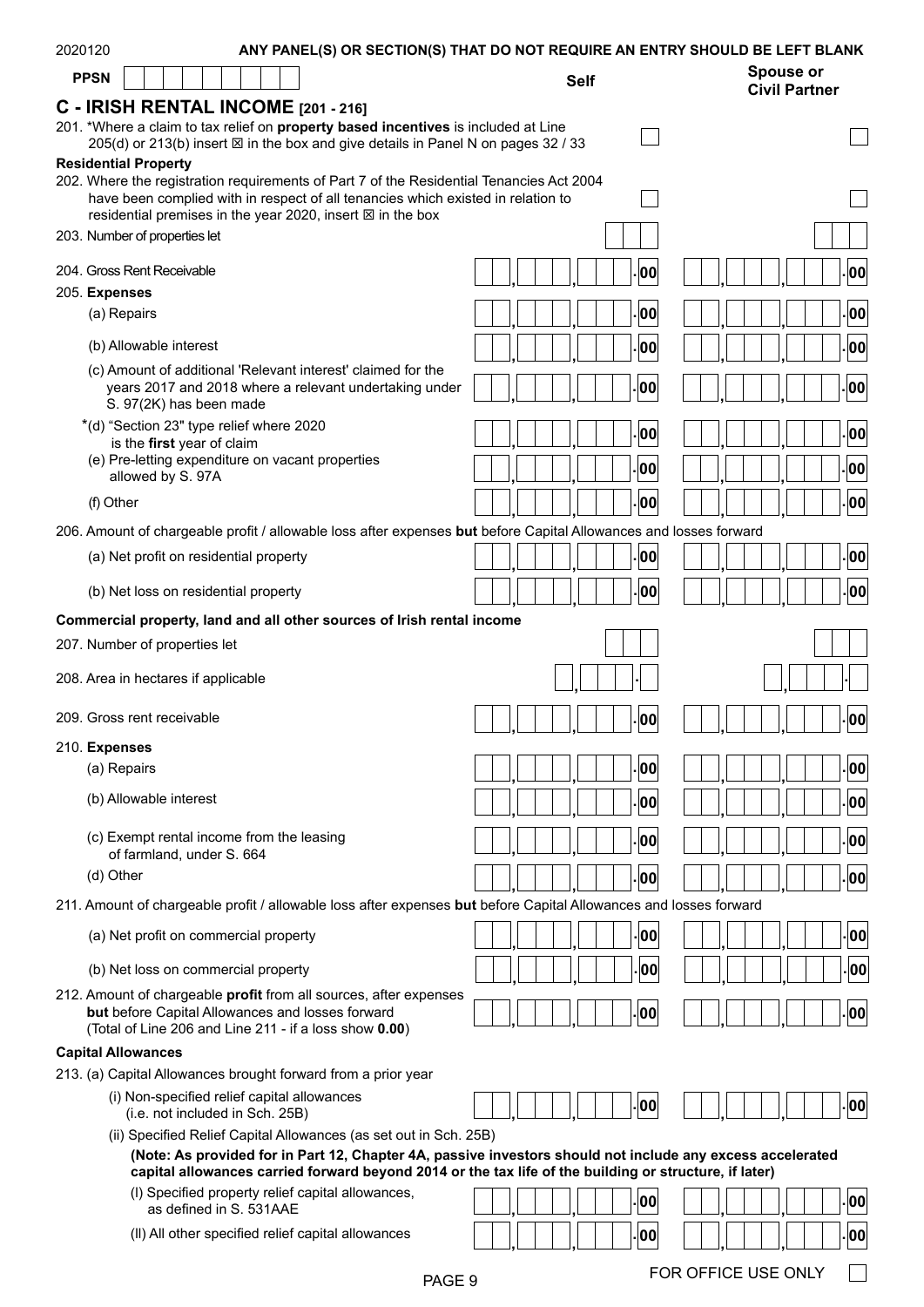2020120 **ANY PANEL(S) OR SECTION(S) THAT DO NOT REQUIRE AN ENTRY SHOULD BE LEFT BLANK**

**PPSN** | | | | | | | | | |

## C - IRISH RENTAL INCOME [201 - 216]

| | Self | Spouse or Civil Partner |
|---|---|---|
| 201. *Where a claim to tax relief on **property based incentives** is included at Line 205(d) or 213(b) insert ☒ in the box and give details in Panel N on pages 32 / 33 | ☐ | ☐ |
| **Residential Property** | | |
| 202. Where the registration requirements of Part 7 of the Residential Tenancies Act 2004 have been complied with in respect of all tenancies which existed in relation to residential premises in the year 2020, insert ☒ in the box | ☐ | ☐ |
| 203. Number of properties let | | |
| 204. Gross Rent Receivable | .00 | .00 |
| 205. **Expenses** | | |
| (a) Repairs | .00 | .00 |
| (b) Allowable interest | .00 | .00 |
| (c) Amount of additional 'Relevant interest' claimed for the years 2017 and 2018 where a relevant undertaking under S. 97(2K) has been made | .00 | .00 |
| *(d) "Section 23" type relief where 2020 is the **first** year of claim | .00 | .00 |
| (e) Pre-letting expenditure on vacant properties allowed by S. 97A | .00 | .00 |
| (f) Other | .00 | .00 |
| 206. Amount of chargeable profit / allowable loss after expenses **but** before Capital Allowances and losses forward | | |
| (a) Net profit on residential property | .00 | .00 |
| (b) Net loss on residential property | .00 | .00 |
| **Commercial property, land and all other sources of Irish rental income** | | |
| 207. Number of properties let | | |
| 208. Area in hectares if applicable | | |
| 209. Gross rent receivable | .00 | .00 |
| 210. **Expenses** | | |
| (a) Repairs | .00 | .00 |
| (b) Allowable interest | .00 | .00 |
| (c) Exempt rental income from the leasing of farmland, under S. 664 | .00 | .00 |
| (d) Other | .00 | .00 |
| 211. Amount of chargeable profit / allowable loss after expenses **but** before Capital Allowances and losses forward | | |
| (a) Net profit on commercial property | .00 | .00 |
| (b) Net loss on commercial property | .00 | .00 |
| 212. Amount of chargeable **profit** from all sources, after expenses **but** before Capital Allowances and losses forward (Total of Line 206 and Line 211 - if a loss show **0.00**) | .00 | .00 |
| **Capital Allowances** | | |
| 213. (a) Capital Allowances brought forward from a prior year | | |
| (i) Non-specified relief capital allowances (i.e. not included in Sch. 25B) | .00 | .00 |
| (ii) Specified Relief Capital Allowances (as set out in Sch. 25B) | | |
| **(Note: As provided for in Part 12, Chapter 4A, passive investors should not include any excess accelerated capital allowances carried forward beyond 2014 or the tax life of the building or structure, if later)** | | |
| (I) Specified property relief capital allowances, as defined in S. 531AAE | .00 | .00 |
| (II) All other specified relief capital allowances | .00 | .00 |

FOR OFFICE USE ONLY ☐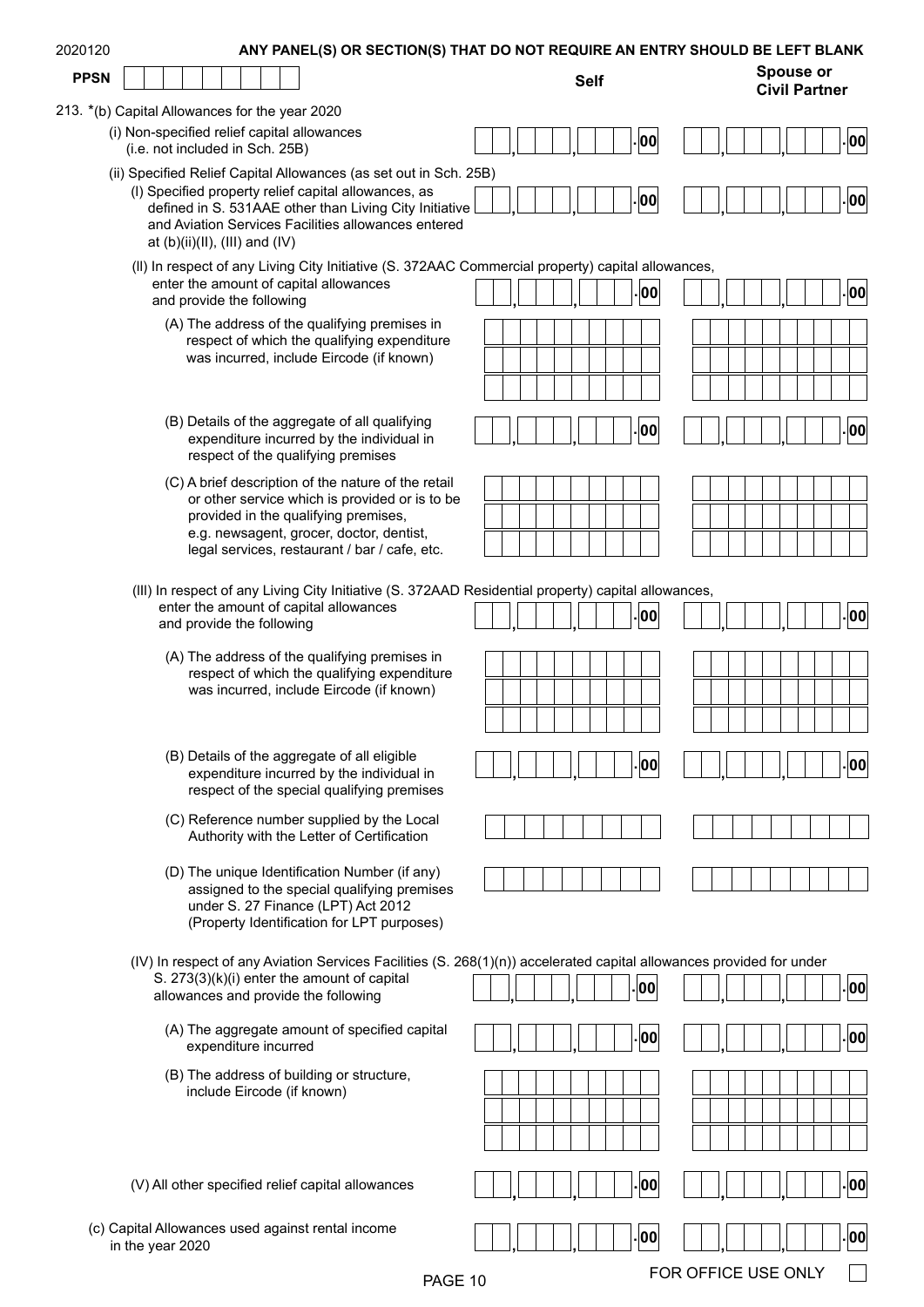2020120 **ANY PANEL(S) OR SECTION(S) THAT DO NOT REQUIRE AN ENTRY SHOULD BE LEFT BLANK**

**PPSN** | | **Self** | **Spouse or Civil Partner**

213. *(b) Capital Allowances for the year 2020

| | Self | Spouse or Civil Partner |
|---|---|---|
| (i) Non-specified relief capital allowances (i.e. not included in Sch. 25B) | , , .00 | , , .00 |
| (ii) Specified Relief Capital Allowances (as set out in Sch. 25B) | | |
| (I) Specified property relief capital allowances, as defined in S. 531AAE other than Living City Initiative and Aviation Services Facilities allowances entered at (b)(ii)(II), (III) and (IV) | , , .00 | , , .00 |
| (II) In respect of any Living City Initiative (S. 372AAC Commercial property) capital allowances, enter the amount of capital allowances and provide the following | , , .00 | , , .00 |
| (A) The address of the qualifying premises in respect of which the qualifying expenditure was incurred, include Eircode (if known) | | |
| (B) Details of the aggregate of all qualifying expenditure incurred by the individual in respect of the qualifying premises | , , .00 | , , .00 |
| (C) A brief description of the nature of the retail or other service which is provided or is to be provided in the qualifying premises, e.g. newsagent, grocer, doctor, dentist, legal services, restaurant / bar / cafe, etc. | | |
| (III) In respect of any Living City Initiative (S. 372AAD Residential property) capital allowances, enter the amount of capital allowances and provide the following | , , .00 | , , .00 |
| (A) The address of the qualifying premises in respect of which the qualifying expenditure was incurred, include Eircode (if known) | | |
| (B) Details of the aggregate of all eligible expenditure incurred by the individual in respect of the special qualifying premises | , , .00 | , , .00 |
| (C) Reference number supplied by the Local Authority with the Letter of Certification | | |
| (D) The unique Identification Number (if any) assigned to the special qualifying premises under S. 27 Finance (LPT) Act 2012 (Property Identification for LPT purposes) | | |
| (IV) In respect of any Aviation Services Facilities (S. 268(1)(n)) accelerated capital allowances provided for under S. 273(3)(k)(i) enter the amount of capital allowances and provide the following | , , .00 | , , .00 |
| (A) The aggregate amount of specified capital expenditure incurred | , , .00 | , , .00 |
| (B) The address of building or structure, include Eircode (if known) | | |
| (V) All other specified relief capital allowances | , , .00 | , , .00 |
| (c) Capital Allowances used against rental income in the year 2020 | , , .00 | , , .00 |

FOR OFFICE USE ONLY ☐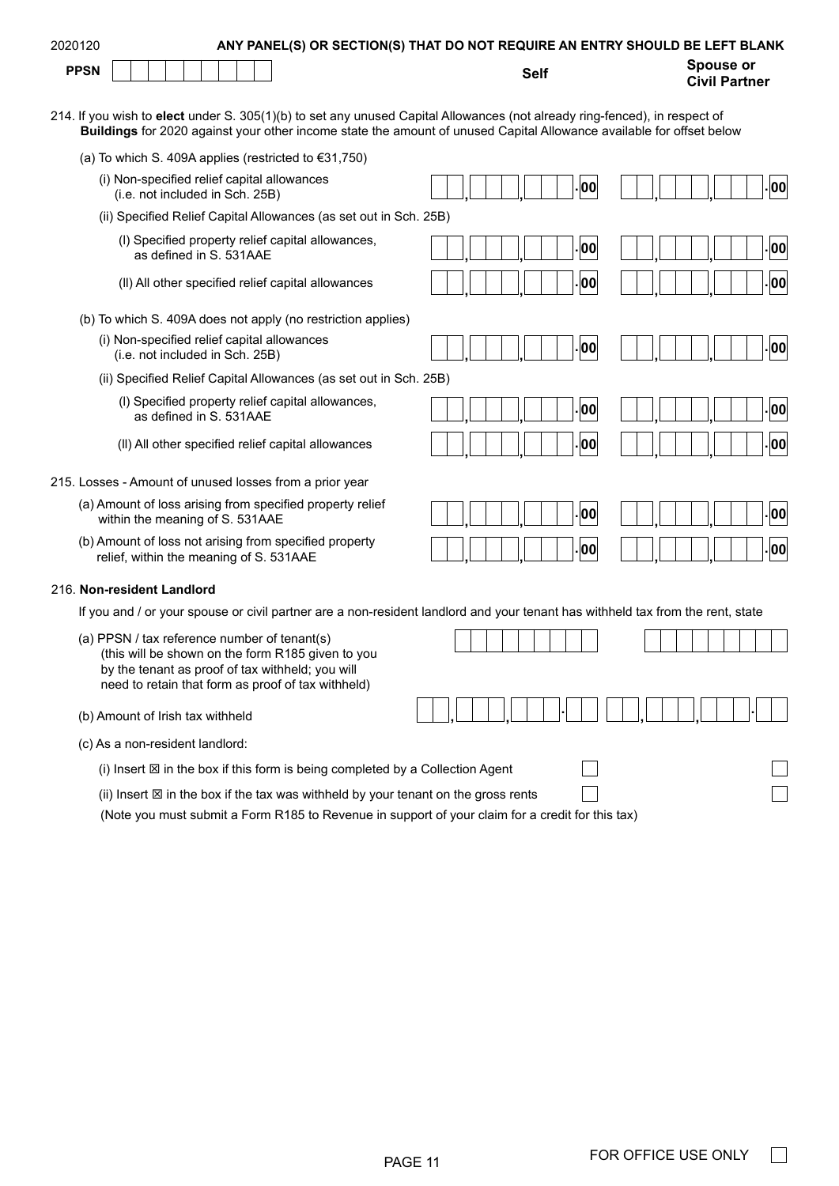2020120 **ANY PANEL(S) OR SECTION(S) THAT DO NOT REQUIRE AN ENTRY SHOULD BE LEFT BLANK**

**PPSN**

| | **Self** | **Spouse or Civil Partner** |
|---|---|---|

214. If you wish to **elect** under S. 305(1)(b) to set any unused Capital Allowances (not already ring-fenced), in respect of **Buildings** for 2020 against your other income state the amount of unused Capital Allowance available for offset below

| | Self | Spouse or Civil Partner |
|---|---|---|
| (a) To which S. 409A applies (restricted to €31,750) | | |
| (i) Non-specified relief capital allowances (i.e. not included in Sch. 25B) | .00 | .00 |
| (ii) Specified Relief Capital Allowances (as set out in Sch. 25B) | | |
| (I) Specified property relief capital allowances, as defined in S. 531AAE | .00 | .00 |
| (II) All other specified relief capital allowances | .00 | .00 |
| (b) To which S. 409A does not apply (no restriction applies) | | |
| (i) Non-specified relief capital allowances (i.e. not included in Sch. 25B) | .00 | .00 |
| (ii) Specified Relief Capital Allowances (as set out in Sch. 25B) | | |
| (I) Specified property relief capital allowances, as defined in S. 531AAE | .00 | .00 |
| (II) All other specified relief capital allowances | .00 | .00 |

215. Losses - Amount of unused losses from a prior year

| | Self | Spouse or Civil Partner |
|---|---|---|
| (a) Amount of loss arising from specified property relief within the meaning of S. 531AAE | .00 | .00 |
| (b) Amount of loss not arising from specified property relief, within the meaning of S. 531AAE | .00 | .00 |

216. **Non-resident Landlord**

If you and / or your spouse or civil partner are a non-resident landlord and your tenant has withheld tax from the rent, state

| | Self | Spouse or Civil Partner |
|---|---|---|
| (a) PPSN / tax reference number of tenant(s) (this will be shown on the form R185 given to you by the tenant as proof of tax withheld; you will need to retain that form as proof of tax withheld) | | |
| (b) Amount of Irish tax withheld | | |
| (c) As a non-resident landlord: | | |
| (i) Insert ☒ in the box if this form is being completed by a Collection Agent | ☐ | ☐ |
| (ii) Insert ☒ in the box if the tax was withheld by your tenant on the gross rents | ☐ | ☐ |

(Note you must submit a Form R185 to Revenue in support of your claim for a credit for this tax)

FOR OFFICE USE ONLY ☐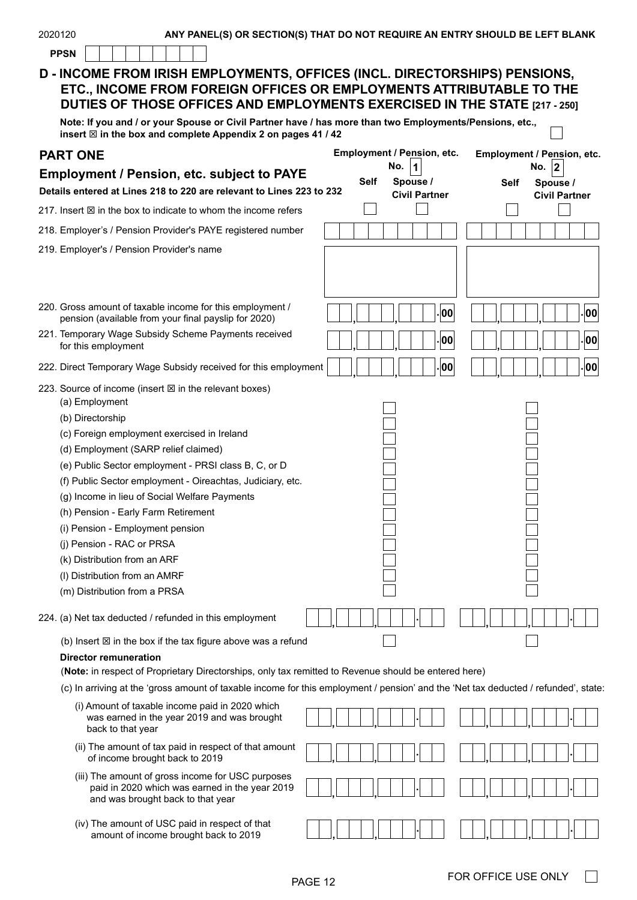2020120 **ANY PANEL(S) OR SECTION(S) THAT DO NOT REQUIRE AN ENTRY SHOULD BE LEFT BLANK**

**PPSN** ☐☐☐☐☐☐☐☐☐

## D - INCOME FROM IRISH EMPLOYMENTS, OFFICES (INCL. DIRECTORSHIPS) PENSIONS, ETC., INCOME FROM FOREIGN OFFICES OR EMPLOYMENTS ATTRIBUTABLE TO THE DUTIES OF THOSE OFFICES AND EMPLOYMENTS EXERCISED IN THE STATE [217 - 250]

**Note: If you and / or your Spouse or Civil Partner have / has more than two Employments/Pensions, etc., insert ☒ in the box and complete Appendix 2 on pages 41 / 42** ☐

### PART ONE

### Employment / Pension, etc. subject to PAYE

**Details entered at Lines 218 to 220 are relevant to Lines 223 to 232**

| | Employment / Pension, etc. No. 1 | | Employment / Pension, etc. No. 2 | |
|---|---|---|---|---|
| | **Self** | **Spouse / Civil Partner** | **Self** | **Spouse / Civil Partner** |
| 217. Insert ☒ in the box to indicate to whom the income refers | ☐ | ☐ | ☐ | ☐ |
| 218. Employer's / Pension Provider's PAYE registered number | | | | |
| 219. Employer's / Pension Provider's name | | | | |
| 220. Gross amount of taxable income for this employment / pension (available from your final payslip for 2020) | , , .00 | | , , .00 | |
| 221. Temporary Wage Subsidy Scheme Payments received for this employment | , , .00 | | , , .00 | |
| 222. Direct Temporary Wage Subsidy received for this employment | , , .00 | | , , .00 | |
| 223. Source of income (insert ☒ in the relevant boxes) | | | | |
| (a) Employment | ☐ | | ☐ | |
| (b) Directorship | ☐ | | ☐ | |
| (c) Foreign employment exercised in Ireland | ☐ | | ☐ | |
| (d) Employment (SARP relief claimed) | ☐ | | ☐ | |
| (e) Public Sector employment - PRSI class B, C, or D | ☐ | | ☐ | |
| (f) Public Sector employment - Oireachtas, Judiciary, etc. | ☐ | | ☐ | |
| (g) Income in lieu of Social Welfare Payments | ☐ | | ☐ | |
| (h) Pension - Early Farm Retirement | ☐ | | ☐ | |
| (i) Pension - Employment pension | ☐ | | ☐ | |
| (j) Pension - RAC or PRSA | ☐ | | ☐ | |
| (k) Distribution from an ARF | ☐ | | ☐ | |
| (l) Distribution from an AMRF | ☐ | | ☐ | |
| (m) Distribution from a PRSA | ☐ | | ☐ | |
| 224. (a) Net tax deducted / refunded in this employment | , , . | | , , . | |
| (b) Insert ☒ in the box if the tax figure above was a refund | ☐ | | ☐ | |

**Director remuneration**

(**Note:** in respect of Proprietary Directorships, only tax remitted to Revenue should be entered here)

(c) In arriving at the 'gross amount of taxable income for this employment / pension' and the 'Net tax deducted / refunded', state:

| | Employment / Pension, etc. No. 1 | Employment / Pension, etc. No. 2 |
|---|---|---|
| (i) Amount of taxable income paid in 2020 which was earned in the year 2019 and was brought back to that year | , , . | , , . |
| (ii) The amount of tax paid in respect of that amount of income brought back to 2019 | , , . | , , . |
| (iii) The amount of gross income for USC purposes paid in 2020 which was earned in the year 2019 and was brought back to that year | , , . | , , . |
| (iv) The amount of USC paid in respect of that amount of income brought back to 2019 | , , . | , , . |

FOR OFFICE USE ONLY ☐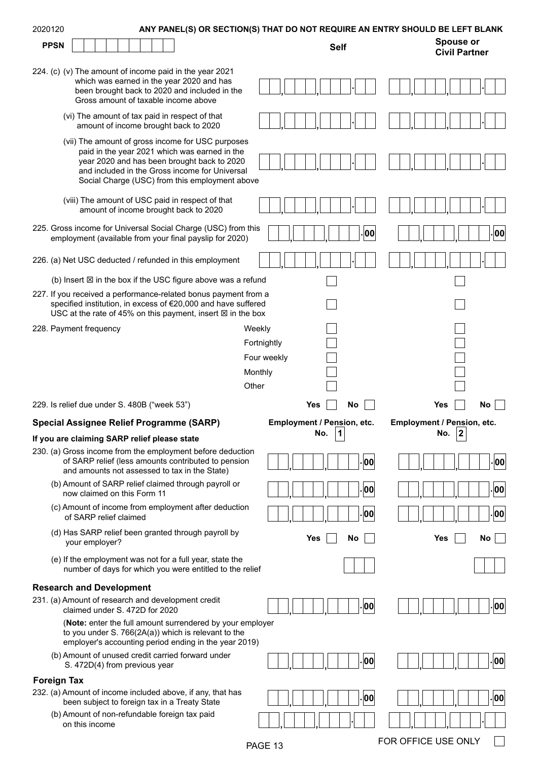2020120 **ANY PANEL(S) OR SECTION(S) THAT DO NOT REQUIRE AN ENTRY SHOULD BE LEFT BLANK**

**PPSN** ☐☐☐☐☐☐☐☐☐

| | Self | Spouse or Civil Partner |
|---|---|---|
| 224. (c) (v) The amount of income paid in the year 2021 which was earned in the year 2020 and has been brought back to 2020 and included in the Gross amount of taxable income above | , , . | , , . |
| (vi) The amount of tax paid in respect of that amount of income brought back to 2020 | , , . | , , . |
| (vii) The amount of gross income for USC purposes paid in the year 2021 which was earned in the year 2020 and has been brought back to 2020 and included in the Gross income for Universal Social Charge (USC) from this employment above | , , . | , , . |
| (viii) The amount of USC paid in respect of that amount of income brought back to 2020 | , , . | , , . |
| 225. Gross income for Universal Social Charge (USC) from this employment (available from your final payslip for 2020) | , , .00 | , , .00 |
| 226. (a) Net USC deducted / refunded in this employment | , , . | , , . |
| (b) Insert ☒ in the box if the USC figure above was a refund | ☐ | ☐ |
| 227. If you received a performance-related bonus payment from a specified institution, in excess of €20,000 and have suffered USC at the rate of 45% on this payment, insert ☒ in the box | ☐ | ☐ |
| 228. Payment frequency — Weekly | ☐ | ☐ |
| Fortnightly | ☐ | ☐ |
| Four weekly | ☐ | ☐ |
| Monthly | ☐ | ☐ |
| Other | ☐ | ☐ |
| 229. Is relief due under S. 480B ("week 53") | Yes ☐ No ☐ | Yes ☐ No ☐ |

## Special Assignee Relief Programme (SARP)

**If you are claiming SARP relief please state**

| | Employment / Pension, etc. No. 1 | Employment / Pension, etc. No. 2 |
|---|---|---|
| 230. (a) Gross income from the employment before deduction of SARP relief (less amounts contributed to pension and amounts not assessed to tax in the State) | , , .00 | , , .00 |
| (b) Amount of SARP relief claimed through payroll or now claimed on this Form 11 | , , .00 | , , .00 |
| (c) Amount of income from employment after deduction of SARP relief claimed | , , .00 | , , .00 |
| (d) Has SARP relief been granted through payroll by your employer? | Yes ☐ No ☐ | Yes ☐ No ☐ |
| (e) If the employment was not for a full year, state the number of days for which you were entitled to the relief | ☐☐☐ | ☐☐☐ |

## Research and Development

| | | |
|---|---|---|
| 231. (a) Amount of research and development credit claimed under S. 472D for 2020 | , , .00 | , , .00 |

(**Note:** enter the full amount surrendered by your employer to you under S. 766(2A(a)) which is relevant to the employer's accounting period ending in the year 2019)

| | | |
|---|---|---|
| (b) Amount of unused credit carried forward under S. 472D(4) from previous year | , , .00 | , , .00 |

## Foreign Tax

| | | |
|---|---|---|
| 232. (a) Amount of income included above, if any, that has been subject to foreign tax in a Treaty State | , , .00 | , , .00 |
| (b) Amount of non-refundable foreign tax paid on this income | , , . | , , . |

FOR OFFICE USE ONLY ☐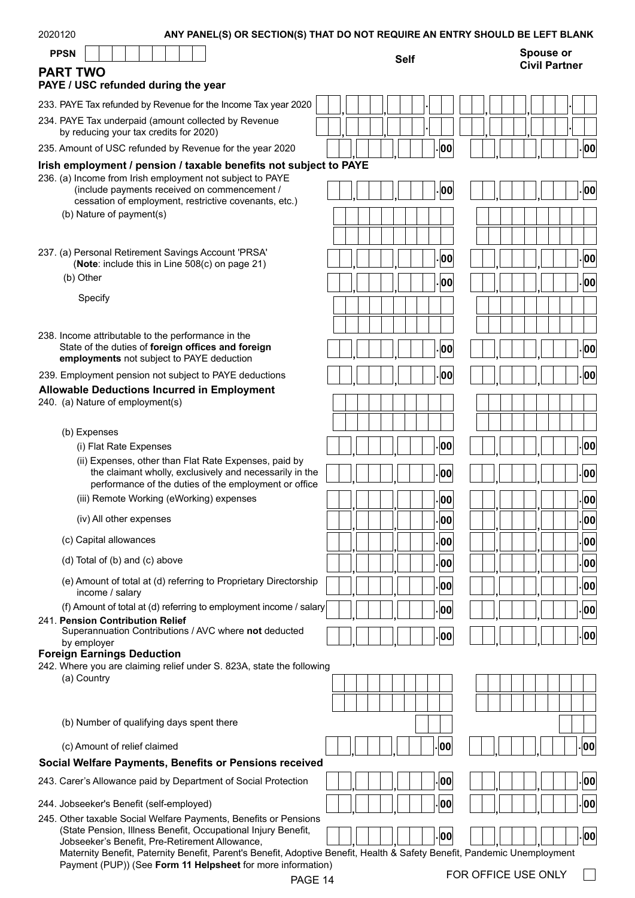2020120 **ANY PANEL(S) OR SECTION(S) THAT DO NOT REQUIRE AN ENTRY SHOULD BE LEFT BLANK**

**PPSN**

## PART TWO

| | Self | Spouse or Civil Partner |
|---|---|---|
| **PAYE / USC refunded during the year** | | |
| 233. PAYE Tax refunded by Revenue for the Income Tax year 2020 | , , . | , , . |
| 234. PAYE Tax underpaid (amount collected by Revenue by reducing your tax credits for 2020) | , , . | , , . |
| 235. Amount of USC refunded by Revenue for the year 2020 | , , .00 | , , .00 |
| **Irish employment / pension / taxable benefits not subject to PAYE** | | |
| 236. (a) Income from Irish employment not subject to PAYE (include payments received on commencement / cessation of employment, restrictive covenants, etc.) | , , .00 | , , .00 |
| (b) Nature of payment(s) | | |
| 237. (a) Personal Retirement Savings Account 'PRSA' (**Note**: include this in Line 508(c) on page 21) | , , .00 | , , .00 |
| (b) Other | , , .00 | , , .00 |
| Specify | | |
| 238. Income attributable to the performance in the State of the duties of **foreign offices and foreign employments** not subject to PAYE deduction | , , .00 | , , .00 |
| 239. Employment pension not subject to PAYE deductions | , , .00 | , , .00 |
| **Allowable Deductions Incurred in Employment** | | |
| 240. (a) Nature of employment(s) | | |
| (b) Expenses | | |
| (i) Flat Rate Expenses | , , .00 | , , .00 |
| (ii) Expenses, other than Flat Rate Expenses, paid by the claimant wholly, exclusively and necessarily in the performance of the duties of the employment or office | , , .00 | , , .00 |
| (iii) Remote Working (eWorking) expenses | , , .00 | , , .00 |
| (iv) All other expenses | , , .00 | , , .00 |
| (c) Capital allowances | , , .00 | , , .00 |
| (d) Total of (b) and (c) above | , , .00 | , , .00 |
| (e) Amount of total at (d) referring to Proprietary Directorship income / salary | , , .00 | , , .00 |
| (f) Amount of total at (d) referring to employment income / salary | , , .00 | , , .00 |
| 241. **Pension Contribution Relief** Superannuation Contributions / AVC where **not** deducted by employer | , , .00 | , , .00 |
| **Foreign Earnings Deduction** | | |
| 242. Where you are claiming relief under S. 823A, state the following | | |
| (a) Country | | |
| (b) Number of qualifying days spent there | | |
| (c) Amount of relief claimed | , , .00 | , , .00 |
| **Social Welfare Payments, Benefits or Pensions received** | | |
| 243. Carer's Allowance paid by Department of Social Protection | , , .00 | , , .00 |
| 244. Jobseeker's Benefit (self-employed) | , , .00 | , , .00 |
| 245. Other taxable Social Welfare Payments, Benefits or Pensions (State Pension, Illness Benefit, Occupational Injury Benefit, Jobseeker's Benefit, Pre-Retirement Allowance, Maternity Benefit, Paternity Benefit, Parent's Benefit, Adoptive Benefit, Health & Safety Benefit, Pandemic Unemployment Payment (PUP)) (See **Form 11 Helpsheet** for more information) | , , .00 | , , .00 |

FOR OFFICE USE ONLY ☐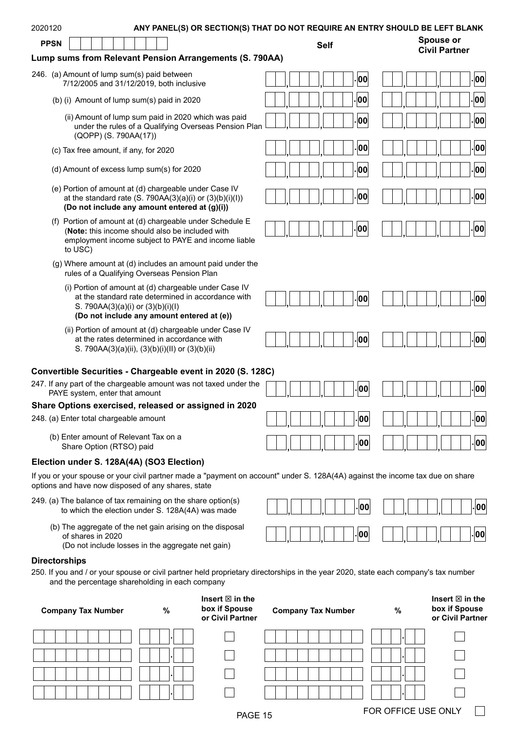2020120 **ANY PANEL(S) OR SECTION(S) THAT DO NOT REQUIRE AN ENTRY SHOULD BE LEFT BLANK**

**PPSN**

## Lump sums from Relevant Pension Arrangements (S. 790AA)

| | Self | Spouse or Civil Partner |
|---|---|---|
| 246. (a) Amount of lump sum(s) paid between 7/12/2005 and 31/12/2019, both inclusive | .00 | .00 |
| (b) (i) Amount of lump sum(s) paid in 2020 | .00 | .00 |
| (ii) Amount of lump sum paid in 2020 which was paid under the rules of a Qualifying Overseas Pension Plan (QOPP) (S. 790AA(17)) | .00 | .00 |
| (c) Tax free amount, if any, for 2020 | .00 | .00 |
| (d) Amount of excess lump sum(s) for 2020 | .00 | .00 |
| (e) Portion of amount at (d) chargeable under Case IV at the standard rate (S. 790AA(3)(a)(i) or (3)(b)(i)(I)) **(Do not include any amount entered at (g)(i))** | .00 | .00 |
| (f) Portion of amount at (d) chargeable under Schedule E (**Note:** this income should also be included with employment income subject to PAYE and income liable to USC) | .00 | .00 |
| (g) Where amount at (d) includes an amount paid under the rules of a Qualifying Overseas Pension Plan | | |
| (i) Portion of amount at (d) chargeable under Case IV at the standard rate determined in accordance with S. 790AA(3)(a)(i) or (3)(b)(i)(I) **(Do not include any amount entered at (e))** | .00 | .00 |
| (ii) Portion of amount at (d) chargeable under Case IV at the rates determined in accordance with S. 790AA(3)(a)(ii), (3)(b)(i)(II) or (3)(b)(ii) | .00 | .00 |

## Convertible Securities - Chargeable event in 2020 (S. 128C)

| | Self | Spouse or Civil Partner |
|---|---|---|
| 247. If any part of the chargeable amount was not taxed under the PAYE system, enter that amount | .00 | .00 |

## Share Options exercised, released or assigned in 2020

| | Self | Spouse or Civil Partner |
|---|---|---|
| 248. (a) Enter total chargeable amount | .00 | .00 |
| (b) Enter amount of Relevant Tax on a Share Option (RTSO) paid | .00 | .00 |

## Election under S. 128A(4A) (SO3 Election)

If you or your spouse or your civil partner made a "payment on account" under S. 128A(4A) against the income tax due on share options and have now disposed of any shares, state

| | Self | Spouse or Civil Partner |
|---|---|---|
| 249. (a) The balance of tax remaining on the share option(s) to which the election under S. 128A(4A) was made | .00 | .00 |
| (b) The aggregate of the net gain arising on the disposal of shares in 2020 (Do not include losses in the aggregate net gain) | .00 | .00 |

## Directorships

250. If you and / or your spouse or civil partner held proprietary directorships in the year 2020, state each company's tax number and the percentage shareholding in each company

| Company Tax Number | % | Insert ☒ in the box if Spouse or Civil Partner | Company Tax Number | % | Insert ☒ in the box if Spouse or Civil Partner |
|---|---|---|---|---|---|
| | . | ☐ | | . | ☐ |
| | . | ☐ | | . | ☐ |
| | . | ☐ | | . | ☐ |
| | . | ☐ | | . | ☐ |

FOR OFFICE USE ONLY ☐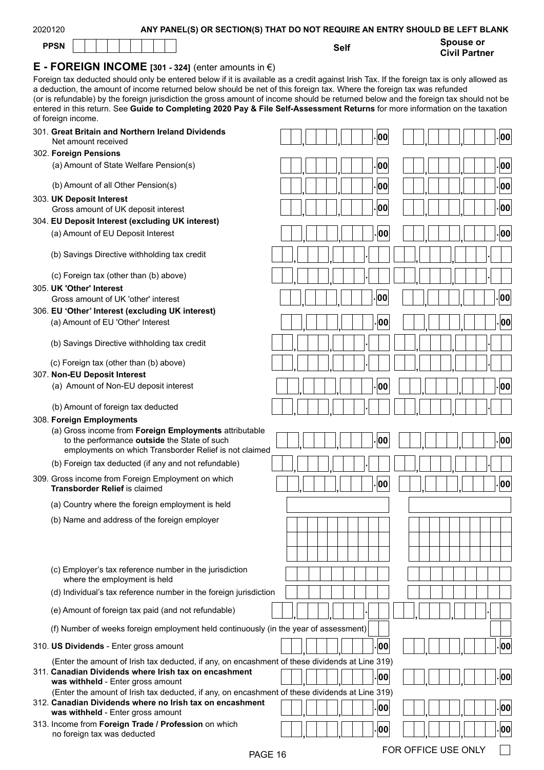2020120 **ANY PANEL(S) OR SECTION(S) THAT DO NOT REQUIRE AN ENTRY SHOULD BE LEFT BLANK**

**PPSN**

## E - FOREIGN INCOME [301 - 324] (enter amounts in €)

Foreign tax deducted should only be entered below if it is available as a credit against Irish Tax. If the foreign tax is only allowed as a deduction, the amount of income returned below should be net of this foreign tax. Where the foreign tax was refunded (or is refundable) by the foreign jurisdiction the gross amount of income should be returned below and the foreign tax should not be entered in this return. See **Guide to Completing 2020 Pay & File Self-Assessment Returns** for more information on the taxation of foreign income.

| | Self | Spouse or Civil Partner |
|---|---|---|
| 301. **Great Britain and Northern Ireland Dividends** Net amount received | .00 | .00 |
| 302. **Foreign Pensions** | | |
| (a) Amount of State Welfare Pension(s) | .00 | .00 |
| (b) Amount of all Other Pension(s) | .00 | .00 |
| 303. **UK Deposit Interest** Gross amount of UK deposit interest | .00 | .00 |
| 304. **EU Deposit Interest (excluding UK interest)** | | |
| (a) Amount of EU Deposit Interest | .00 | .00 |
| (b) Savings Directive withholding tax credit | . | . |
| (c) Foreign tax (other than (b) above) | . | . |
| 305. **UK 'Other' Interest** Gross amount of UK 'other' interest | .00 | .00 |
| 306. **EU 'Other' Interest (excluding UK interest)** | | |
| (a) Amount of EU 'Other' Interest | .00 | .00 |
| (b) Savings Directive withholding tax credit | . | . |
| (c) Foreign tax (other than (b) above) | . | . |
| 307. **Non-EU Deposit Interest** | | |
| (a) Amount of Non-EU deposit interest | .00 | .00 |
| (b) Amount of foreign tax deducted | . | . |
| 308. **Foreign Employments** | | |
| (a) Gross income from **Foreign Employments** attributable to the performance **outside** the State of such employments on which Transborder Relief is not claimed | .00 | .00 |
| (b) Foreign tax deducted (if any and not refundable) | . | . |
| 309. Gross income from Foreign Employment on which **Transborder Relief** is claimed | .00 | .00 |
| (a) Country where the foreign employment is held | | |
| (b) Name and address of the foreign employer | | |
| (c) Employer's tax reference number in the jurisdiction where the employment is held | | |
| (d) Individual's tax reference number in the foreign jurisdiction | | |
| (e) Amount of foreign tax paid (and not refundable) | . | . |
| (f) Number of weeks foreign employment held continuously (in the year of assessment) | | |
| 310. **US Dividends** - Enter gross amount | .00 | .00 |
| (Enter the amount of Irish tax deducted, if any, on encashment of these dividends at Line 319) | | |
| 311. **Canadian Dividends where Irish tax on encashment was withheld** - Enter gross amount | .00 | .00 |
| (Enter the amount of Irish tax deducted, if any, on encashment of these dividends at Line 319) | | |
| 312. **Canadian Dividends where no Irish tax on encashment was withheld** - Enter gross amount | .00 | .00 |
| 313. Income from **Foreign Trade / Profession** on which no foreign tax was deducted | .00 | .00 |

FOR OFFICE USE ONLY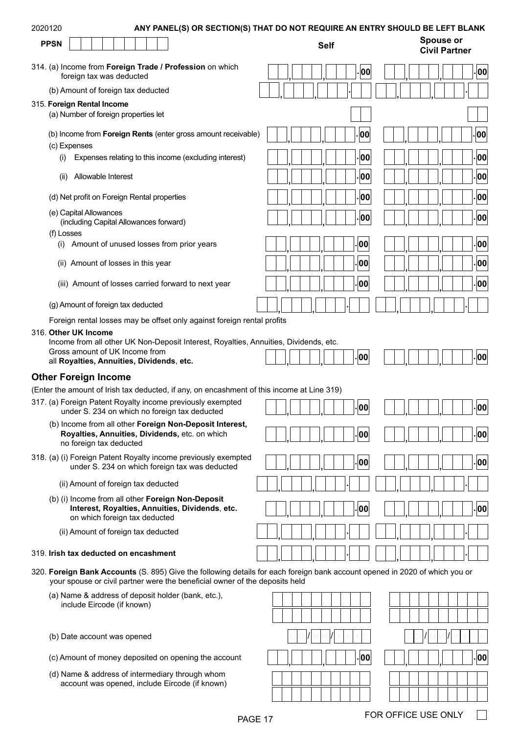2020120 **ANY PANEL(S) OR SECTION(S) THAT DO NOT REQUIRE AN ENTRY SHOULD BE LEFT BLANK**

| PPSN | Self | Spouse or Civil Partner |
|---|---|---|
| 314. (a) Income from **Foreign Trade / Profession** on which foreign tax was deducted | .00 | .00 |
| (b) Amount of foreign tax deducted | | |
| 315. **Foreign Rental Income** | | |
| (a) Number of foreign properties let | | |
| (b) Income from **Foreign Rents** (enter gross amount receivable) | .00 | .00 |
| (c) Expenses | | |
| (i) Expenses relating to this income (excluding interest) | .00 | .00 |
| (ii) Allowable Interest | .00 | .00 |
| (d) Net profit on Foreign Rental properties | .00 | .00 |
| (e) Capital Allowances (including Capital Allowances forward) | .00 | .00 |
| (f) Losses | | |
| (i) Amount of unused losses from prior years | .00 | .00 |
| (ii) Amount of losses in this year | .00 | .00 |
| (iii) Amount of losses carried forward to next year | .00 | .00 |
| (g) Amount of foreign tax deducted | | |

Foreign rental losses may be offset only against foreign rental profits

| 316. **Other UK Income** | Self | Spouse or Civil Partner |
|---|---|---|
| Income from all other UK Non-Deposit Interest, Royalties, Annuities, Dividends, etc. Gross amount of UK Income from all **Royalties, Annuities, Dividends**, etc. | .00 | .00 |

## Other Foreign Income

(Enter the amount of Irish tax deducted, if any, on encashment of this income at Line 319)

| | Self | Spouse or Civil Partner |
|---|---|---|
| 317. (a) Foreign Patent Royalty income previously exempted under S. 234 on which no foreign tax deducted | .00 | .00 |
| (b) Income from all other **Foreign Non-Deposit Interest, Royalties, Annuities, Dividends,** etc. on which no foreign tax deducted | .00 | .00 |
| 318. (a) (i) Foreign Patent Royalty income previously exempted under S. 234 on which foreign tax was deducted | .00 | .00 |
| (ii) Amount of foreign tax deducted | | |
| (b) (i) Income from all other **Foreign Non-Deposit Interest, Royalties, Annuities, Dividends**, **etc.** on which foreign tax deducted | .00 | .00 |
| (ii) Amount of foreign tax deducted | | |
| 319. **Irish tax deducted on encashment** | | |

320. **Foreign Bank Accounts** (S. 895) Give the following details for each foreign bank account opened in 2020 of which you or your spouse or civil partner were the beneficial owner of the deposits held

| | Self | Spouse or Civil Partner |
|---|---|---|
| (a) Name & address of deposit holder (bank, etc.), include Eircode (if known) | | |
| (b) Date account was opened | DD/MM/YYYY | DD/MM/YYYY |
| (c) Amount of money deposited on opening the account | .00 | .00 |
| (d) Name & address of intermediary through whom account was opened, include Eircode (if known) | | |

FOR OFFICE USE ONLY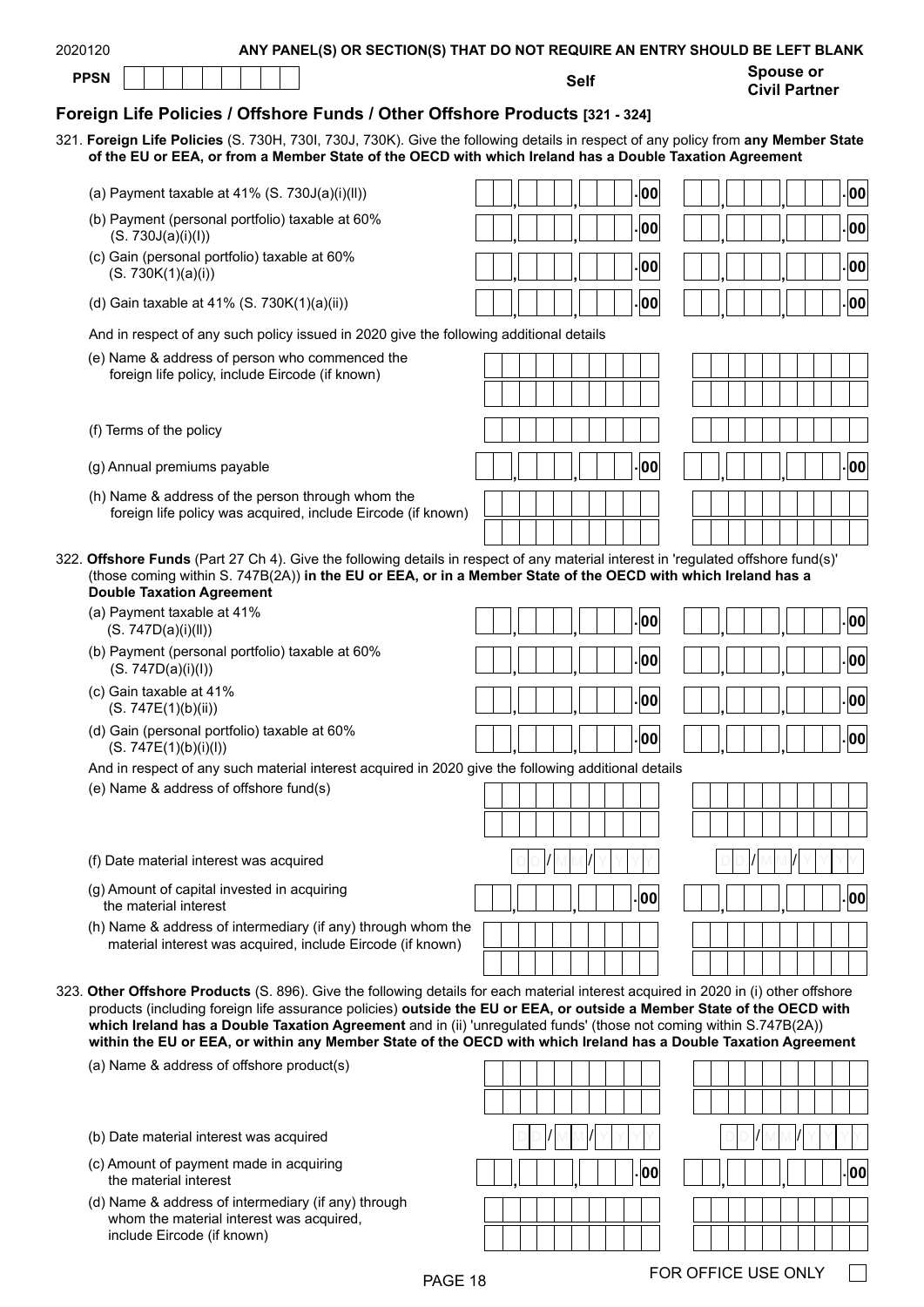2020120 **ANY PANEL(S) OR SECTION(S) THAT DO NOT REQUIRE AN ENTRY SHOULD BE LEFT BLANK**

**PPSN** | | | | | | | | | |

## Foreign Life Policies / Offshore Funds / Other Offshore Products [321 - 324]

321. **Foreign Life Policies** (S. 730H, 730I, 730J, 730K). Give the following details in respect of any policy from **any Member State of the EU or EEA, or from a Member State of the OECD with which Ireland has a Double Taxation Agreement**

| | Self | Spouse or Civil Partner |
|---|---|---|
| (a) Payment taxable at 41% (S. 730J(a)(i)(II)) | , , .00 | , , .00 |
| (b) Payment (personal portfolio) taxable at 60% (S. 730J(a)(i)(I)) | , , .00 | , , .00 |
| (c) Gain (personal portfolio) taxable at 60% (S. 730K(1)(a)(i)) | , , .00 | , , .00 |
| (d) Gain taxable at 41% (S. 730K(1)(a)(ii)) | , , .00 | , , .00 |

And in respect of any such policy issued in 2020 give the following additional details

| | Self | Spouse or Civil Partner |
|---|---|---|
| (e) Name & address of person who commenced the foreign life policy, include Eircode (if known) | | |
| (f) Terms of the policy | | |
| (g) Annual premiums payable | , , .00 | , , .00 |
| (h) Name & address of the person through whom the foreign life policy was acquired, include Eircode (if known) | | |

322. **Offshore Funds** (Part 27 Ch 4). Give the following details in respect of any material interest in 'regulated offshore fund(s)' (those coming within S. 747B(2A)) **in the EU or EEA, or in a Member State of the OECD with which Ireland has a Double Taxation Agreement**

| | Self | Spouse or Civil Partner |
|---|---|---|
| (a) Payment taxable at 41% (S. 747D(a)(i)(II)) | , , .00 | , , .00 |
| (b) Payment (personal portfolio) taxable at 60% (S. 747D(a)(i)(I)) | , , .00 | , , .00 |
| (c) Gain taxable at 41% (S. 747E(1)(b)(ii)) | , , .00 | , , .00 |
| (d) Gain (personal portfolio) taxable at 60% (S. 747E(1)(b)(i)(I)) | , , .00 | , , .00 |

And in respect of any such material interest acquired in 2020 give the following additional details

| | Self | Spouse or Civil Partner |
|---|---|---|
| (e) Name & address of offshore fund(s) | | |
| (f) Date material interest was acquired | DD/MM/YYYY | DD/MM/YYYY |
| (g) Amount of capital invested in acquiring the material interest | , , .00 | , , .00 |
| (h) Name & address of intermediary (if any) through whom the material interest was acquired, include Eircode (if known) | | |

323. **Other Offshore Products** (S. 896). Give the following details for each material interest acquired in 2020 in (i) other offshore products (including foreign life assurance policies) **outside the EU or EEA, or outside a Member State of the OECD with which Ireland has a Double Taxation Agreement** and in (ii) 'unregulated funds' (those not coming within S.747B(2A)) **within the EU or EEA, or within any Member State of the OECD with which Ireland has a Double Taxation Agreement**

| | Self | Spouse or Civil Partner |
|---|---|---|
| (a) Name & address of offshore product(s) | | |
| (b) Date material interest was acquired | DD/MM/YYYY | DD/MM/YYYY |
| (c) Amount of payment made in acquiring the material interest | , , .00 | , , .00 |
| (d) Name & address of intermediary (if any) through whom the material interest was acquired, include Eircode (if known) | | |

FOR OFFICE USE ONLY ☐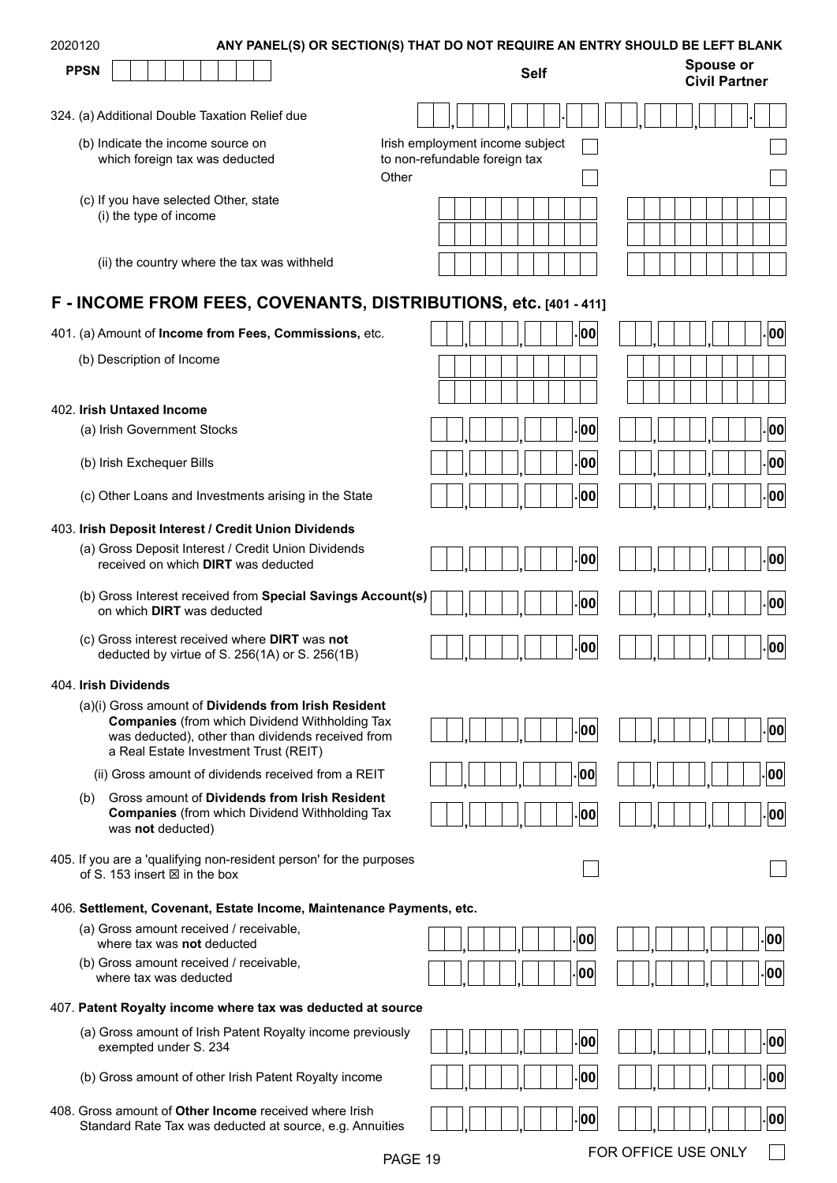2020120 **ANY PANEL(S) OR SECTION(S) THAT DO NOT REQUIRE AN ENTRY SHOULD BE LEFT BLANK**

**PPSN**

| | Self | Spouse or Civil Partner |
|---|---|---|
| 324. (a) Additional Double Taxation Relief due | , , . | , , . |
| (b) Indicate the income source on which foreign tax was deducted — Irish employment income subject to non-refundable foreign tax | ☐ | ☐ |
| Other | ☐ | ☐ |
| (c) If you have selected Other, state (i) the type of income | | |
| (ii) the country where the tax was withheld | | |

## F - INCOME FROM FEES, COVENANTS, DISTRIBUTIONS, etc. [401 - 411]

| | Self | Spouse or Civil Partner |
|---|---|---|
| 401. (a) Amount of **Income from Fees, Commissions,** etc. | , , .00 | , , .00 |
| (b) Description of Income | | |
| 402. **Irish Untaxed Income** | | |
| (a) Irish Government Stocks | , , .00 | , , .00 |
| (b) Irish Exchequer Bills | , , .00 | , , .00 |
| (c) Other Loans and Investments arising in the State | , , .00 | , , .00 |
| 403. **Irish Deposit Interest / Credit Union Dividends** | | |
| (a) Gross Deposit Interest / Credit Union Dividends received on which **DIRT** was deducted | , , .00 | , , .00 |
| (b) Gross Interest received from **Special Savings Account(s)** on which **DIRT** was deducted | , , .00 | , , .00 |
| (c) Gross interest received where **DIRT** was **not** deducted by virtue of S. 256(1A) or S. 256(1B) | , , .00 | , , .00 |
| 404. **Irish Dividends** | | |
| (a)(i) Gross amount of **Dividends from Irish Resident Companies** (from which Dividend Withholding Tax was deducted), other than dividends received from a Real Estate Investment Trust (REIT) | , , .00 | , , .00 |
| (ii) Gross amount of dividends received from a REIT | , , .00 | , , .00 |
| (b) Gross amount of **Dividends from Irish Resident Companies** (from which Dividend Withholding Tax was **not** deducted) | , , .00 | , , .00 |
| 405. If you are a 'qualifying non-resident person' for the purposes of S. 153 insert ☒ in the box | ☐ | ☐ |
| 406. **Settlement, Covenant, Estate Income, Maintenance Payments, etc.** | | |
| (a) Gross amount received / receivable, where tax was **not** deducted | , , .00 | , , .00 |
| (b) Gross amount received / receivable, where tax was deducted | , , .00 | , , .00 |
| 407. **Patent Royalty income where tax was deducted at source** | | |
| (a) Gross amount of Irish Patent Royalty income previously exempted under S. 234 | , , .00 | , , .00 |
| (b) Gross amount of other Irish Patent Royalty income | , , .00 | , , .00 |
| 408. Gross amount of **Other Income** received where Irish Standard Rate Tax was deducted at source, e.g. Annuities | , , .00 | , , .00 |

FOR OFFICE USE ONLY ☐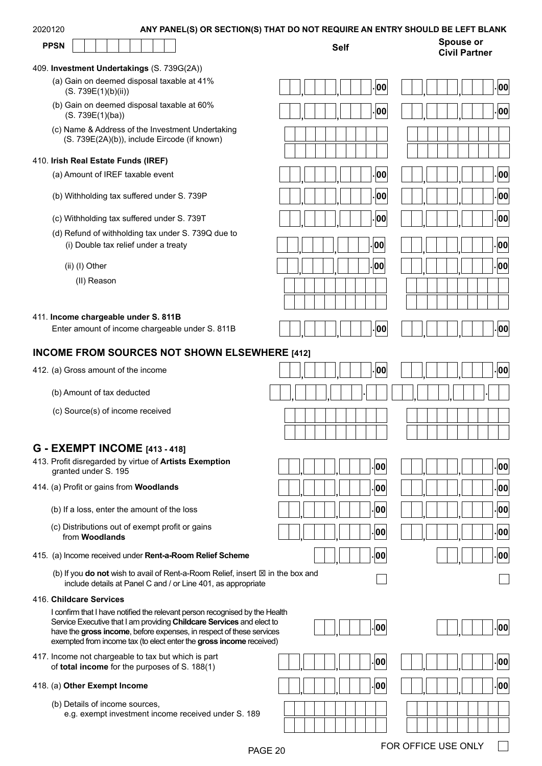2020120 **ANY PANEL(S) OR SECTION(S) THAT DO NOT REQUIRE AN ENTRY SHOULD BE LEFT BLANK**

**PPSN** | | | | | | | | |

| | Self | Spouse or Civil Partner |
|---|---|---|
| 409. **Investment Undertakings** (S. 739G(2A)) | | |
| (a) Gain on deemed disposal taxable at 41% (S. 739E(1)(b)(ii)) | , , .00 | , , .00 |
| (b) Gain on deemed disposal taxable at 60% (S. 739E(1)(ba)) | , , .00 | , , .00 |
| (c) Name & Address of the Investment Undertaking (S. 739E(2A)(b)), include Eircode (if known) | | |
| 410. **Irish Real Estate Funds (IREF)** | | |
| (a) Amount of IREF taxable event | , , .00 | , , .00 |
| (b) Withholding tax suffered under S. 739P | , , .00 | , , .00 |
| (c) Withholding tax suffered under S. 739T | , , .00 | , , .00 |
| (d) Refund of withholding tax under S. 739Q due to (i) Double tax relief under a treaty | , , .00 | , , .00 |
| (ii) (I) Other | , , .00 | , , .00 |
| (II) Reason | | |
| 411. **Income chargeable under S. 811B** Enter amount of income chargeable under S. 811B | , , .00 | , , .00 |

## INCOME FROM SOURCES NOT SHOWN ELSEWHERE [412]

| | Self | Spouse or Civil Partner |
|---|---|---|
| 412. (a) Gross amount of the income | , , .00 | , , .00 |
| (b) Amount of tax deducted | , , . | , , . |
| (c) Source(s) of income received | | |

## G - EXEMPT INCOME [413 - 418]

| | Self | Spouse or Civil Partner |
|---|---|---|
| 413. Profit disregarded by virtue of **Artists Exemption** granted under S. 195 | , , .00 | , , .00 |
| 414. (a) Profit or gains from **Woodlands** | , , .00 | , , .00 |
| (b) If a loss, enter the amount of the loss | , , .00 | , , .00 |
| (c) Distributions out of exempt profit or gains from **Woodlands** | , , .00 | , , .00 |
| 415. (a) Income received under **Rent-a-Room Relief Scheme** | , .00 | , .00 |
| (b) If you **do not** wish to avail of Rent-a-Room Relief, insert ☒ in the box and include details at Panel C and / or Line 401, as appropriate | ☐ | ☐ |
| 416. **Childcare Services** I confirm that I have notified the relevant person recognised by the Health Service Executive that I am providing **Childcare Services** and elect to have the **gross income**, before expenses, in respect of these services exempted from income tax (to elect enter the **gross income** received) | , .00 | , .00 |
| 417. Income not chargeable to tax but which is part of **total income** for the purposes of S. 188(1) | , , .00 | , , .00 |
| 418. (a) **Other Exempt Income** | , , .00 | , , .00 |
| (b) Details of income sources, e.g. exempt investment income received under S. 189 | | |

FOR OFFICE USE ONLY ☐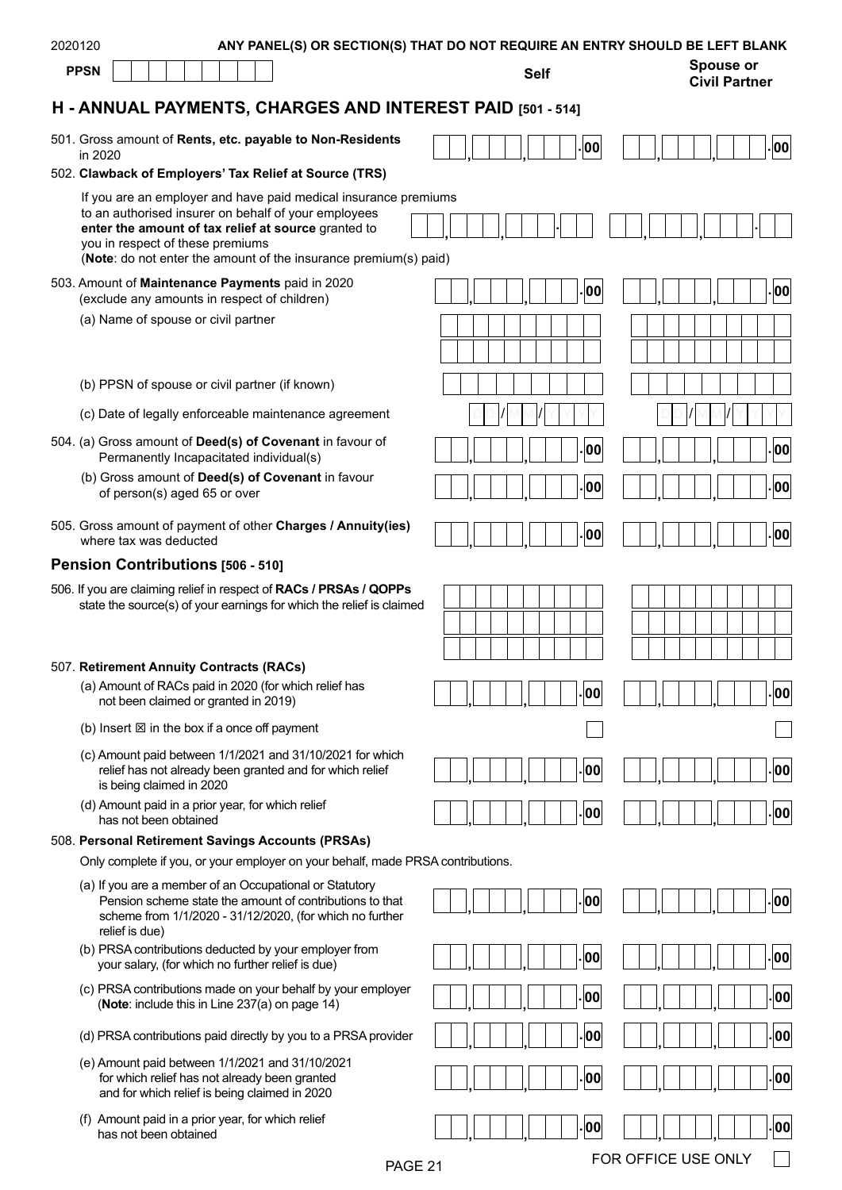2020120 **ANY PANEL(S) OR SECTION(S) THAT DO NOT REQUIRE AN ENTRY SHOULD BE LEFT BLANK**

**PPSN**

| | Self | Spouse or Civil Partner |
|---|---|---|

## H - ANNUAL PAYMENTS, CHARGES AND INTEREST PAID [501 - 514]

| | Self | Spouse or Civil Partner |
|---|---|---|
| 501. Gross amount of **Rents, etc. payable to Non-Residents** in 2020 | .00 | .00 |
| 502. **Clawback of Employers' Tax Relief at Source (TRS)** | | |
| If you are an employer and have paid medical insurance premiums to an authorised insurer on behalf of your employees **enter the amount of tax relief at source** granted to you in respect of these premiums (**Note**: do not enter the amount of the insurance premium(s) paid) | . | . |
| 503. Amount of **Maintenance Payments** paid in 2020 (exclude any amounts in respect of children) | .00 | .00 |
| (a) Name of spouse or civil partner | | |
| (b) PPSN of spouse or civil partner (if known) | | |
| (c) Date of legally enforceable maintenance agreement | DD/MM/YYYY | DD/MM/YYYY |
| 504. (a) Gross amount of **Deed(s) of Covenant** in favour of Permanently Incapacitated individual(s) | .00 | .00 |
| (b) Gross amount of **Deed(s) of Covenant** in favour of person(s) aged 65 or over | .00 | .00 |
| 505. Gross amount of payment of other **Charges / Annuity(ies)** where tax was deducted | .00 | .00 |

### Pension Contributions [506 - 510]

| | Self | Spouse or Civil Partner |
|---|---|---|
| 506. If you are claiming relief in respect of **RACs / PRSAs / QOPPs** state the source(s) of your earnings for which the relief is claimed | | |
| 507. **Retirement Annuity Contracts (RACs)** | | |
| (a) Amount of RACs paid in 2020 (for which relief has not been claimed or granted in 2019) | .00 | .00 |
| (b) Insert ☒ in the box if a once off payment | ☐ | ☐ |
| (c) Amount paid between 1/1/2021 and 31/10/2021 for which relief has not already been granted and for which relief is being claimed in 2020 | .00 | .00 |
| (d) Amount paid in a prior year, for which relief has not been obtained | .00 | .00 |
| 508. **Personal Retirement Savings Accounts (PRSAs)** | | |
| Only complete if you, or your employer on your behalf, made PRSA contributions. | | |
| (a) If you are a member of an Occupational or Statutory Pension scheme state the amount of contributions to that scheme from 1/1/2020 - 31/12/2020, (for which no further relief is due) | .00 | .00 |
| (b) PRSA contributions deducted by your employer from your salary, (for which no further relief is due) | .00 | .00 |
| (c) PRSA contributions made on your behalf by your employer (**Note**: include this in Line 237(a) on page 14) | .00 | .00 |
| (d) PRSA contributions paid directly by you to a PRSA provider | .00 | .00 |
| (e) Amount paid between 1/1/2021 and 31/10/2021 for which relief has not already been granted and for which relief is being claimed in 2020 | .00 | .00 |
| (f) Amount paid in a prior year, for which relief has not been obtained | .00 | .00 |

FOR OFFICE USE ONLY ☐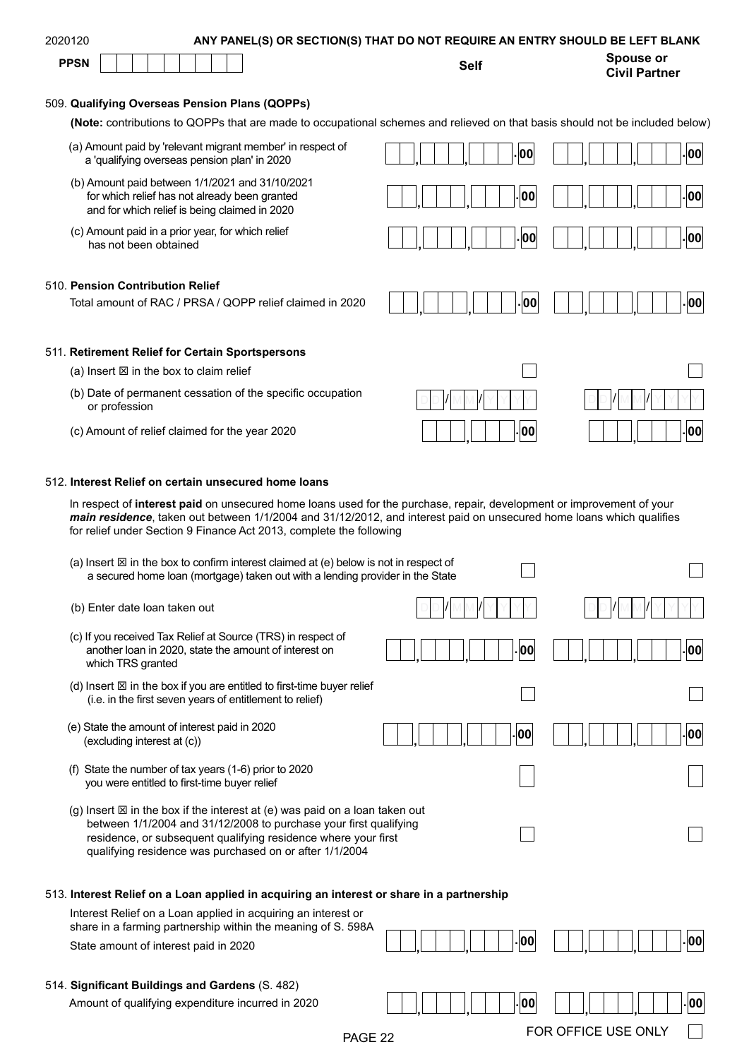2020120 **ANY PANEL(S) OR SECTION(S) THAT DO NOT REQUIRE AN ENTRY SHOULD BE LEFT BLANK**

**PPSN**

| | Self | Spouse or Civil Partner |
|---|---|---|

### 509. Qualifying Overseas Pension Plans (QOPPs)

**(Note:** contributions to QOPPs that are made to occupational schemes and relieved on that basis should not be included below)

| | Self | Spouse or Civil Partner |
|---|---|---|
| (a) Amount paid by 'relevant migrant member' in respect of a 'qualifying overseas pension plan' in 2020 | .00 | .00 |
| (b) Amount paid between 1/1/2021 and 31/10/2021 for which relief has not already been granted and for which relief is being claimed in 2020 | .00 | .00 |
| (c) Amount paid in a prior year, for which relief has not been obtained | .00 | .00 |

### 510. Pension Contribution Relief

| | Self | Spouse or Civil Partner |
|---|---|---|
| Total amount of RAC / PRSA / QOPP relief claimed in 2020 | .00 | .00 |

### 511. Retirement Relief for Certain Sportspersons

| | Self | Spouse or Civil Partner |
|---|---|---|
| (a) Insert ☒ in the box to claim relief | ☐ | ☐ |
| (b) Date of permanent cessation of the specific occupation or profession | DD/MM/YYYY | DD/MM/YYYY |
| (c) Amount of relief claimed for the year 2020 | .00 | .00 |

### 512. Interest Relief on certain unsecured home loans

In respect of **interest paid** on unsecured home loans used for the purchase, repair, development or improvement of your ***main residence***, taken out between 1/1/2004 and 31/12/2012, and interest paid on unsecured home loans which qualifies for relief under Section 9 Finance Act 2013, complete the following

| | Self | Spouse or Civil Partner |
|---|---|---|
| (a) Insert ☒ in the box to confirm interest claimed at (e) below is not in respect of a secured home loan (mortgage) taken out with a lending provider in the State | ☐ | ☐ |
| (b) Enter date loan taken out | DD/MM/YYYY | DD/MM/YYYY |
| (c) If you received Tax Relief at Source (TRS) in respect of another loan in 2020, state the amount of interest on which TRS granted | .00 | .00 |
| (d) Insert ☒ in the box if you are entitled to first-time buyer relief (i.e. in the first seven years of entitlement to relief) | ☐ | ☐ |
| (e) State the amount of interest paid in 2020 (excluding interest at (c)) | .00 | .00 |
| (f) State the number of tax years (1-6) prior to 2020 you were entitled to first-time buyer relief | ☐ | ☐ |
| (g) Insert ☒ in the box if the interest at (e) was paid on a loan taken out between 1/1/2004 and 31/12/2008 to purchase your first qualifying residence, or subsequent qualifying residence where your first qualifying residence was purchased on or after 1/1/2004 | ☐ | ☐ |

### 513. Interest Relief on a Loan applied in acquiring an interest or share in a partnership

| | Self | Spouse or Civil Partner |
|---|---|---|
| Interest Relief on a Loan applied in acquiring an interest or share in a farming partnership within the meaning of S. 598A<br>State amount of interest paid in 2020 | .00 | .00 |

### 514. Significant Buildings and Gardens (S. 482)

| | Self | Spouse or Civil Partner |
|---|---|---|
| Amount of qualifying expenditure incurred in 2020 | .00 | .00 |

FOR OFFICE USE ONLY ☐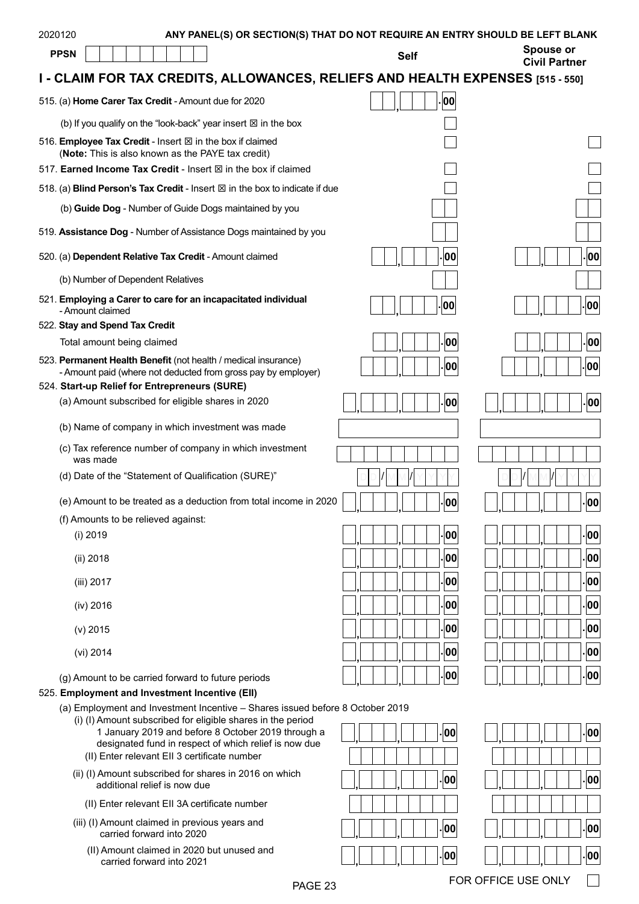2020120 **ANY PANEL(S) OR SECTION(S) THAT DO NOT REQUIRE AN ENTRY SHOULD BE LEFT BLANK**

**PPSN** | | | | | | | | | | **Self** | **Spouse or Civil Partner**

## I - CLAIM FOR TAX CREDITS, ALLOWANCES, RELIEFS AND HEALTH EXPENSES [515 - 550]

| | Self | Spouse or Civil Partner |
|---|---|---|
| 515. (a) **Home Carer Tax Credit** - Amount due for 2020 | , .00 | |
| (b) If you qualify on the "look-back" year insert ☒ in the box | ☐ | |
| 516. **Employee Tax Credit** - Insert ☒ in the box if claimed (**Note:** This is also known as the PAYE tax credit) | ☐ | ☐ |
| 517. **Earned Income Tax Credit** - Insert ☒ in the box if claimed | ☐ | ☐ |
| 518. (a) **Blind Person's Tax Credit** - Insert ☒ in the box to indicate if due | ☐ | ☐ |
| (b) **Guide Dog** - Number of Guide Dogs maintained by you | | |
| 519. **Assistance Dog** - Number of Assistance Dogs maintained by you | | |
| 520. (a) **Dependent Relative Tax Credit** - Amount claimed | , .00 | , .00 |
| (b) Number of Dependent Relatives | | |
| 521. **Employing a Carer to care for an incapacitated individual** - Amount claimed | , .00 | , .00 |
| 522. **Stay and Spend Tax Credit** | | |
| Total amount being claimed | , .00 | , .00 |
| 523. **Permanent Health Benefit** (not health / medical insurance) - Amount paid (where not deducted from gross pay by employer) | , .00 | , .00 |
| 524. **Start-up Relief for Entrepreneurs (SURE)** | | |
| (a) Amount subscribed for eligible shares in 2020 | , , .00 | , , .00 |
| (b) Name of company in which investment was made | | |
| (c) Tax reference number of company in which investment was made | | |
| (d) Date of the "Statement of Qualification (SURE)" | DD/MM/YYYY | DD/MM/YYYY |
| (e) Amount to be treated as a deduction from total income in 2020 | , , .00 | , , .00 |
| (f) Amounts to be relieved against: | | |
| (i) 2019 | , , .00 | , , .00 |
| (ii) 2018 | , , .00 | , , .00 |
| (iii) 2017 | , , .00 | , , .00 |
| (iv) 2016 | , , .00 | , , .00 |
| (v) 2015 | , , .00 | , , .00 |
| (vi) 2014 | , , .00 | , , .00 |
| (g) Amount to be carried forward to future periods | , , .00 | , , .00 |
| 525. **Employment and Investment Incentive (EII)** | | |
| (a) Employment and Investment Incentive – Shares issued before 8 October 2019 | | |
| (i) (I) Amount subscribed for eligible shares in the period 1 January 2019 and before 8 October 2019 through a designated fund in respect of which relief is now due | , , .00 | , , .00 |
| (II) Enter relevant EII 3 certificate number | | |
| (ii) (I) Amount subscribed for shares in 2016 on which additional relief is now due | , , .00 | , , .00 |
| (II) Enter relevant EII 3A certificate number | | |
| (iii) (I) Amount claimed in previous years and carried forward into 2020 | , , .00 | , , .00 |
| (II) Amount claimed in 2020 but unused and carried forward into 2021 | , , .00 | , , .00 |

FOR OFFICE USE ONLY ☐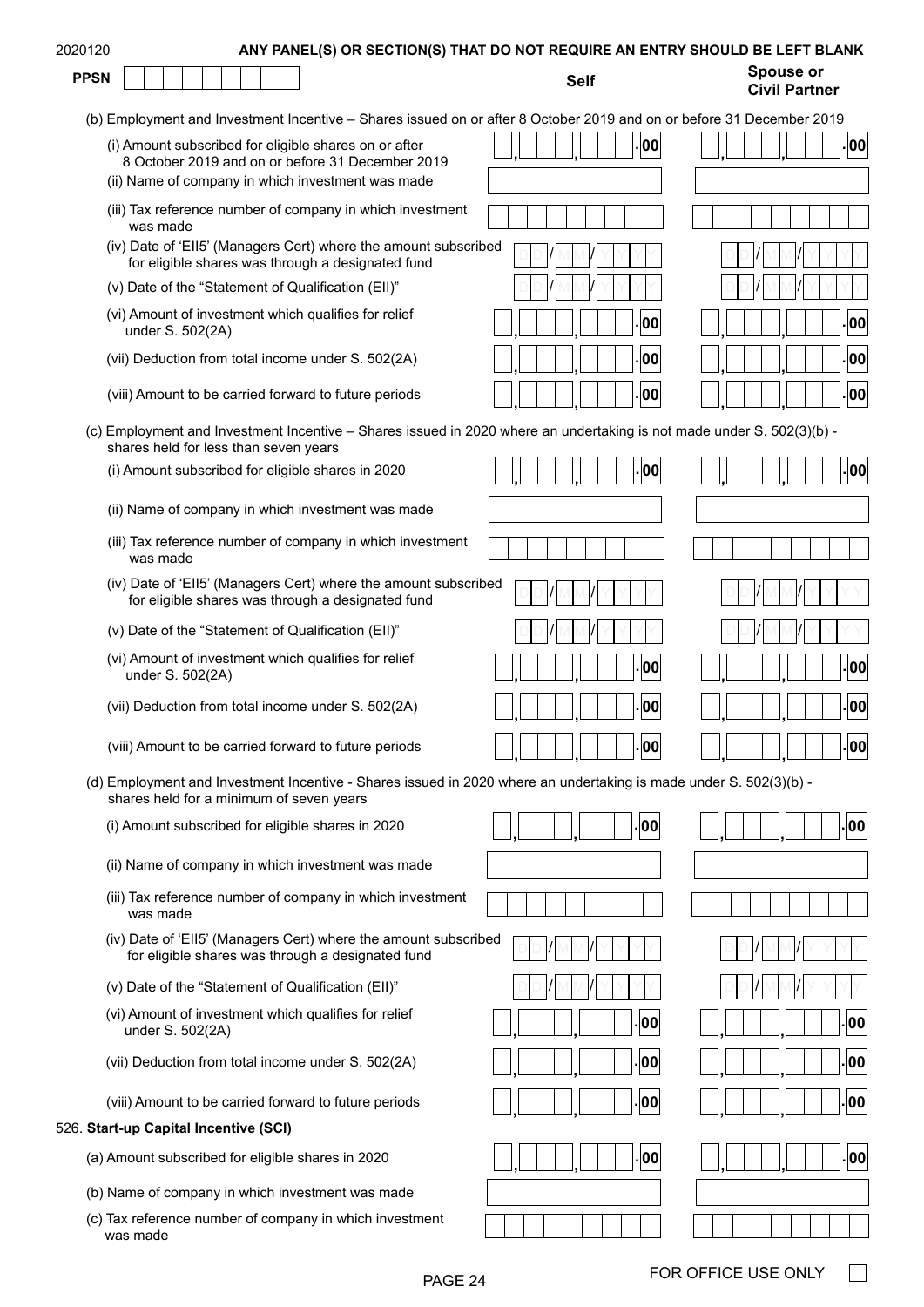2020120 **ANY PANEL(S) OR SECTION(S) THAT DO NOT REQUIRE AN ENTRY SHOULD BE LEFT BLANK**

**PPSN**

| | Self | Spouse or Civil Partner |
|---|---|---|
| **(b) Employment and Investment Incentive – Shares issued on or after 8 October 2019 and on or before 31 December 2019** | | |
| (i) Amount subscribed for eligible shares on or after 8 October 2019 and on or before 31 December 2019 | , , .00 | , , .00 |
| (ii) Name of company in which investment was made | | |
| (iii) Tax reference number of company in which investment was made | | |
| (iv) Date of 'EII5' (Managers Cert) where the amount subscribed for eligible shares was through a designated fund | DD/MM/YYYY | DD/MM/YYYY |
| (v) Date of the "Statement of Qualification (EII)" | DD/MM/YYYY | DD/MM/YYYY |
| (vi) Amount of investment which qualifies for relief under S. 502(2A) | , , .00 | , , .00 |
| (vii) Deduction from total income under S. 502(2A) | , , .00 | , , .00 |
| (viii) Amount to be carried forward to future periods | , , .00 | , , .00 |
| **(c) Employment and Investment Incentive – Shares issued in 2020 where an undertaking is not made under S. 502(3)(b) - shares held for less than seven years** | | |
| (i) Amount subscribed for eligible shares in 2020 | , , .00 | , , .00 |
| (ii) Name of company in which investment was made | | |
| (iii) Tax reference number of company in which investment was made | | |
| (iv) Date of 'EII5' (Managers Cert) where the amount subscribed for eligible shares was through a designated fund | DD/MM/YYYY | DD/MM/YYYY |
| (v) Date of the "Statement of Qualification (EII)" | DD/MM/YYYY | DD/MM/YYYY |
| (vi) Amount of investment which qualifies for relief under S. 502(2A) | , , .00 | , , .00 |
| (vii) Deduction from total income under S. 502(2A) | , , .00 | , , .00 |
| (viii) Amount to be carried forward to future periods | , , .00 | , , .00 |
| **(d) Employment and Investment Incentive - Shares issued in 2020 where an undertaking is made under S. 502(3)(b) - shares held for a minimum of seven years** | | |
| (i) Amount subscribed for eligible shares in 2020 | , , .00 | , , .00 |
| (ii) Name of company in which investment was made | | |
| (iii) Tax reference number of company in which investment was made | | |
| (iv) Date of 'EII5' (Managers Cert) where the amount subscribed for eligible shares was through a designated fund | DD/MM/YYYY | DD/MM/YYYY |
| (v) Date of the "Statement of Qualification (EII)" | DD/MM/YYYY | DD/MM/YYYY |
| (vi) Amount of investment which qualifies for relief under S. 502(2A) | , , .00 | , , .00 |
| (vii) Deduction from total income under S. 502(2A) | , , .00 | , , .00 |
| (viii) Amount to be carried forward to future periods | , , .00 | , , .00 |

**526. Start-up Capital Incentive (SCI)**

| | Self | Spouse or Civil Partner |
|---|---|---|
| (a) Amount subscribed for eligible shares in 2020 | , , .00 | , , .00 |
| (b) Name of company in which investment was made | | |
| (c) Tax reference number of company in which investment was made | | |

FOR OFFICE USE ONLY ☐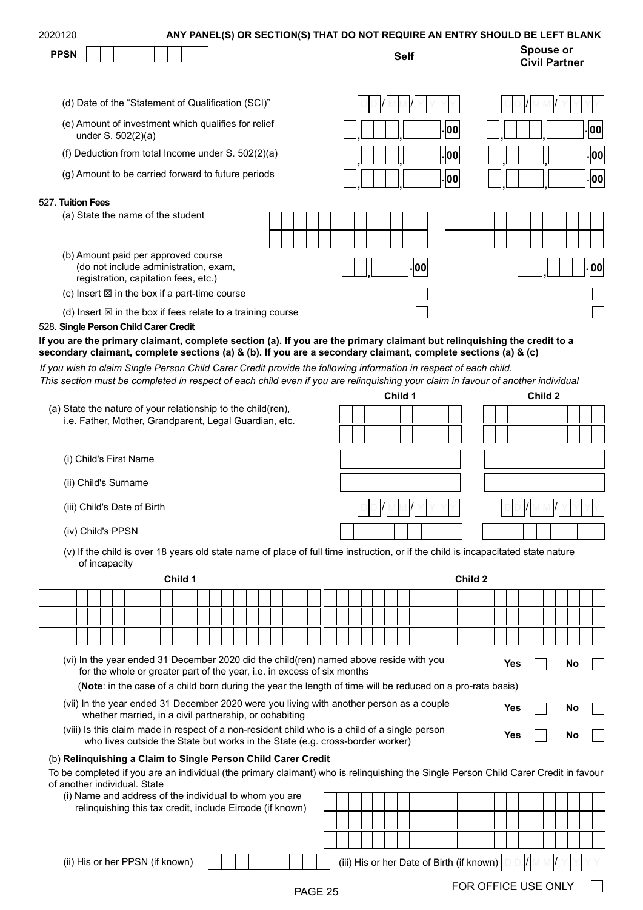2020120 **ANY PANEL(S) OR SECTION(S) THAT DO NOT REQUIRE AN ENTRY SHOULD BE LEFT BLANK**

**PPSN**

| | Self | Spouse or Civil Partner |
|---|---|---|
| (d) Date of the "Statement of Qualification (SCI)" | DD/MM/YYYY | DD/MM/YYYY |
| (e) Amount of investment which qualifies for relief under S. 502(2)(a) | .00 | .00 |
| (f) Deduction from total Income under S. 502(2)(a) | .00 | .00 |
| (g) Amount to be carried forward to future periods | .00 | .00 |

527. **Tuition Fees**

| | Self | Spouse or Civil Partner |
|---|---|---|
| (a) State the name of the student | | |
| (b) Amount paid per approved course (do not include administration, exam, registration, capitation fees, etc.) | .00 | .00 |
| (c) Insert ☒ in the box if a part-time course | ☐ | ☐ |
| (d) Insert ☒ in the box if fees relate to a training course | ☐ | ☐ |

528. **Single Person Child Carer Credit**

**If you are the primary claimant, complete section (a). If you are the primary claimant but relinquishing the credit to a secondary claimant, complete sections (a) & (b). If you are a secondary claimant, complete sections (a) & (c)**

*If you wish to claim Single Person Child Carer Credit provide the following information in respect of each child.*
*This section must be completed in respect of each child even if you are relinquishing your claim in favour of another individual*

| | Child 1 | Child 2 |
|---|---|---|
| (a) State the nature of your relationship to the child(ren), i.e. Father, Mother, Grandparent, Legal Guardian, etc. | | |
| (i) Child's First Name | | |
| (ii) Child's Surname | | |
| (iii) Child's Date of Birth | DD/MM/YYYY | DD/MM/YYYY |
| (iv) Child's PPSN | | |

(v) If the child is over 18 years old state name of place of full time instruction, or if the child is incapacitated state nature of incapacity

| Child 1 | Child 2 |
|---|---|
| | |

(vi) In the year ended 31 December 2020 did the child(ren) named above reside with you for the whole or greater part of the year, i.e. in excess of six months — **Yes** ☐ **No** ☐

(**Note**: in the case of a child born during the year the length of time will be reduced on a pro-rata basis)

(vii) In the year ended 31 December 2020 were you living with another person as a couple whether married, in a civil partnership, or cohabiting — **Yes** ☐ **No** ☐

(viii) Is this claim made in respect of a non-resident child who is a child of a single person who lives outside the State but works in the State (e.g. cross-border worker) — **Yes** ☐ **No** ☐

(b) **Relinquishing a Claim to Single Person Child Carer Credit**

To be completed if you are an individual (the primary claimant) who is relinquishing the Single Person Child Carer Credit in favour of another individual. State

(i) Name and address of the individual to whom you are relinquishing this tax credit, include Eircode (if known)

(ii) His or her PPSN (if known)

(iii) His or her Date of Birth (if known) DD/MM/YYYY

FOR OFFICE USE ONLY ☐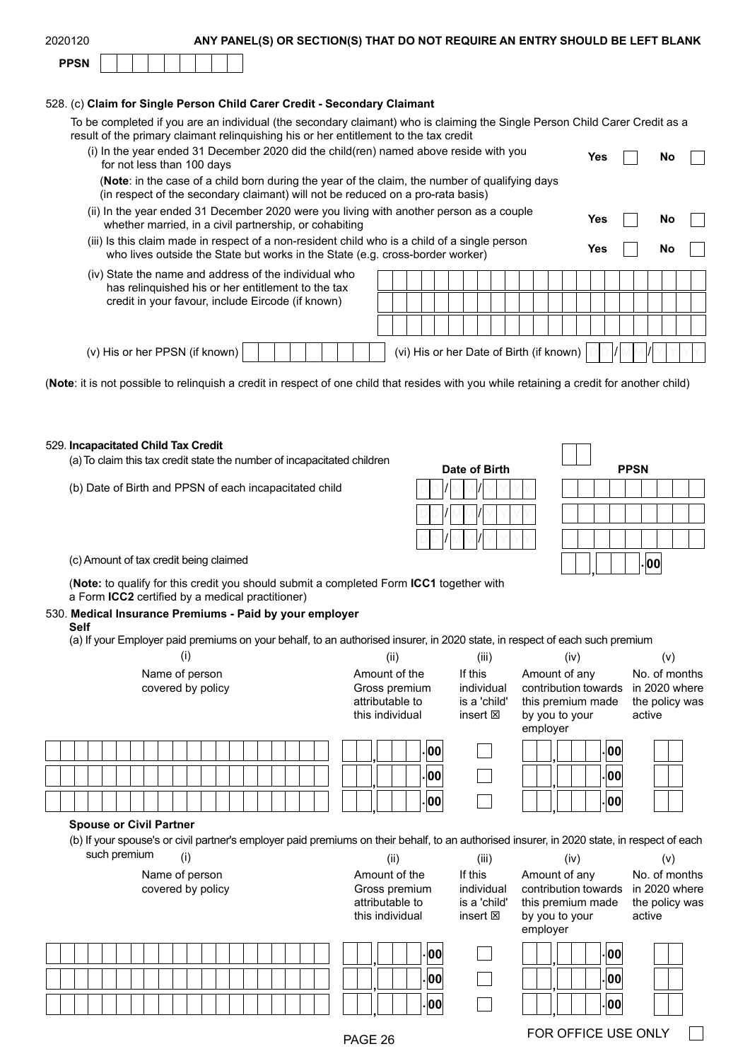2020120 **ANY PANEL(S) OR SECTION(S) THAT DO NOT REQUIRE AN ENTRY SHOULD BE LEFT BLANK**

**PPSN** 

528. (c) **Claim for Single Person Child Carer Credit - Secondary Claimant**

To be completed if you are an individual (the secondary claimant) who is claiming the Single Person Child Carer Credit as a result of the primary claimant relinquishing his or her entitlement to the tax credit

(i) In the year ended 31 December 2020 did the child(ren) named above reside with you for not less than 100 days — **Yes** ☐ **No** ☐

(**Note**: in the case of a child born during the year of the claim, the number of qualifying days (in respect of the secondary claimant) will not be reduced on a pro-rata basis)

(ii) In the year ended 31 December 2020 were you living with another person as a couple whether married, in a civil partnership, or cohabiting — **Yes** ☐ **No** ☐

(iii) Is this claim made in respect of a non-resident child who is a child of a single person who lives outside the State but works in the State (e.g. cross-border worker) — **Yes** ☐ **No** ☐

(iv) State the name and address of the individual who has relinquished his or her entitlement to the tax credit in your favour, include Eircode (if known)

(v) His or her PPSN (if known)

(vi) His or her Date of Birth (if known) DD/MM/YYYY

(**Note**: it is not possible to relinquish a credit in respect of one child that resides with you while retaining a credit for another child)

529. **Incapacitated Child Tax Credit**

(a) To claim this tax credit state the number of incapacitated children

(b) Date of Birth and PPSN of each incapacitated child

| Date of Birth | PPSN |
|---|---|
| DD/MM/YYYY | |
| DD/MM/YYYY | |
| DD/MM/YYYY | |

(c) Amount of tax credit being claimed ,.00

(**Note:** to qualify for this credit you should submit a completed Form **ICC1** together with a Form **ICC2** certified by a medical practitioner)

530. **Medical Insurance Premiums - Paid by your employer**

**Self**

(a) If your Employer paid premiums on your behalf, to an authorised insurer, in 2020 state, in respect of each such premium

| (i) Name of person covered by policy | (ii) Amount of the Gross premium attributable to this individual | (iii) If this individual is a 'child' insert ☒ | (iv) Amount of any contribution towards this premium made by you to your employer | (v) No. of months in 2020 where the policy was active |
|---|---|---|---|---|
| | ,.00 | ☐ | ,.00 | |
| | ,.00 | ☐ | ,.00 | |
| | ,.00 | ☐ | ,.00 | |

**Spouse or Civil Partner**

(b) If your spouse's or civil partner's employer paid premiums on their behalf, to an authorised insurer, in 2020 state, in respect of each such premium

| (i) Name of person covered by policy | (ii) Amount of the Gross premium attributable to this individual | (iii) If this individual is a 'child' insert ☒ | (iv) Amount of any contribution towards this premium made by you to your employer | (v) No. of months in 2020 where the policy was active |
|---|---|---|---|---|
| | ,.00 | ☐ | ,.00 | |
| | ,.00 | ☐ | ,.00 | |
| | ,.00 | ☐ | ,.00 | |

FOR OFFICE USE ONLY ☐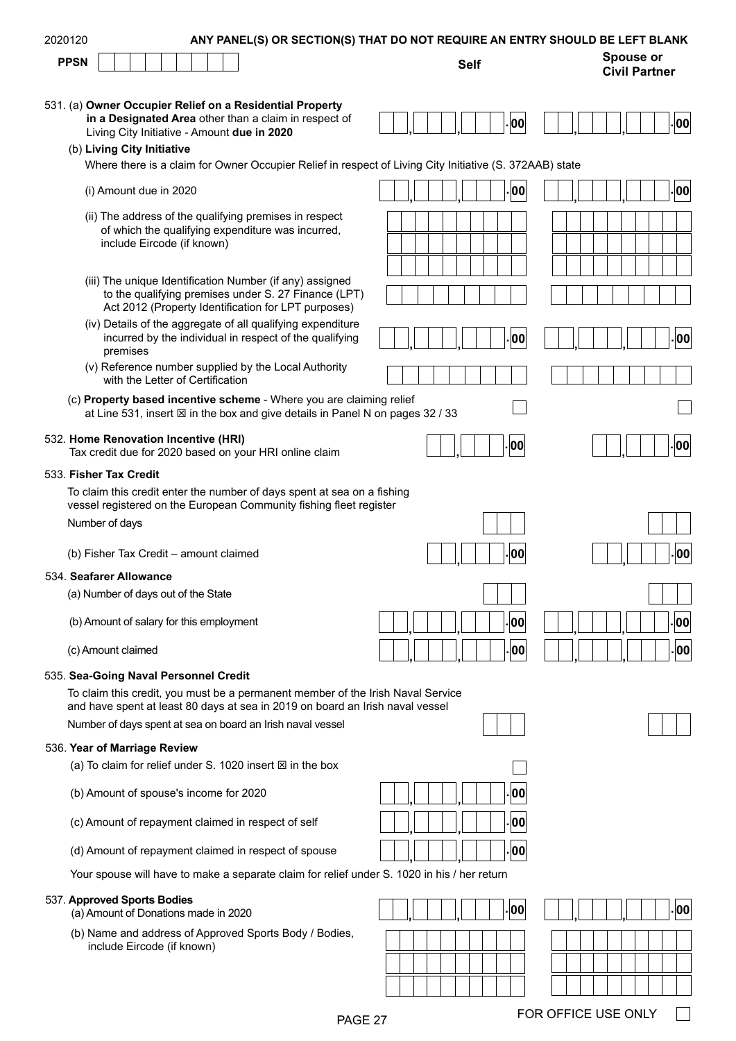2020120 **ANY PANEL(S) OR SECTION(S) THAT DO NOT REQUIRE AN ENTRY SHOULD BE LEFT BLANK**

**PPSN**

| | Self | Spouse or Civil Partner |
|---|---|---|
| 531. (a) **Owner Occupier Relief on a Residential Property in a Designated Area** other than a claim in respect of Living City Initiative - Amount **due in 2020** | , , .00 | , , .00 |
| (b) **Living City Initiative** — Where there is a claim for Owner Occupier Relief in respect of Living City Initiative (S. 372AAB) state | | |
| (i) Amount due in 2020 | , , .00 | , , .00 |
| (ii) The address of the qualifying premises in respect of which the qualifying expenditure was incurred, include Eircode (if known) | | |
| (iii) The unique Identification Number (if any) assigned to the qualifying premises under S. 27 Finance (LPT) Act 2012 (Property Identification for LPT purposes) | | |
| (iv) Details of the aggregate of all qualifying expenditure incurred by the individual in respect of the qualifying premises | , , .00 | , , .00 |
| (v) Reference number supplied by the Local Authority with the Letter of Certification | | |
| (c) **Property based incentive scheme** - Where you are claiming relief at Line 531, insert ☒ in the box and give details in Panel N on pages 32 / 33 | ☐ | ☐ |
| 532. **Home Renovation Incentive (HRI)** Tax credit due for 2020 based on your HRI online claim | , .00 | , .00 |
| 533. **Fisher Tax Credit** — To claim this credit enter the number of days spent at sea on a fishing vessel registered on the European Community fishing fleet register | | |
| Number of days | | |
| (b) Fisher Tax Credit – amount claimed | , .00 | , .00 |
| 534. **Seafarer Allowance** | | |
| (a) Number of days out of the State | | |
| (b) Amount of salary for this employment | , , .00 | , , .00 |
| (c) Amount claimed | , , .00 | , , .00 |
| 535. **Sea-Going Naval Personnel Credit** — To claim this credit, you must be a permanent member of the Irish Naval Service and have spent at least 80 days at sea in 2019 on board an Irish naval vessel | | |
| Number of days spent at sea on board an Irish naval vessel | | |
| 536. **Year of Marriage Review** | | |
| (a) To claim for relief under S. 1020 insert ☒ in the box | ☐ | |
| (b) Amount of spouse's income for 2020 | , , .00 | |
| (c) Amount of repayment claimed in respect of self | , , .00 | |
| (d) Amount of repayment claimed in respect of spouse | , , .00 | |

Your spouse will have to make a separate claim for relief under S. 1020 in his / her return

| | Self | Spouse or Civil Partner |
|---|---|---|
| 537. **Approved Sports Bodies** (a) Amount of Donations made in 2020 | , , .00 | , , .00 |
| (b) Name and address of Approved Sports Body / Bodies, include Eircode (if known) | | |

FOR OFFICE USE ONLY ☐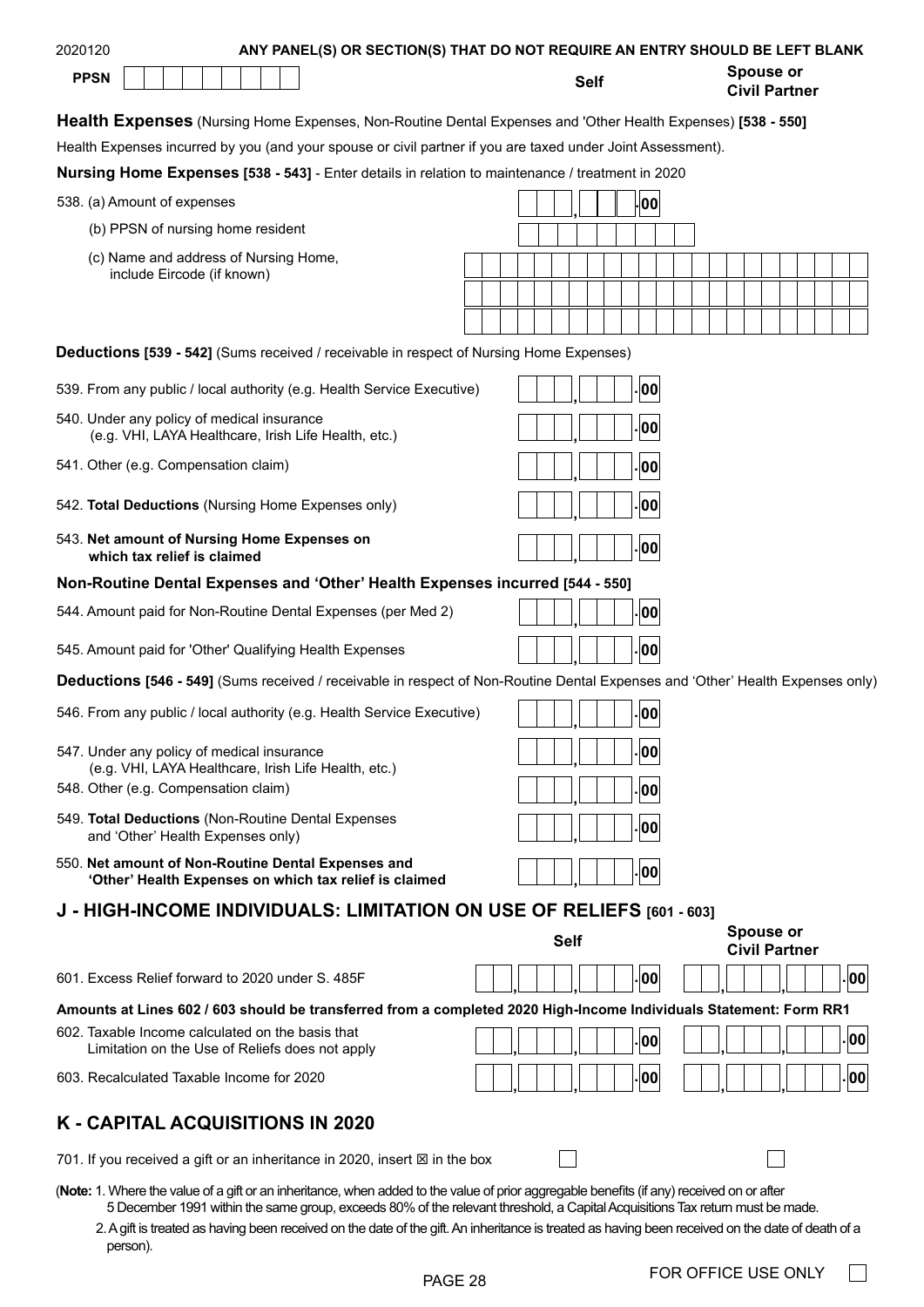2020120 **ANY PANEL(S) OR SECTION(S) THAT DO NOT REQUIRE AN ENTRY SHOULD BE LEFT BLANK**

**PPSN** | | **Self** | **Spouse or Civil Partner**

**Health Expenses** (Nursing Home Expenses, Non-Routine Dental Expenses and 'Other Health Expenses') **[538 - 550]**

Health Expenses incurred by you (and your spouse or civil partner if you are taxed under Joint Assessment).

**Nursing Home Expenses [538 - 543]** - Enter details in relation to maintenance / treatment in 2020

538. (a) Amount of expenses | , .00

(b) PPSN of nursing home resident

(c) Name and address of Nursing Home, include Eircode (if known)

**Deductions [539 - 542]** (Sums received / receivable in respect of Nursing Home Expenses)

539. From any public / local authority (e.g. Health Service Executive) | , .00

540. Under any policy of medical insurance (e.g. VHI, LAYA Healthcare, Irish Life Health, etc.) | , .00

541. Other (e.g. Compensation claim) | , .00

542. **Total Deductions** (Nursing Home Expenses only) | , .00

543. **Net amount of Nursing Home Expenses on which tax relief is claimed** | , .00

**Non-Routine Dental Expenses and 'Other' Health Expenses incurred [544 - 550]**

544. Amount paid for Non-Routine Dental Expenses (per Med 2) | , .00

545. Amount paid for 'Other' Qualifying Health Expenses | , .00

**Deductions [546 - 549]** (Sums received / receivable in respect of Non-Routine Dental Expenses and 'Other' Health Expenses only)

546. From any public / local authority (e.g. Health Service Executive) | , .00

547. Under any policy of medical insurance (e.g. VHI, LAYA Healthcare, Irish Life Health, etc.) | , .00

548. Other (e.g. Compensation claim) | , .00

549. **Total Deductions** (Non-Routine Dental Expenses and 'Other' Health Expenses only) | , .00

550. **Net amount of Non-Routine Dental Expenses and 'Other' Health Expenses on which tax relief is claimed** | , .00

## J - HIGH-INCOME INDIVIDUALS: LIMITATION ON USE OF RELIEFS [601 - 603]

| | Self | Spouse or Civil Partner |
|---|---|---|
| 601. Excess Relief forward to 2020 under S. 485F | , , .00 | , , .00 |

**Amounts at Lines 602 / 603 should be transferred from a completed 2020 High-Income Individuals Statement: Form RR1**

| | Self | Spouse or Civil Partner |
|---|---|---|
| 602. Taxable Income calculated on the basis that Limitation on the Use of Reliefs does not apply | , , .00 | , , .00 |
| 603. Recalculated Taxable Income for 2020 | , , .00 | , , .00 |

## K - CAPITAL ACQUISITIONS IN 2020

701. If you received a gift or an inheritance in 2020, insert ☒ in the box ☐ ☐

(**Note:** 1. Where the value of a gift or an inheritance, when added to the value of prior aggregable benefits (if any) received on or after 5 December 1991 within the same group, exceeds 80% of the relevant threshold, a Capital Acquisitions Tax return must be made.

2. A gift is treated as having been received on the date of the gift. An inheritance is treated as having been received on the date of death of a person).

FOR OFFICE USE ONLY ☐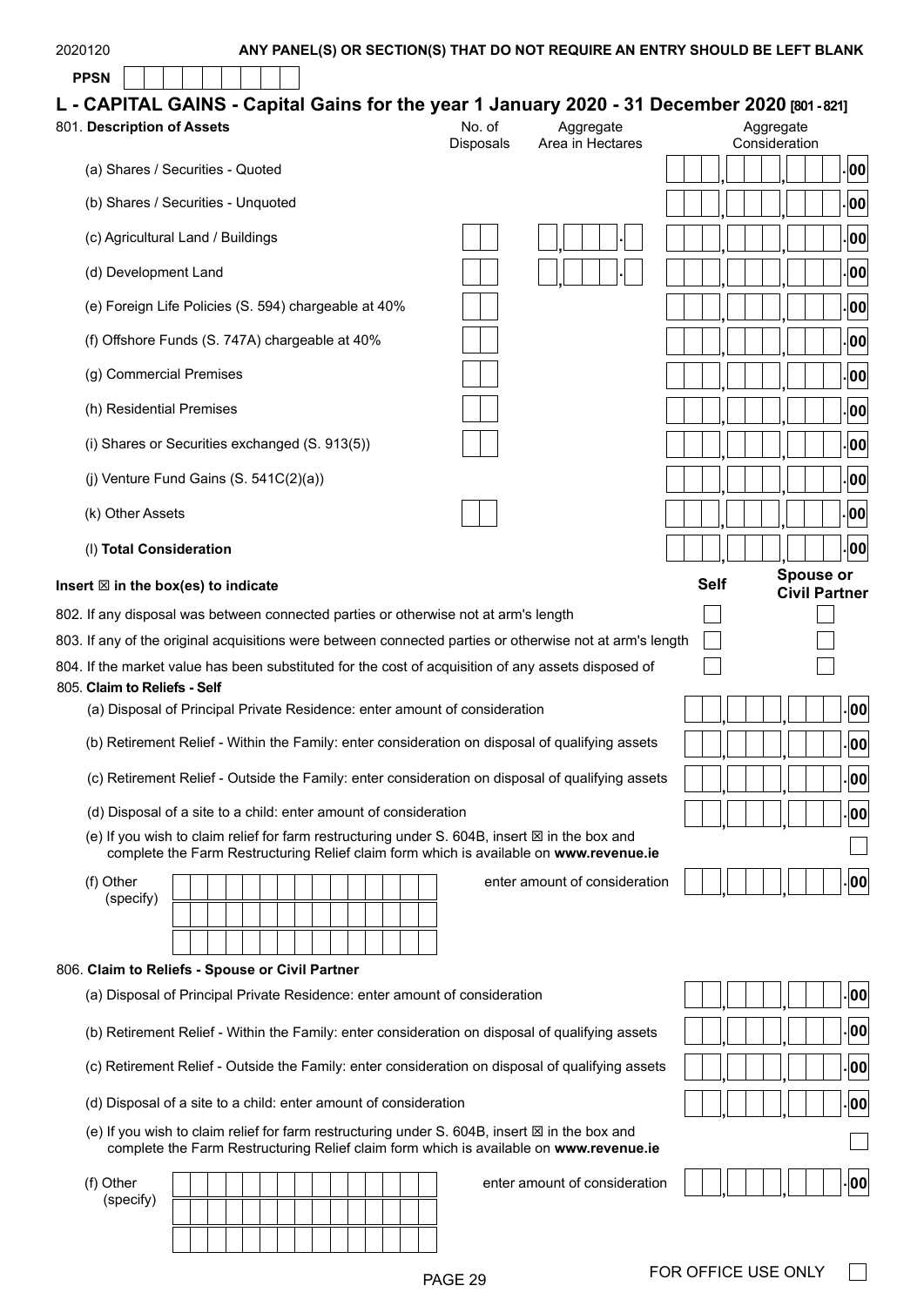2020120 **ANY PANEL(S) OR SECTION(S) THAT DO NOT REQUIRE AN ENTRY SHOULD BE LEFT BLANK**

**PPSN**

## L - CAPITAL GAINS - Capital Gains for the year 1 January 2020 - 31 December 2020 [801 - 821]

| 801. **Description of Assets** | No. of Disposals | Aggregate Area in Hectares | Aggregate Consideration |
|---|---|---|---|
| (a) Shares / Securities - Quoted | | | .00 |
| (b) Shares / Securities - Unquoted | | | .00 |
| (c) Agricultural Land / Buildings | | | .00 |
| (d) Development Land | | | .00 |
| (e) Foreign Life Policies (S. 594) chargeable at 40% | | | .00 |
| (f) Offshore Funds (S. 747A) chargeable at 40% | | | .00 |
| (g) Commercial Premises | | | .00 |
| (h) Residential Premises | | | .00 |
| (i) Shares or Securities exchanged (S. 913(5)) | | | .00 |
| (j) Venture Fund Gains (S. 541C(2)(a)) | | | .00 |
| (k) Other Assets | | | .00 |
| (l) **Total Consideration** | | | .00 |

| **Insert ☒ in the box(es) to indicate** | **Self** | **Spouse or Civil Partner** |
|---|---|---|
| 802. If any disposal was between connected parties or otherwise not at arm's length | ☐ | ☐ |
| 803. If any of the original acquisitions were between connected parties or otherwise not at arm's length | ☐ | ☐ |
| 804. If the market value has been substituted for the cost of acquisition of any assets disposed of | ☐ | ☐ |

805. **Claim to Reliefs - Self**

(a) Disposal of Principal Private Residence: enter amount of consideration .00

(b) Retirement Relief - Within the Family: enter consideration on disposal of qualifying assets .00

(c) Retirement Relief - Outside the Family: enter consideration on disposal of qualifying assets .00

(d) Disposal of a site to a child: enter amount of consideration .00

(e) If you wish to claim relief for farm restructuring under S. 604B, insert ☒ in the box and complete the Farm Restructuring Relief claim form which is available on **www.revenue.ie** ☐

(f) Other (specify) enter amount of consideration .00

806. **Claim to Reliefs - Spouse or Civil Partner**

(a) Disposal of Principal Private Residence: enter amount of consideration .00

(b) Retirement Relief - Within the Family: enter consideration on disposal of qualifying assets .00

(c) Retirement Relief - Outside the Family: enter consideration on disposal of qualifying assets .00

(d) Disposal of a site to a child: enter amount of consideration .00

(e) If you wish to claim relief for farm restructuring under S. 604B, insert ☒ in the box and complete the Farm Restructuring Relief claim form which is available on **www.revenue.ie** ☐

(f) Other (specify) enter amount of consideration .00

FOR OFFICE USE ONLY ☐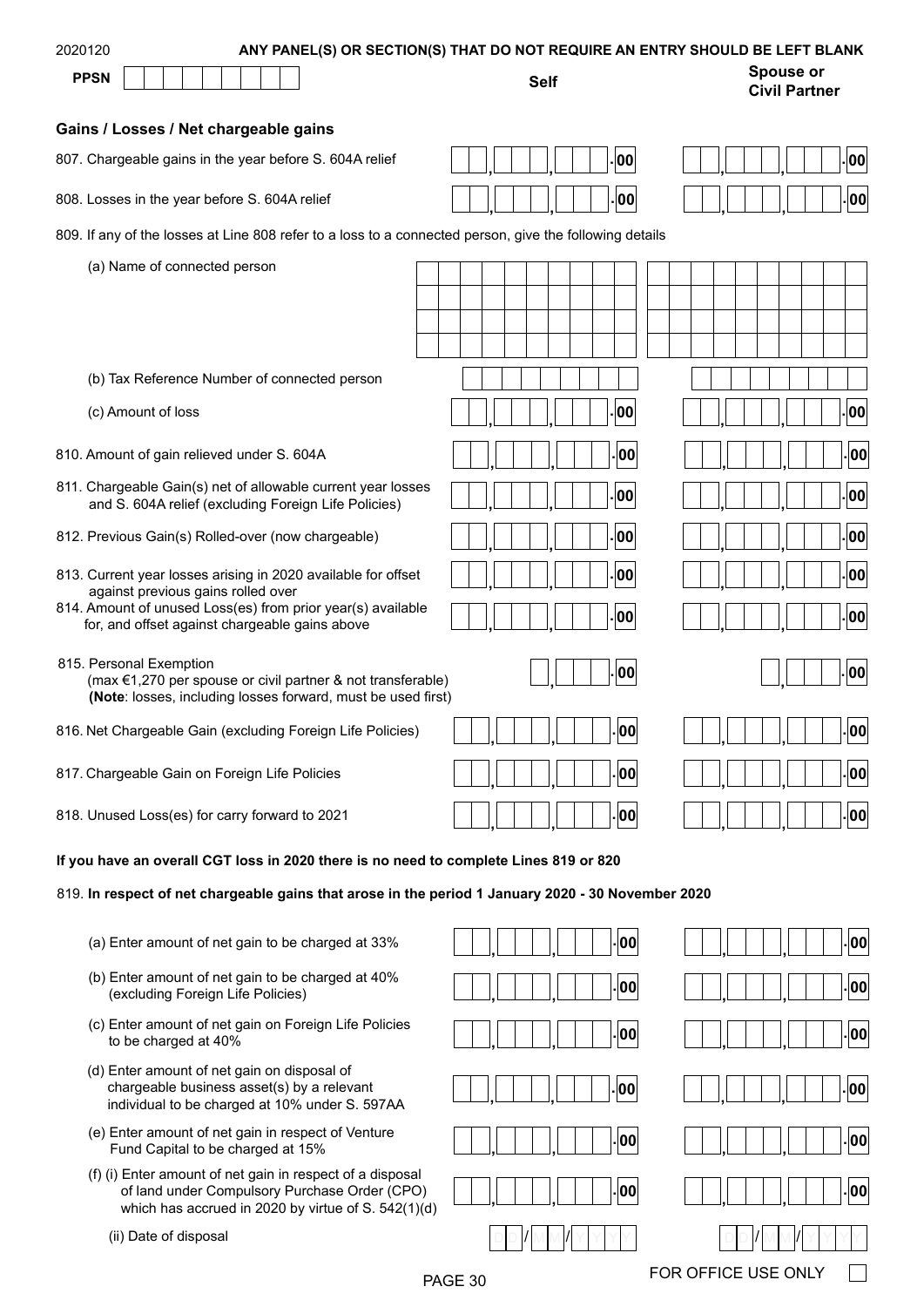2020120 **ANY PANEL(S) OR SECTION(S) THAT DO NOT REQUIRE AN ENTRY SHOULD BE LEFT BLANK**

| | Self | Spouse or Civil Partner |
|---|---|---|
| **PPSN** | | |

### Gains / Losses / Net chargeable gains

| | Self | Spouse or Civil Partner |
|---|---|---|
| 807. Chargeable gains in the year before S. 604A relief | .00 | .00 |
| 808. Losses in the year before S. 604A relief | .00 | .00 |
| 809. If any of the losses at Line 808 refer to a loss to a connected person, give the following details | | |
| (a) Name of connected person | | |
| (b) Tax Reference Number of connected person | | |
| (c) Amount of loss | .00 | .00 |
| 810. Amount of gain relieved under S. 604A | .00 | .00 |
| 811. Chargeable Gain(s) net of allowable current year losses and S. 604A relief (excluding Foreign Life Policies) | .00 | .00 |
| 812. Previous Gain(s) Rolled-over (now chargeable) | .00 | .00 |
| 813. Current year losses arising in 2020 available for offset against previous gains rolled over | .00 | .00 |
| 814. Amount of unused Loss(es) from prior year(s) available for, and offset against chargeable gains above | .00 | .00 |
| 815. Personal Exemption (max €1,270 per spouse or civil partner & not transferable) **(Note**: losses, including losses forward, must be used first) | .00 | .00 |
| 816. Net Chargeable Gain (excluding Foreign Life Policies) | .00 | .00 |
| 817. Chargeable Gain on Foreign Life Policies | .00 | .00 |
| 818. Unused Loss(es) for carry forward to 2021 | .00 | .00 |

**If you have an overall CGT loss in 2020 there is no need to complete Lines 819 or 820**

819. **In respect of net chargeable gains that arose in the period 1 January 2020 - 30 November 2020**

| | Self | Spouse or Civil Partner |
|---|---|---|
| (a) Enter amount of net gain to be charged at 33% | .00 | .00 |
| (b) Enter amount of net gain to be charged at 40% (excluding Foreign Life Policies) | .00 | .00 |
| (c) Enter amount of net gain on Foreign Life Policies to be charged at 40% | .00 | .00 |
| (d) Enter amount of net gain on disposal of chargeable business asset(s) by a relevant individual to be charged at 10% under S. 597AA | .00 | .00 |
| (e) Enter amount of net gain in respect of Venture Fund Capital to be charged at 15% | .00 | .00 |
| (f) (i) Enter amount of net gain in respect of a disposal of land under Compulsory Purchase Order (CPO) which has accrued in 2020 by virtue of S. 542(1)(d) | .00 | .00 |
| (ii) Date of disposal | DD/MM/YYYY | DD/MM/YYYY |

FOR OFFICE USE ONLY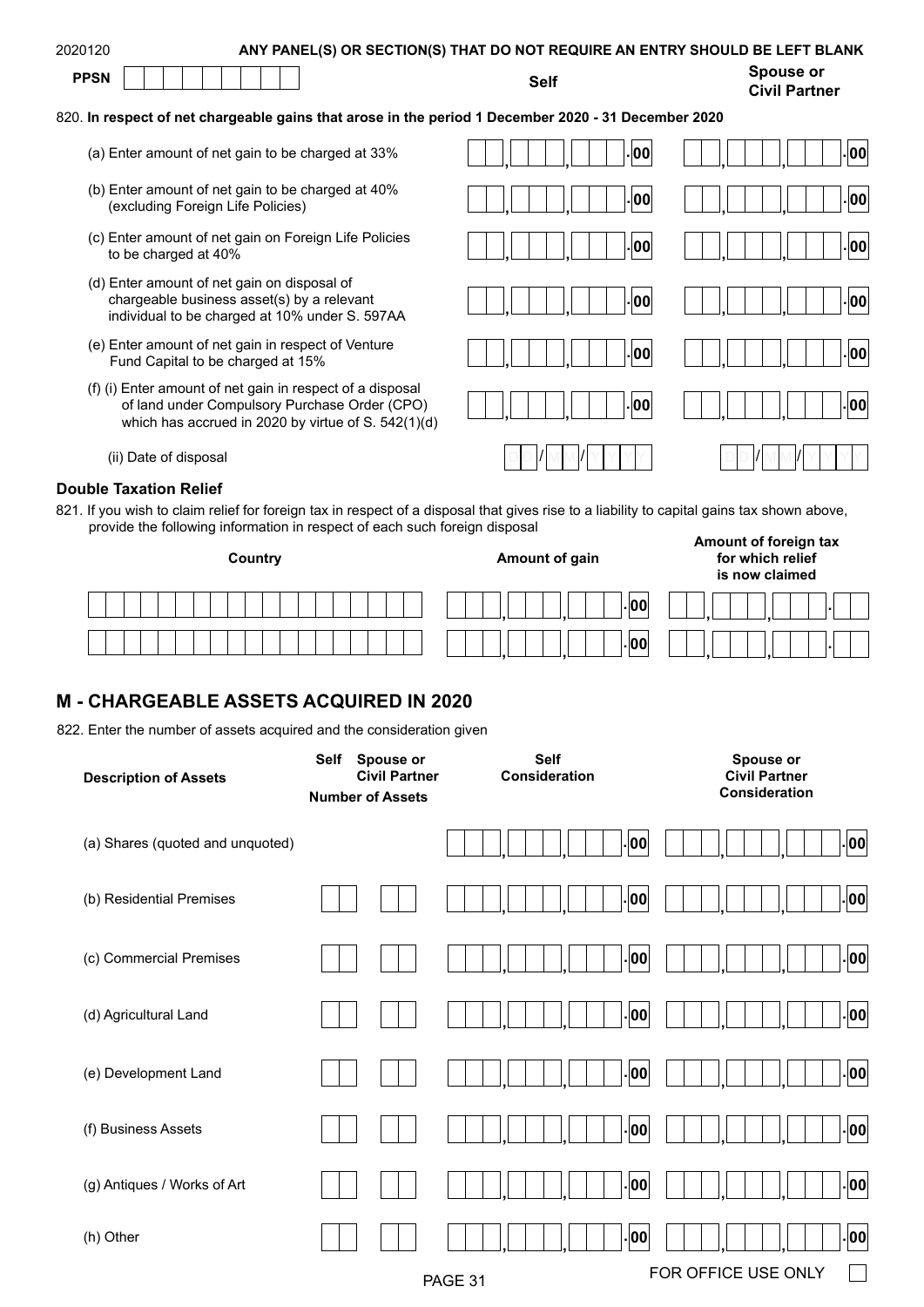2020120 **ANY PANEL(S) OR SECTION(S) THAT DO NOT REQUIRE AN ENTRY SHOULD BE LEFT BLANK**

**PPSN**

820. **In respect of net chargeable gains that arose in the period 1 December 2020 - 31 December 2020**

| | Self | Spouse or Civil Partner |
|---|---|---|
| (a) Enter amount of net gain to be charged at 33% | , , .00 | , , .00 |
| (b) Enter amount of net gain to be charged at 40% (excluding Foreign Life Policies) | , , .00 | , , .00 |
| (c) Enter amount of net gain on Foreign Life Policies to be charged at 40% | , , .00 | , , .00 |
| (d) Enter amount of net gain on disposal of chargeable business asset(s) by a relevant individual to be charged at 10% under S. 597AA | , , .00 | , , .00 |
| (e) Enter amount of net gain in respect of Venture Fund Capital to be charged at 15% | , , .00 | , , .00 |
| (f) (i) Enter amount of net gain in respect of a disposal of land under Compulsory Purchase Order (CPO) which has accrued in 2020 by virtue of S. 542(1)(d) | , , .00 | , , .00 |
| (ii) Date of disposal | DD/MM/YYYY | DD/MM/YYYY |

### Double Taxation Relief

821. If you wish to claim relief for foreign tax in respect of a disposal that gives rise to a liability to capital gains tax shown above, provide the following information in respect of each such foreign disposal

| Country | Amount of gain | Amount of foreign tax for which relief is now claimed |
|---|---|---|
| | , , .00 | , , . |
| | , , .00 | , , . |

## M - CHARGEABLE ASSETS ACQUIRED IN 2020

822. Enter the number of assets acquired and the consideration given

| Description of Assets | Number of Assets: Self | Number of Assets: Spouse or Civil Partner | Self Consideration | Spouse or Civil Partner Consideration |
|---|---|---|---|---|
| (a) Shares (quoted and unquoted) | | | , , .00 | , , .00 |
| (b) Residential Premises | | | , , .00 | , , .00 |
| (c) Commercial Premises | | | , , .00 | , , .00 |
| (d) Agricultural Land | | | , , .00 | , , .00 |
| (e) Development Land | | | , , .00 | , , .00 |
| (f) Business Assets | | | , , .00 | , , .00 |
| (g) Antiques / Works of Art | | | , , .00 | , , .00 |
| (h) Other | | | , , .00 | , , .00 |

FOR OFFICE USE ONLY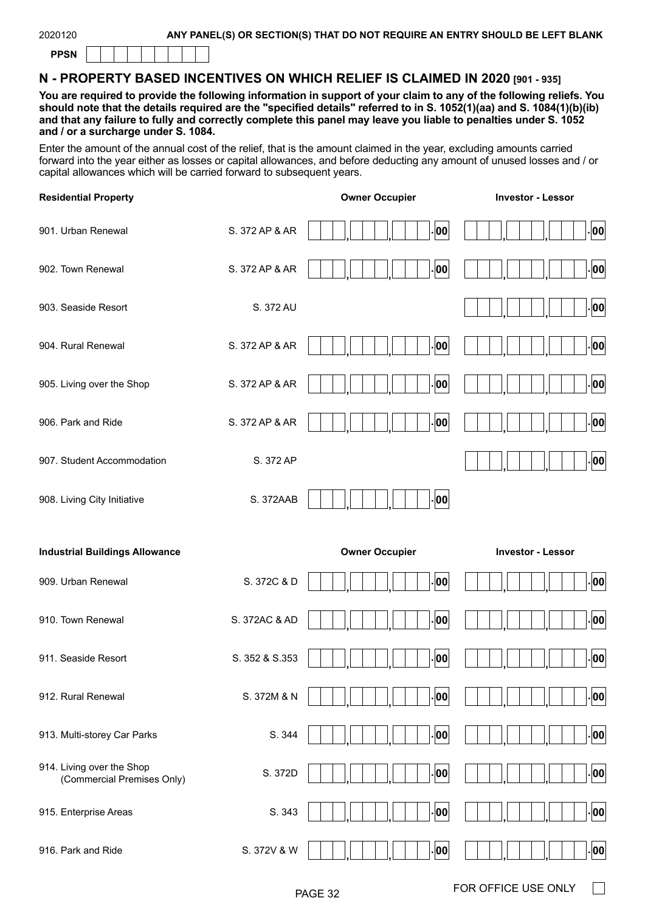2020120 **ANY PANEL(S) OR SECTION(S) THAT DO NOT REQUIRE AN ENTRY SHOULD BE LEFT BLANK**

**PPSN**

## N - PROPERTY BASED INCENTIVES ON WHICH RELIEF IS CLAIMED IN 2020 [901 - 935]

**You are required to provide the following information in support of your claim to any of the following reliefs. You should note that the details required are the "specified details" referred to in S. 1052(1)(aa) and S. 1084(1)(b)(ib) and that any failure to fully and correctly complete this panel may leave you liable to penalties under S. 1052 and / or a surcharge under S. 1084.**

Enter the amount of the annual cost of the relief, that is the amount claimed in the year, excluding amounts carried forward into the year either as losses or capital allowances, and before deducting any amount of unused losses and / or capital allowances which will be carried forward to subsequent years.

| **Residential Property** | | **Owner Occupier** | **Investor - Lessor** |
|---|---|---|---|
| 901. Urban Renewal | S. 372 AP & AR | .00 | .00 |
| 902. Town Renewal | S. 372 AP & AR | .00 | .00 |
| 903. Seaside Resort | S. 372 AU | | .00 |
| 904. Rural Renewal | S. 372 AP & AR | .00 | .00 |
| 905. Living over the Shop | S. 372 AP & AR | .00 | .00 |
| 906. Park and Ride | S. 372 AP & AR | .00 | .00 |
| 907. Student Accommodation | S. 372 AP | | .00 |
| 908. Living City Initiative | S. 372AAB | .00 | |

| **Industrial Buildings Allowance** | | **Owner Occupier** | **Investor - Lessor** |
|---|---|---|---|
| 909. Urban Renewal | S. 372C & D | .00 | .00 |
| 910. Town Renewal | S. 372AC & AD | .00 | .00 |
| 911. Seaside Resort | S. 352 & S.353 | .00 | .00 |
| 912. Rural Renewal | S. 372M & N | .00 | .00 |
| 913. Multi-storey Car Parks | S. 344 | .00 | .00 |
| 914. Living over the Shop (Commercial Premises Only) | S. 372D | .00 | .00 |
| 915. Enterprise Areas | S. 343 | .00 | .00 |
| 916. Park and Ride | S. 372V & W | .00 | .00 |

FOR OFFICE USE ONLY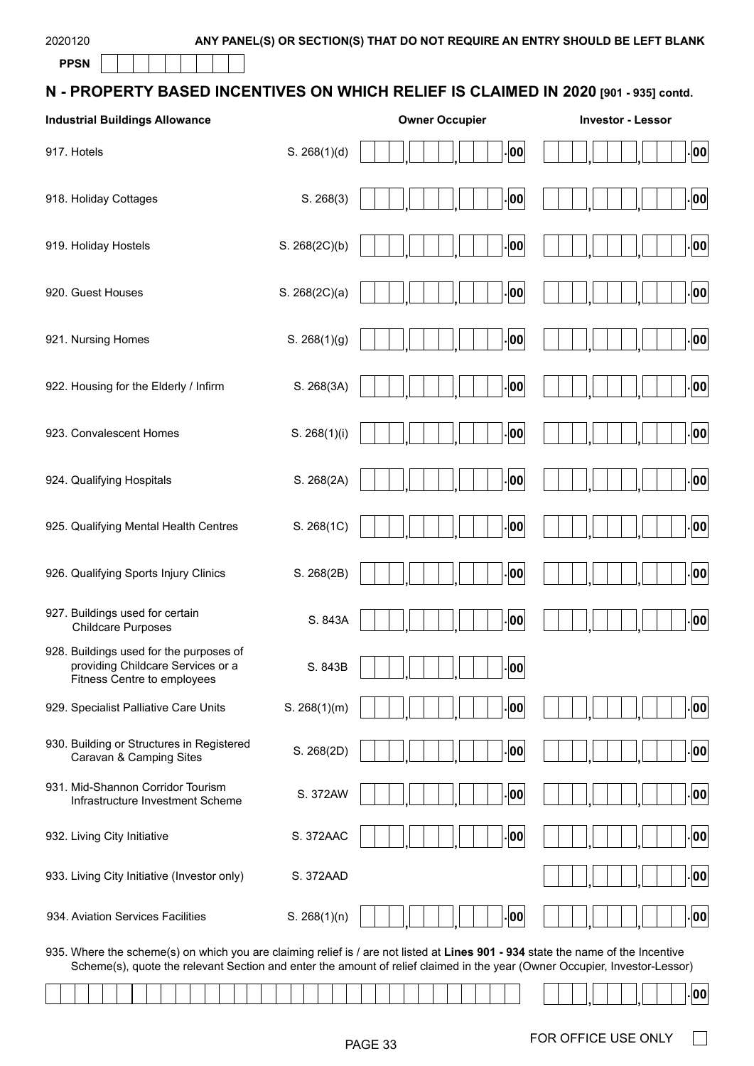2020120 **ANY PANEL(S) OR SECTION(S) THAT DO NOT REQUIRE AN ENTRY SHOULD BE LEFT BLANK**

**PPSN**

## N - PROPERTY BASED INCENTIVES ON WHICH RELIEF IS CLAIMED IN 2020 [901 - 935] contd.

| Industrial Buildings Allowance | | Owner Occupier | Investor - Lessor |
|---|---|---|---|
| 917. Hotels | S. 268(1)(d) | , , .00 | , , .00 |
| 918. Holiday Cottages | S. 268(3) | , , .00 | , , .00 |
| 919. Holiday Hostels | S. 268(2C)(b) | , , .00 | , , .00 |
| 920. Guest Houses | S. 268(2C)(a) | , , .00 | , , .00 |
| 921. Nursing Homes | S. 268(1)(g) | , , .00 | , , .00 |
| 922. Housing for the Elderly / Infirm | S. 268(3A) | , , .00 | , , .00 |
| 923. Convalescent Homes | S. 268(1)(i) | , , .00 | , , .00 |
| 924. Qualifying Hospitals | S. 268(2A) | , , .00 | , , .00 |
| 925. Qualifying Mental Health Centres | S. 268(1C) | , , .00 | , , .00 |
| 926. Qualifying Sports Injury Clinics | S. 268(2B) | , , .00 | , , .00 |
| 927. Buildings used for certain Childcare Purposes | S. 843A | , , .00 | , , .00 |
| 928. Buildings used for the purposes of providing Childcare Services or a Fitness Centre to employees | S. 843B | , , .00 | |
| 929. Specialist Palliative Care Units | S. 268(1)(m) | , , .00 | , , .00 |
| 930. Building or Structures in Registered Caravan & Camping Sites | S. 268(2D) | , , .00 | , , .00 |
| 931. Mid-Shannon Corridor Tourism Infrastructure Investment Scheme | S. 372AW | , , .00 | , , .00 |
| 932. Living City Initiative | S. 372AAC | , , .00 | , , .00 |
| 933. Living City Initiative (Investor only) | S. 372AAD | | , , .00 |
| 934. Aviation Services Facilities | S. 268(1)(n) | , , .00 | , , .00 |

935. Where the scheme(s) on which you are claiming relief is / are not listed at **Lines 901 - 934** state the name of the Incentive Scheme(s), quote the relevant Section and enter the amount of relief claimed in the year (Owner Occupier, Investor-Lessor)

| | |
|---|---|
| | , , .00 |

FOR OFFICE USE ONLY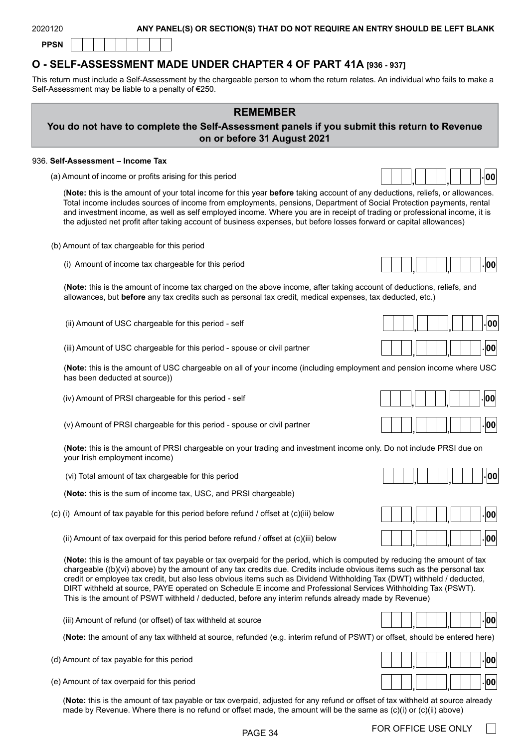2020120 **ANY PANEL(S) OR SECTION(S) THAT DO NOT REQUIRE AN ENTRY SHOULD BE LEFT BLANK**

**PPSN** |   |   |   |   |   |   |   |   |   |

## O - SELF-ASSESSMENT MADE UNDER CHAPTER 4 OF PART 41A [936 - 937]

This return must include a Self-Assessment by the chargeable person to whom the return relates. An individual who fails to make a Self-Assessment may be liable to a penalty of €250.

### REMEMBER

**You do not have to complete the Self-Assessment panels if you submit this return to Revenue on or before 31 August 2021**

936. **Self-Assessment – Income Tax**

(a) Amount of income or profits arising for this period ___,___,___.00

(**Note:** this is the amount of your total income for this year **before** taking account of any deductions, reliefs, or allowances. Total income includes sources of income from employments, pensions, Department of Social Protection payments, rental and investment income, as well as self employed income. Where you are in receipt of trading or professional income, it is the adjusted net profit after taking account of business expenses, but before losses forward or capital allowances)

(b) Amount of tax chargeable for this period

(i) Amount of income tax chargeable for this period ___,___,___.00

(**Note:** this is the amount of income tax charged on the above income, after taking account of deductions, reliefs, and allowances, but **before** any tax credits such as personal tax credit, medical expenses, tax deducted, etc.)

(ii) Amount of USC chargeable for this period - self ___,___,___.00

(iii) Amount of USC chargeable for this period - spouse or civil partner ___,___,___.00

(**Note:** this is the amount of USC chargeable on all of your income (including employment and pension income where USC has been deducted at source))

(iv) Amount of PRSI chargeable for this period - self ___,___,___.00

(v) Amount of PRSI chargeable for this period - spouse or civil partner ___,___,___.00

(**Note:** this is the amount of PRSI chargeable on your trading and investment income only. Do not include PRSI due on your Irish employment income)

(vi) Total amount of tax chargeable for this period ___,___,___.00

(**Note:** this is the sum of income tax, USC, and PRSI chargeable)

(c) (i) Amount of tax payable for this period before refund / offset at (c)(iii) below ___,___,___.00

(ii) Amount of tax overpaid for this period before refund / offset at (c)(iii) below ___,___,___.00

(**Note:** this is the amount of tax payable or tax overpaid for the period, which is computed by reducing the amount of tax chargeable ((b)(vi) above) by the amount of any tax credits due. Credits include obvious items such as the personal tax credit or employee tax credit, but also less obvious items such as Dividend Withholding Tax (DWT) withheld / deducted, DIRT withheld at source, PAYE operated on Schedule E income and Professional Services Withholding Tax (PSWT). This is the amount of PSWT withheld / deducted, before any interim refunds already made by Revenue)

(iii) Amount of refund (or offset) of tax withheld at source ___,___,___.00

(**Note:** the amount of any tax withheld at source, refunded (e.g. interim refund of PSWT) or offset, should be entered here)

(d) Amount of tax payable for this period ___,___,___.00

(e) Amount of tax overpaid for this period ___,___,___.00

(**Note:** this is the amount of tax payable or tax overpaid, adjusted for any refund or offset of tax withheld at source already made by Revenue. Where there is no refund or offset made, the amount will be the same as (c)(i) or (c)(ii) above)

FOR OFFICE USE ONLY ☐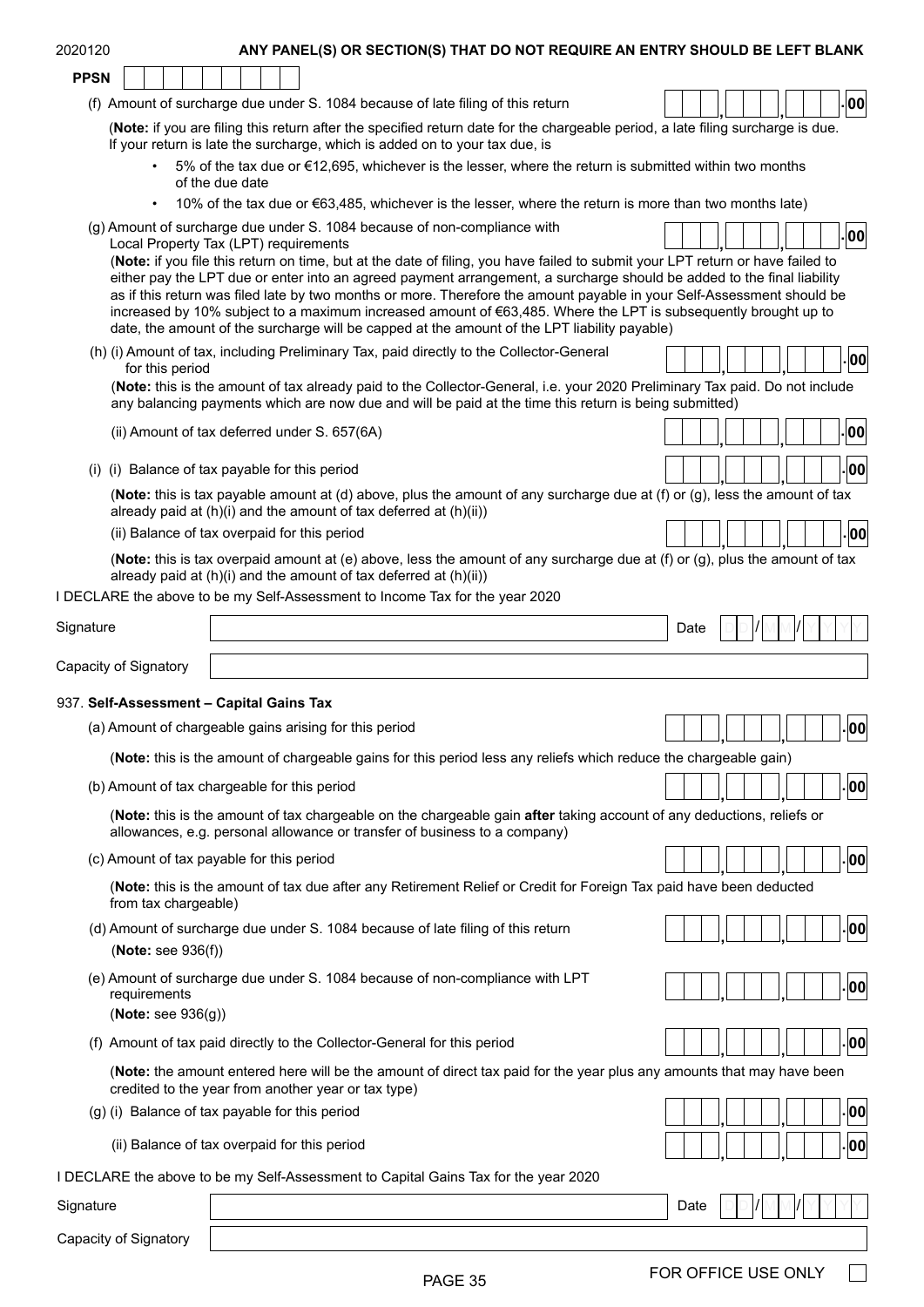2020120 **ANY PANEL(S) OR SECTION(S) THAT DO NOT REQUIRE AN ENTRY SHOULD BE LEFT BLANK**

**PPSN** 

(f) Amount of surcharge due under S. 1084 because of late filing of this return .00

(**Note:** if you are filing this return after the specified return date for the chargeable period, a late filing surcharge is due. If your return is late the surcharge, which is added on to your tax due, is

- 5% of the tax due or €12,695, whichever is the lesser, where the return is submitted within two months of the due date
- 10% of the tax due or €63,485, whichever is the lesser, where the return is more than two months late)

(g) Amount of surcharge due under S. 1084 because of non-compliance with Local Property Tax (LPT) requirements .00

(**Note:** if you file this return on time, but at the date of filing, you have failed to submit your LPT return or have failed to either pay the LPT due or enter into an agreed payment arrangement, a surcharge should be added to the final liability as if this return was filed late by two months or more. Therefore the amount payable in your Self-Assessment should be increased by 10% subject to a maximum increased amount of €63,485. Where the LPT is subsequently brought up to date, the amount of the surcharge will be capped at the amount of the LPT liability payable)

(h) (i) Amount of tax, including Preliminary Tax, paid directly to the Collector-General for this period .00

(**Note:** this is the amount of tax already paid to the Collector-General, i.e. your 2020 Preliminary Tax paid. Do not include any balancing payments which are now due and will be paid at the time this return is being submitted)

(ii) Amount of tax deferred under S. 657(6A) .00

(i) (i) Balance of tax payable for this period .00

(**Note:** this is tax payable amount at (d) above, plus the amount of any surcharge due at (f) or (g), less the amount of tax already paid at (h)(i) and the amount of tax deferred at (h)(ii))

(ii) Balance of tax overpaid for this period .00

(**Note:** this is tax overpaid amount at (e) above, less the amount of any surcharge due at (f) or (g), plus the amount of tax already paid at (h)(i) and the amount of tax deferred at (h)(ii))

I DECLARE the above to be my Self-Assessment to Income Tax for the year 2020

Signature | Date DD/MM/YYYY

Capacity of Signatory

937. **Self-Assessment – Capital Gains Tax**

(a) Amount of chargeable gains arising for this period .00

(**Note:** this is the amount of chargeable gains for this period less any reliefs which reduce the chargeable gain)

(b) Amount of tax chargeable for this period .00

(**Note:** this is the amount of tax chargeable on the chargeable gain **after** taking account of any deductions, reliefs or allowances, e.g. personal allowance or transfer of business to a company)

(c) Amount of tax payable for this period .00

(**Note:** this is the amount of tax due after any Retirement Relief or Credit for Foreign Tax paid have been deducted from tax chargeable)

(d) Amount of surcharge due under S. 1084 because of late filing of this return .00
(**Note:** see 936(f))

(e) Amount of surcharge due under S. 1084 because of non-compliance with LPT requirements .00
(**Note:** see 936(g))

(f) Amount of tax paid directly to the Collector-General for this period .00

(**Note:** the amount entered here will be the amount of direct tax paid for the year plus any amounts that may have been credited to the year from another year or tax type)

(g) (i) Balance of tax payable for this period .00

(ii) Balance of tax overpaid for this period .00

I DECLARE the above to be my Self-Assessment to Capital Gains Tax for the year 2020

Signature | Date DD/MM/YYYY

Capacity of Signatory

FOR OFFICE USE ONLY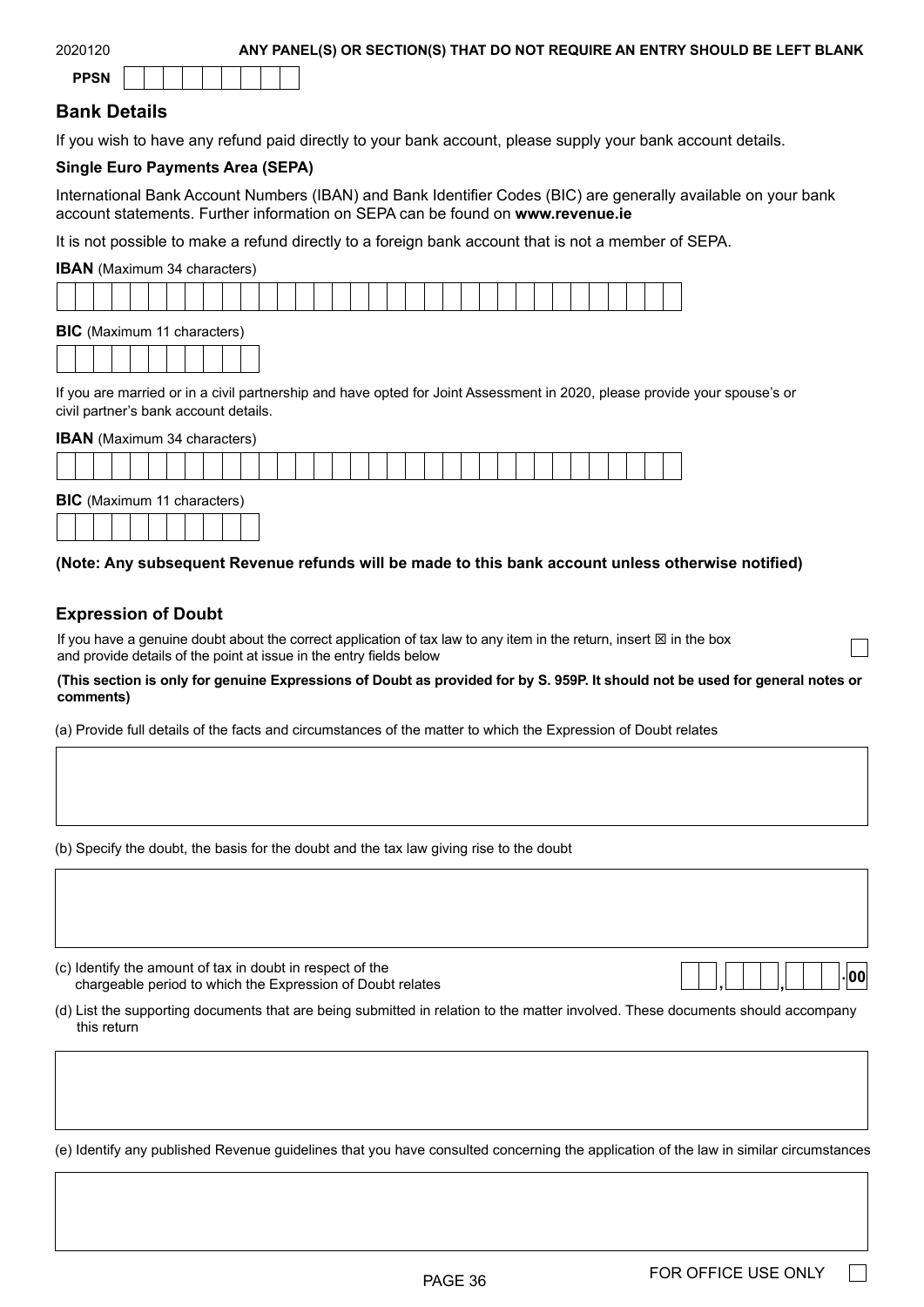2020120 **ANY PANEL(S) OR SECTION(S) THAT DO NOT REQUIRE AN ENTRY SHOULD BE LEFT BLANK**

**PPSN**

## Bank Details

If you wish to have any refund paid directly to your bank account, please supply your bank account details.

**Single Euro Payments Area (SEPA)**

International Bank Account Numbers (IBAN) and Bank Identifier Codes (BIC) are generally available on your bank account statements. Further information on SEPA can be found on **www.revenue.ie**

It is not possible to make a refund directly to a foreign bank account that is not a member of SEPA.

**IBAN** (Maximum 34 characters)

**BIC** (Maximum 11 characters)

If you are married or in a civil partnership and have opted for Joint Assessment in 2020, please provide your spouse's or civil partner's bank account details.

**IBAN** (Maximum 34 characters)

**BIC** (Maximum 11 characters)

**(Note: Any subsequent Revenue refunds will be made to this bank account unless otherwise notified)**

## Expression of Doubt

If you have a genuine doubt about the correct application of tax law to any item in the return, insert ☒ in the box and provide details of the point at issue in the entry fields below

**(This section is only for genuine Expressions of Doubt as provided for by S. 959P. It should not be used for general notes or comments)**

(a) Provide full details of the facts and circumstances of the matter to which the Expression of Doubt relates

(b) Specify the doubt, the basis for the doubt and the tax law giving rise to the doubt

(c) Identify the amount of tax in doubt in respect of the chargeable period to which the Expression of Doubt relates  , , .00

(d) List the supporting documents that are being submitted in relation to the matter involved. These documents should accompany this return

(e) Identify any published Revenue guidelines that you have consulted concerning the application of the law in similar circumstances

FOR OFFICE USE ONLY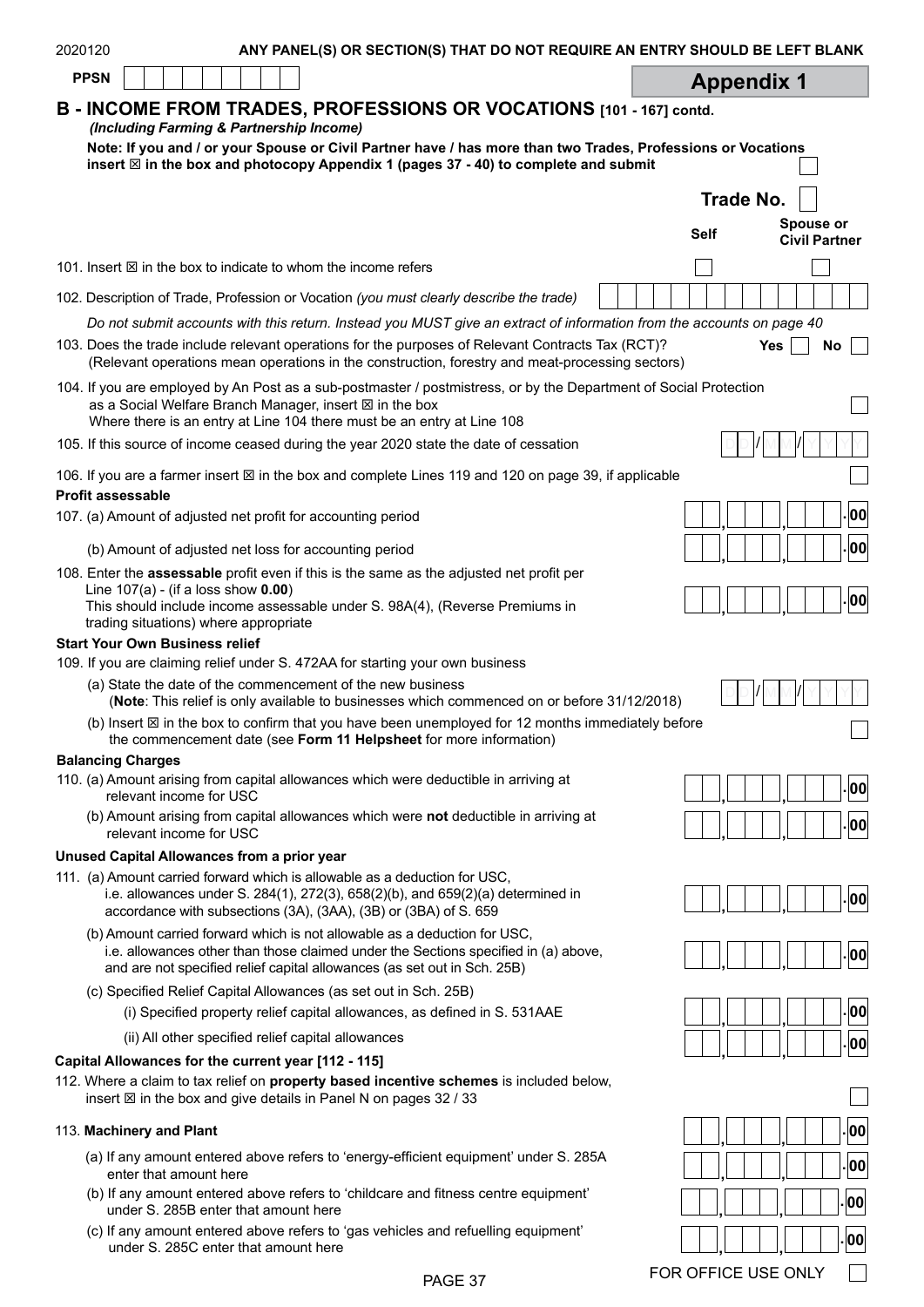ANY PANEL(S) OR SECTION(S) THAT DO NOT REQUIRE AN ENTRY SHOULD BE LEFT BLANK

PPSN

## Appendix 1

## B - INCOME FROM TRADES, PROFESSIONS OR VOCATIONS [101 - 167] contd.

*(Including Farming & Partnership Income)*

**Note: If you and / or your Spouse or Civil Partner have / has more than two Trades, Professions or Vocations insert ☒ in the box and photocopy Appendix 1 (pages 37 - 40) to complete and submit** ☐

**Trade No.** ☐

| | Self | Spouse or Civil Partner |
|---|---|---|
| 101. Insert ☒ in the box to indicate to whom the income refers | ☐ | ☐ |

102. Description of Trade, Profession or Vocation *(you must clearly describe the trade)*

*Do not submit accounts with this return. Instead you MUST give an extract of information from the accounts on page 40*

103. Does the trade include relevant operations for the purposes of Relevant Contracts Tax (RCT)? (Relevant operations mean operations in the construction, forestry and meat-processing sectors) — Yes ☐ No ☐

104. If you are employed by An Post as a sub-postmaster / postmistress, or by the Department of Social Protection as a Social Welfare Branch Manager, insert ☒ in the box ☐
Where there is an entry at Line 104 there must be an entry at Line 108

105. If this source of income ceased during the year 2020 state the date of cessation DD/MM/YYYY

106. If you are a farmer insert ☒ in the box and complete Lines 119 and 120 on page 39, if applicable ☐

**Profit assessable**

107. (a) Amount of adjusted net profit for accounting period .00

(b) Amount of adjusted net loss for accounting period .00

108. Enter the **assessable** profit even if this is the same as the adjusted net profit per Line 107(a) - (if a loss show **0.00**)
This should include income assessable under S. 98A(4), (Reverse Premiums in trading situations) where appropriate .00

**Start Your Own Business relief**

109. If you are claiming relief under S. 472AA for starting your own business

(a) State the date of the commencement of the new business DD/MM/YYYY
(**Note**: This relief is only available to businesses which commenced on or before 31/12/2018)

(b) Insert ☒ in the box to confirm that you have been unemployed for 12 months immediately before the commencement date (see **Form 11 Helpsheet** for more information) ☐

**Balancing Charges**

110. (a) Amount arising from capital allowances which were deductible in arriving at relevant income for USC .00

(b) Amount arising from capital allowances which were **not** deductible in arriving at relevant income for USC .00

**Unused Capital Allowances from a prior year**

111. (a) Amount carried forward which is allowable as a deduction for USC, i.e. allowances under S. 284(1), 272(3), 658(2)(b), and 659(2)(a) determined in accordance with subsections (3A), (3AA), (3B) or (3BA) of S. 659 .00

(b) Amount carried forward which is not allowable as a deduction for USC, i.e. allowances other than those claimed under the Sections specified in (a) above, and are not specified relief capital allowances (as set out in Sch. 25B) .00

(c) Specified Relief Capital Allowances (as set out in Sch. 25B)

(i) Specified property relief capital allowances, as defined in S. 531AAE .00

(ii) All other specified relief capital allowances .00

**Capital Allowances for the current year [112 - 115]**

112. Where a claim to tax relief on **property based incentive schemes** is included below, insert ☒ in the box and give details in Panel N on pages 32 / 33 ☐

113. **Machinery and Plant** .00

(a) If any amount entered above refers to 'energy-efficient equipment' under S. 285A enter that amount here .00

(b) If any amount entered above refers to 'childcare and fitness centre equipment' under S. 285B enter that amount here .00

(c) If any amount entered above refers to 'gas vehicles and refuelling equipment' under S. 285C enter that amount here .00

FOR OFFICE USE ONLY ☐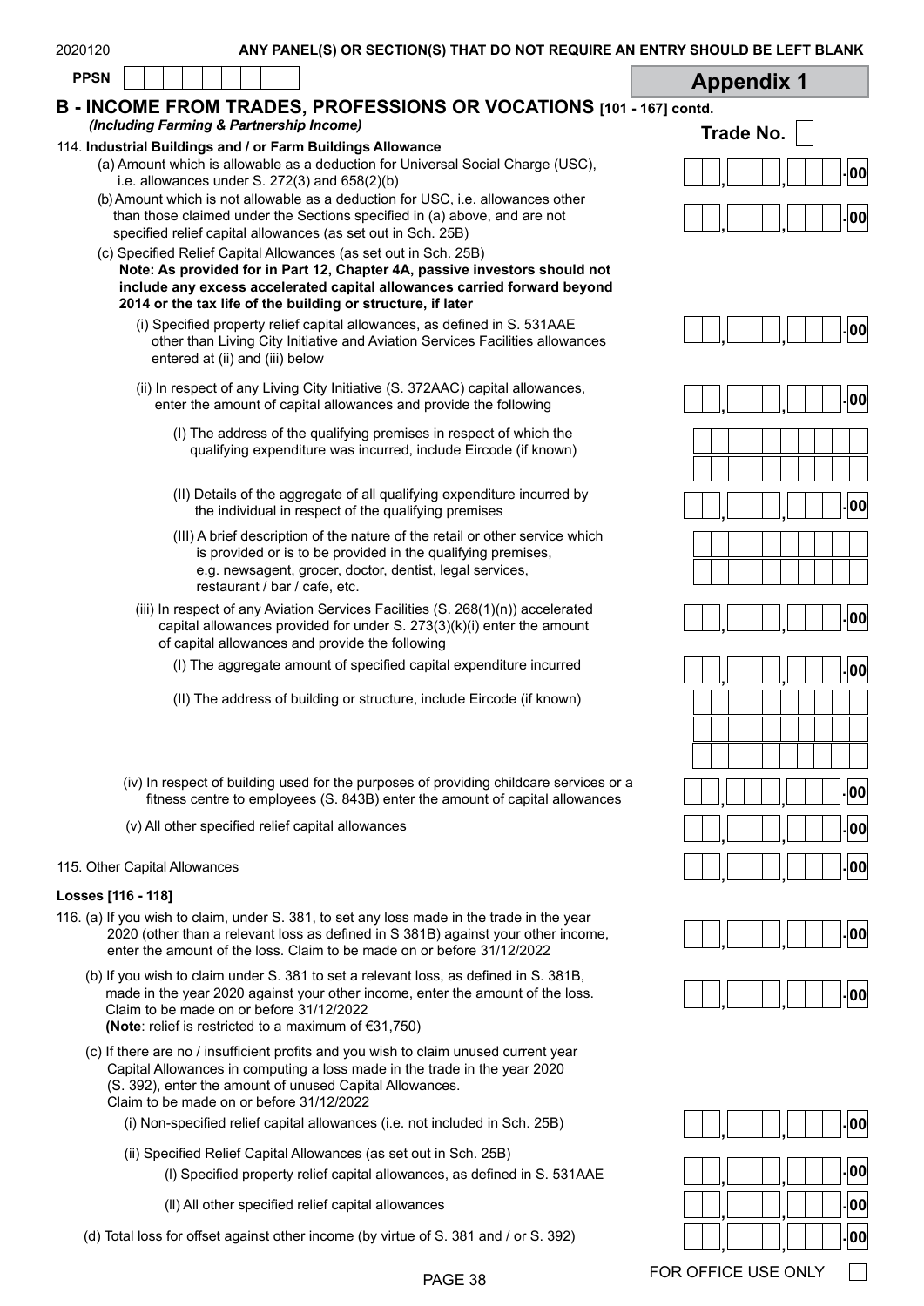2020120 **ANY PANEL(S) OR SECTION(S) THAT DO NOT REQUIRE AN ENTRY SHOULD BE LEFT BLANK**

**PPSN**

## Appendix 1

## B - INCOME FROM TRADES, PROFESSIONS OR VOCATIONS [101 - 167] contd.

***(Including Farming & Partnership Income)***

**Trade No.**

114. **Industrial Buildings and / or Farm Buildings Allowance**

(a) Amount which is allowable as a deduction for Universal Social Charge (USC), i.e. allowances under S. 272(3) and 658(2)(b) — .00

(b) Amount which is not allowable as a deduction for USC, i.e. allowances other than those claimed under the Sections specified in (a) above, and are not specified relief capital allowances (as set out in Sch. 25B) — .00

(c) Specified Relief Capital Allowances (as set out in Sch. 25B)
**Note: As provided for in Part 12, Chapter 4A, passive investors should not include any excess accelerated capital allowances carried forward beyond 2014 or the tax life of the building or structure, if later**

(i) Specified property relief capital allowances, as defined in S. 531AAE other than Living City Initiative and Aviation Services Facilities allowances entered at (ii) and (iii) below — .00

(ii) In respect of any Living City Initiative (S. 372AAC) capital allowances, enter the amount of capital allowances and provide the following — .00

(I) The address of the qualifying premises in respect of which the qualifying expenditure was incurred, include Eircode (if known)

(II) Details of the aggregate of all qualifying expenditure incurred by the individual in respect of the qualifying premises — .00

(III) A brief description of the nature of the retail or other service which is provided or is to be provided in the qualifying premises, e.g. newsagent, grocer, doctor, dentist, legal services, restaurant / bar / cafe, etc.

(iii) In respect of any Aviation Services Facilities (S. 268(1)(n)) accelerated capital allowances provided for under S. 273(3)(k)(i) enter the amount of capital allowances and provide the following — .00

(I) The aggregate amount of specified capital expenditure incurred — .00

(II) The address of building or structure, include Eircode (if known)

(iv) In respect of building used for the purposes of providing childcare services or a fitness centre to employees (S. 843B) enter the amount of capital allowances — .00

(v) All other specified relief capital allowances — .00

115. Other Capital Allowances — .00

### Losses [116 - 118]

116. (a) If you wish to claim, under S. 381, to set any loss made in the trade in the year 2020 (other than a relevant loss as defined in S 381B) against your other income, enter the amount of the loss. Claim to be made on or before 31/12/2022 — .00

(b) If you wish to claim under S. 381 to set a relevant loss, as defined in S. 381B, made in the year 2020 against your other income, enter the amount of the loss. Claim to be made on or before 31/12/2022
**(Note**: relief is restricted to a maximum of €31,750) — .00

(c) If there are no / insufficient profits and you wish to claim unused current year Capital Allowances in computing a loss made in the trade in the year 2020 (S. 392), enter the amount of unused Capital Allowances. Claim to be made on or before 31/12/2022

(i) Non-specified relief capital allowances (i.e. not included in Sch. 25B) — .00

(ii) Specified Relief Capital Allowances (as set out in Sch. 25B)

(I) Specified property relief capital allowances, as defined in S. 531AAE — .00

(II) All other specified relief capital allowances — .00

(d) Total loss for offset against other income (by virtue of S. 381 and / or S. 392) — .00

FOR OFFICE USE ONLY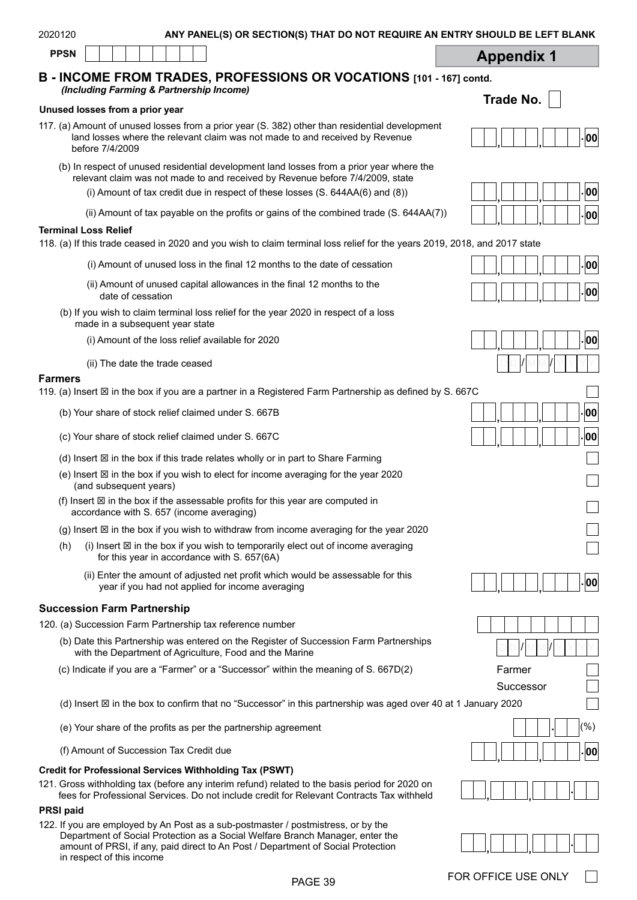ANY PANEL(S) OR SECTION(S) THAT DO NOT REQUIRE AN ENTRY SHOULD BE LEFT BLANK

PPSN

## Appendix 1

## B - INCOME FROM TRADES, PROFESSIONS OR VOCATIONS [101 - 167] contd.

*(Including Farming & Partnership Income)*

Trade No.

**Unused losses from a prior year**

117. (a) Amount of unused losses from a prior year (S. 382) other than residential development land losses where the relevant claim was not made to and received by Revenue before 7/4/2009 — .00

(b) In respect of unused residential development land losses from a prior year where the relevant claim was not made to and received by Revenue before 7/4/2009, state

(i) Amount of tax credit due in respect of these losses (S. 644AA(6) and (8)) — .00

(ii) Amount of tax payable on the profits or gains of the combined trade (S. 644AA(7)) — .00

**Terminal Loss Relief**

118. (a) If this trade ceased in 2020 and you wish to claim terminal loss relief for the years 2019, 2018, and 2017 state

(i) Amount of unused loss in the final 12 months to the date of cessation — .00

(ii) Amount of unused capital allowances in the final 12 months to the date of cessation — .00

(b) If you wish to claim terminal loss relief for the year 2020 in respect of a loss made in a subsequent year state

(i) Amount of the loss relief available for 2020 — .00

(ii) The date the trade ceased — DD/MM/YYYY

**Farmers**

119. (a) Insert ☒ in the box if you are a partner in a Registered Farm Partnership as defined by S. 667C

(b) Your share of stock relief claimed under S. 667B — .00

(c) Your share of stock relief claimed under S. 667C — .00

(d) Insert ☒ in the box if this trade relates wholly or in part to Share Farming

(e) Insert ☒ in the box if you wish to elect for income averaging for the year 2020 (and subsequent years)

(f) Insert ☒ in the box if the assessable profits for this year are computed in accordance with S. 657 (income averaging)

(g) Insert ☒ in the box if you wish to withdraw from income averaging for the year 2020

(h) (i) Insert ☒ in the box if you wish to temporarily elect out of income averaging for this year in accordance with S. 657(6A)

(ii) Enter the amount of adjusted net profit which would be assessable for this year if you had not applied for income averaging — .00

**Succession Farm Partnership**

120. (a) Succession Farm Partnership tax reference number

(b) Date this Partnership was entered on the Register of Succession Farm Partnerships with the Department of Agriculture, Food and the Marine — DD/MM/YYYY

(c) Indicate if you are a "Farmer" or a "Successor" within the meaning of S. 667D(2) — Farmer ☐ Successor ☐

(d) Insert ☒ in the box to confirm that no "Successor" in this partnership was aged over 40 at 1 January 2020

(e) Your share of the profits as per the partnership agreement — (%)

(f) Amount of Succession Tax Credit due — .00

**Credit for Professional Services Withholding Tax (PSWT)**

121. Gross withholding tax (before any interim refund) related to the basis period for 2020 on fees for Professional Services. Do not include credit for Relevant Contracts Tax withheld

**PRSI paid**

122. If you are employed by An Post as a sub-postmaster / postmistress, or by the Department of Social Protection as a Social Welfare Branch Manager, enter the amount of PRSI, if any, paid direct to An Post / Department of Social Protection in respect of this income

FOR OFFICE USE ONLY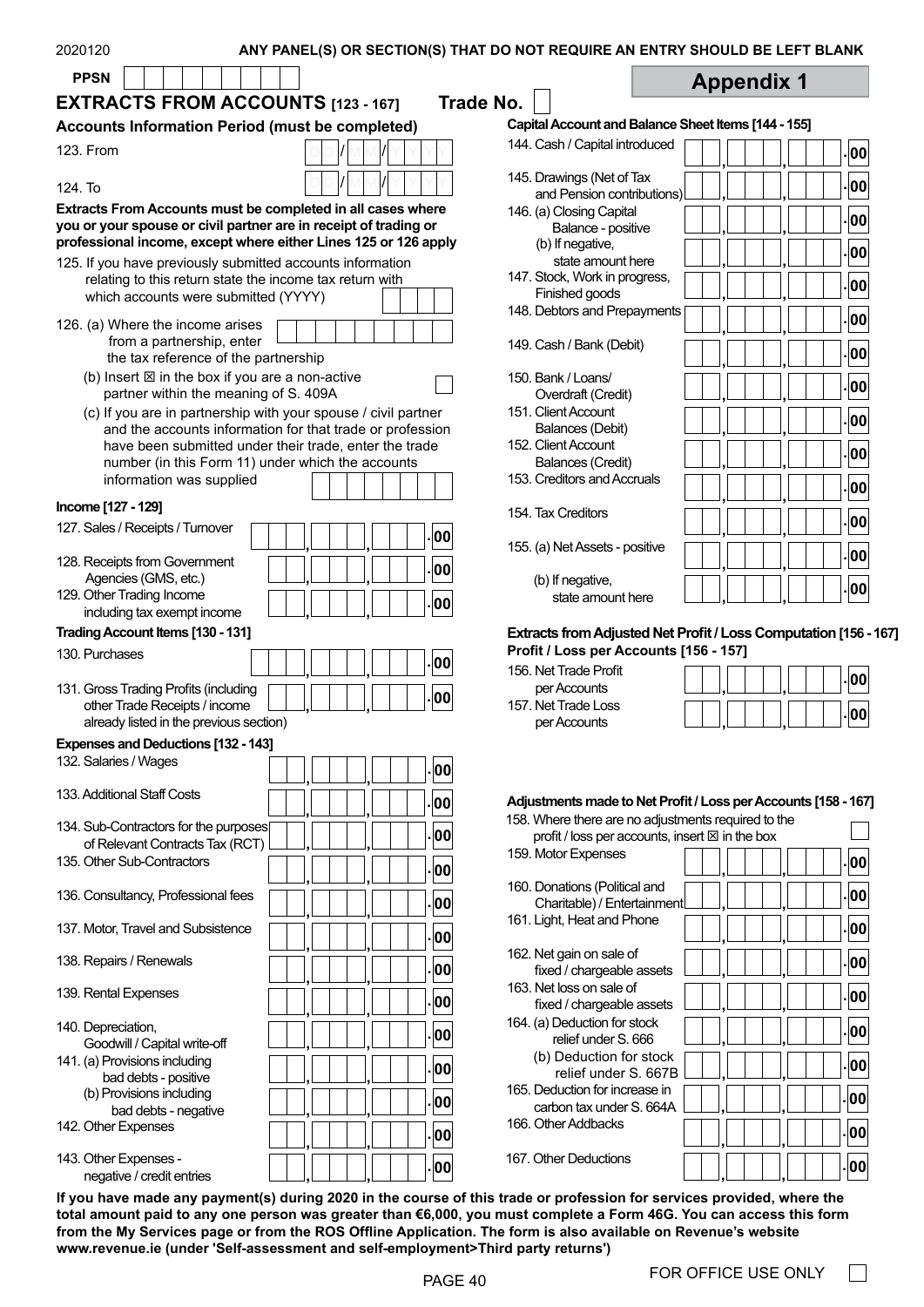2020120 **ANY PANEL(S) OR SECTION(S) THAT DO NOT REQUIRE AN ENTRY SHOULD BE LEFT BLANK**

**PPSN**

## Appendix 1

## EXTRACTS FROM ACCOUNTS [123 - 167] Trade No.

### Accounts Information Period (must be completed)

123. From DD/MM/YYYY

124. To DD/MM/YYYY

**Extracts From Accounts must be completed in all cases where you or your spouse or civil partner are in receipt of trading or professional income, except where either Lines 125 or 126 apply**

125. If you have previously submitted accounts information relating to this return state the income tax return with which accounts were submitted (YYYY)

126. (a) Where the income arises from a partnership, enter the tax reference of the partnership

(b) Insert ☒ in the box if you are a non-active partner within the meaning of S. 409A

(c) If you are in partnership with your spouse / civil partner and the accounts information for that trade or profession have been submitted under their trade, enter the trade number (in this Form 11) under which the accounts information was supplied

### Income [127 - 129]

127. Sales / Receipts / Turnover .00

128. Receipts from Government Agencies (GMS, etc.) .00

129. Other Trading Income including tax exempt income .00

### Trading Account Items [130 - 131]

130. Purchases .00

131. Gross Trading Profits (including other Trade Receipts / income already listed in the previous section) .00

### Expenses and Deductions [132 - 143]

132. Salaries / Wages .00

133. Additional Staff Costs .00

134. Sub-Contractors for the purposes of Relevant Contracts Tax (RCT) .00

135. Other Sub-Contractors .00

136. Consultancy, Professional fees .00

137. Motor, Travel and Subsistence .00

138. Repairs / Renewals .00

139. Rental Expenses .00

140. Depreciation, Goodwill / Capital write-off .00

141. (a) Provisions including bad debts - positive .00

(b) Provisions including bad debts - negative .00

142. Other Expenses .00

143. Other Expenses - negative / credit entries .00

### Capital Account and Balance Sheet Items [144 - 155]

144. Cash / Capital introduced .00

145. Drawings (Net of Tax and Pension contributions) .00

146. (a) Closing Capital Balance - positive .00

(b) If negative, state amount here .00

147. Stock, Work in progress, Finished goods .00

148. Debtors and Prepayments .00

149. Cash / Bank (Debit) .00

150. Bank / Loans/ Overdraft (Credit) .00

151. Client Account Balances (Debit) .00

152. Client Account Balances (Credit) .00

153. Creditors and Accruals .00

154. Tax Creditors .00

155. (a) Net Assets - positive .00

(b) If negative, state amount here .00

### Extracts from Adjusted Net Profit / Loss Computation [156 - 167]

### Profit / Loss per Accounts [156 - 157]

156. Net Trade Profit per Accounts .00

157. Net Trade Loss per Accounts .00

### Adjustments made to Net Profit / Loss per Accounts [158 - 167]

158. Where there are no adjustments required to the profit / loss per accounts, insert ☒ in the box

159. Motor Expenses .00

160. Donations (Political and Charitable) / Entertainment .00

161. Light, Heat and Phone .00

162. Net gain on sale of fixed / chargeable assets .00

163. Net loss on sale of fixed / chargeable assets .00

164. (a) Deduction for stock relief under S. 666 .00

(b) Deduction for stock relief under S. 667B .00

165. Deduction for increase in carbon tax under S. 664A .00

166. Other Addbacks .00

167. Other Deductions .00

**If you have made any payment(s) during 2020 in the course of this trade or profession for services provided, where the total amount paid to any one person was greater than €6,000, you must complete a Form 46G. You can access this form from the My Services page or from the ROS Offline Application. The form is also available on Revenue's website www.revenue.ie (under 'Self-assessment and self-employment>Third party returns')**

FOR OFFICE USE ONLY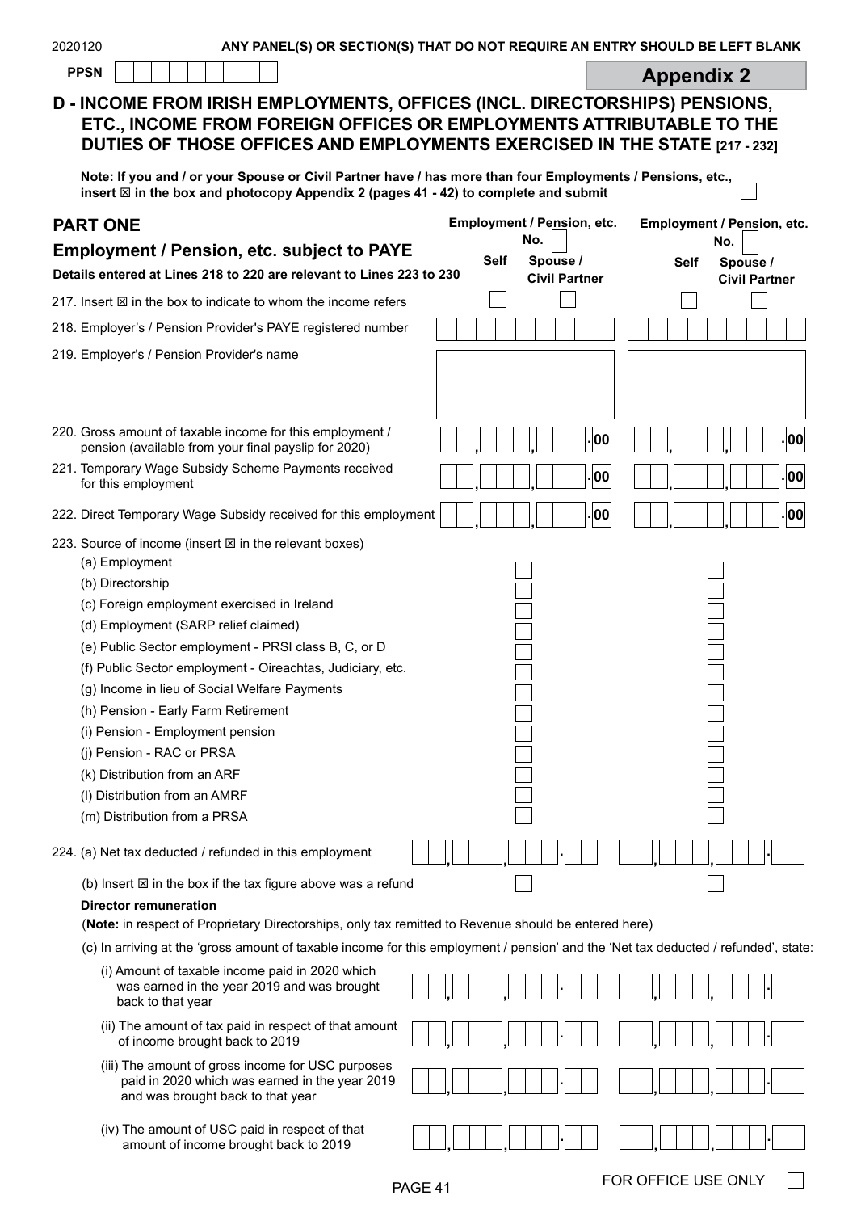2020120 **ANY PANEL(S) OR SECTION(S) THAT DO NOT REQUIRE AN ENTRY SHOULD BE LEFT BLANK**

**PPSN** ☐☐☐☐☐☐☐☐☐

## Appendix 2

## D - INCOME FROM IRISH EMPLOYMENTS, OFFICES (INCL. DIRECTORSHIPS) PENSIONS, ETC., INCOME FROM FOREIGN OFFICES OR EMPLOYMENTS ATTRIBUTABLE TO THE DUTIES OF THOSE OFFICES AND EMPLOYMENTS EXERCISED IN THE STATE [217 - 232]

**Note: If you and / or your Spouse or Civil Partner have / has more than four Employments / Pensions, etc., insert ☒ in the box and photocopy Appendix 2 (pages 41 - 42) to complete and submit** ☐

### PART ONE

### Employment / Pension, etc. subject to PAYE

**Details entered at Lines 218 to 220 are relevant to Lines 223 to 230**

| | Employment / Pension, etc. No. ☐ | | Employment / Pension, etc. No. ☐ | |
|---|---|---|---|---|
| | **Self** | **Spouse / Civil Partner** | **Self** | **Spouse / Civil Partner** |
| 217. Insert ☒ in the box to indicate to whom the income refers | ☐ | ☐ | ☐ | ☐ |
| 218. Employer's / Pension Provider's PAYE registered number | | | | |
| 219. Employer's / Pension Provider's name | | | | |
| 220. Gross amount of taxable income for this employment / pension (available from your final payslip for 2020) | .00 | | .00 | |
| 221. Temporary Wage Subsidy Scheme Payments received for this employment | .00 | | .00 | |
| 222. Direct Temporary Wage Subsidy received for this employment | .00 | | .00 | |
| 223. Source of income (insert ☒ in the relevant boxes) | | | | |
| (a) Employment | ☐ | | ☐ | |
| (b) Directorship | ☐ | | ☐ | |
| (c) Foreign employment exercised in Ireland | ☐ | | ☐ | |
| (d) Employment (SARP relief claimed) | ☐ | | ☐ | |
| (e) Public Sector employment - PRSI class B, C, or D | ☐ | | ☐ | |
| (f) Public Sector employment - Oireachtas, Judiciary, etc. | ☐ | | ☐ | |
| (g) Income in lieu of Social Welfare Payments | ☐ | | ☐ | |
| (h) Pension - Early Farm Retirement | ☐ | | ☐ | |
| (i) Pension - Employment pension | ☐ | | ☐ | |
| (j) Pension - RAC or PRSA | ☐ | | ☐ | |
| (k) Distribution from an ARF | ☐ | | ☐ | |
| (l) Distribution from an AMRF | ☐ | | ☐ | |
| (m) Distribution from a PRSA | ☐ | | ☐ | |
| 224. (a) Net tax deducted / refunded in this employment | | | | |
| (b) Insert ☒ in the box if the tax figure above was a refund | ☐ | | ☐ | |

**Director remuneration**

(**Note:** in respect of Proprietary Directorships, only tax remitted to Revenue should be entered here)

(c) In arriving at the 'gross amount of taxable income for this employment / pension' and the 'Net tax deducted / refunded', state:

| | Employment / Pension 1 | Employment / Pension 2 |
|---|---|---|
| (i) Amount of taxable income paid in 2020 which was earned in the year 2019 and was brought back to that year | | |
| (ii) The amount of tax paid in respect of that amount of income brought back to 2019 | | |
| (iii) The amount of gross income for USC purposes paid in 2020 which was earned in the year 2019 and was brought back to that year | | |
| (iv) The amount of USC paid in respect of that amount of income brought back to 2019 | | |

FOR OFFICE USE ONLY ☐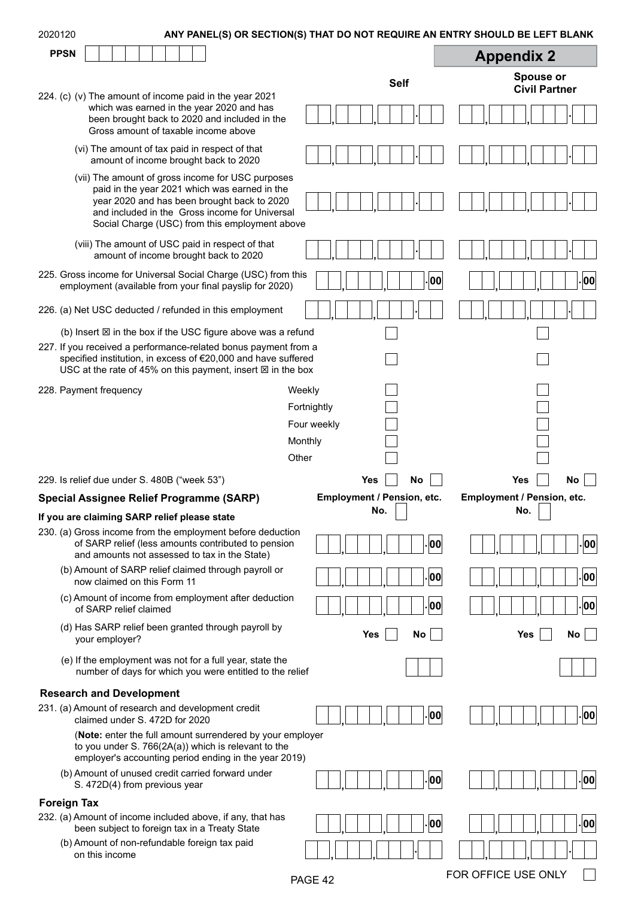2020120 **ANY PANEL(S) OR SECTION(S) THAT DO NOT REQUIRE AN ENTRY SHOULD BE LEFT BLANK**

**PPSN** ☐☐☐☐☐☐☐☐☐

## Appendix 2

| | Self | Spouse or Civil Partner |
|---|---|---|
| 224. (c) (v) The amount of income paid in the year 2021 which was earned in the year 2020 and has been brought back to 2020 and included in the Gross amount of taxable income above | , , . | , , . |
| (vi) The amount of tax paid in respect of that amount of income brought back to 2020 | , , . | , , . |
| (vii) The amount of gross income for USC purposes paid in the year 2021 which was earned in the year 2020 and has been brought back to 2020 and included in the Gross income for Universal Social Charge (USC) from this employment above | , , . | , , . |
| (viii) The amount of USC paid in respect of that amount of income brought back to 2020 | , , . | , , . |
| 225. Gross income for Universal Social Charge (USC) from this employment (available from your final payslip for 2020) | , , .00 | , , .00 |
| 226. (a) Net USC deducted / refunded in this employment | , , . | , , . |
| (b) Insert ☒ in the box if the USC figure above was a refund | ☐ | ☐ |
| 227. If you received a performance-related bonus payment from a specified institution, in excess of €20,000 and have suffered USC at the rate of 45% on this payment, insert ☒ in the box | ☐ | ☐ |
| 228. Payment frequency — Weekly | ☐ | ☐ |
| Fortnightly | ☐ | ☐ |
| Four weekly | ☐ | ☐ |
| Monthly | ☐ | ☐ |
| Other | ☐ | ☐ |
| 229. Is relief due under S. 480B ("week 53") | Yes ☐ No ☐ | Yes ☐ No ☐ |

### Special Assignee Relief Programme (SARP)

**If you are claiming SARP relief please state**

| | Employment / Pension, etc. No. ☐ | Employment / Pension, etc. No. ☐ |
|---|---|---|
| 230. (a) Gross income from the employment before deduction of SARP relief (less amounts contributed to pension and amounts not assessed to tax in the State) | , , .00 | , , .00 |
| (b) Amount of SARP relief claimed through payroll or now claimed on this Form 11 | , , .00 | , , .00 |
| (c) Amount of income from employment after deduction of SARP relief claimed | , , .00 | , , .00 |
| (d) Has SARP relief been granted through payroll by your employer? | Yes ☐ No ☐ | Yes ☐ No ☐ |
| (e) If the employment was not for a full year, state the number of days for which you were entitled to the relief | ☐☐☐ | ☐☐☐ |

### Research and Development

| | Self | Spouse or Civil Partner |
|---|---|---|
| 231. (a) Amount of research and development credit claimed under S. 472D for 2020 | , , .00 | , , .00 |
| (**Note:** enter the full amount surrendered by your employer to you under S. 766(2A(a)) which is relevant to the employer's accounting period ending in the year 2019) | | |
| (b) Amount of unused credit carried forward under S. 472D(4) from previous year | , , .00 | , , .00 |

### Foreign Tax

| | Self | Spouse or Civil Partner |
|---|---|---|
| 232. (a) Amount of income included above, if any, that has been subject to foreign tax in a Treaty State | , , .00 | , , .00 |
| (b) Amount of non-refundable foreign tax paid on this income | , , . | , , . |

FOR OFFICE USE ONLY ☐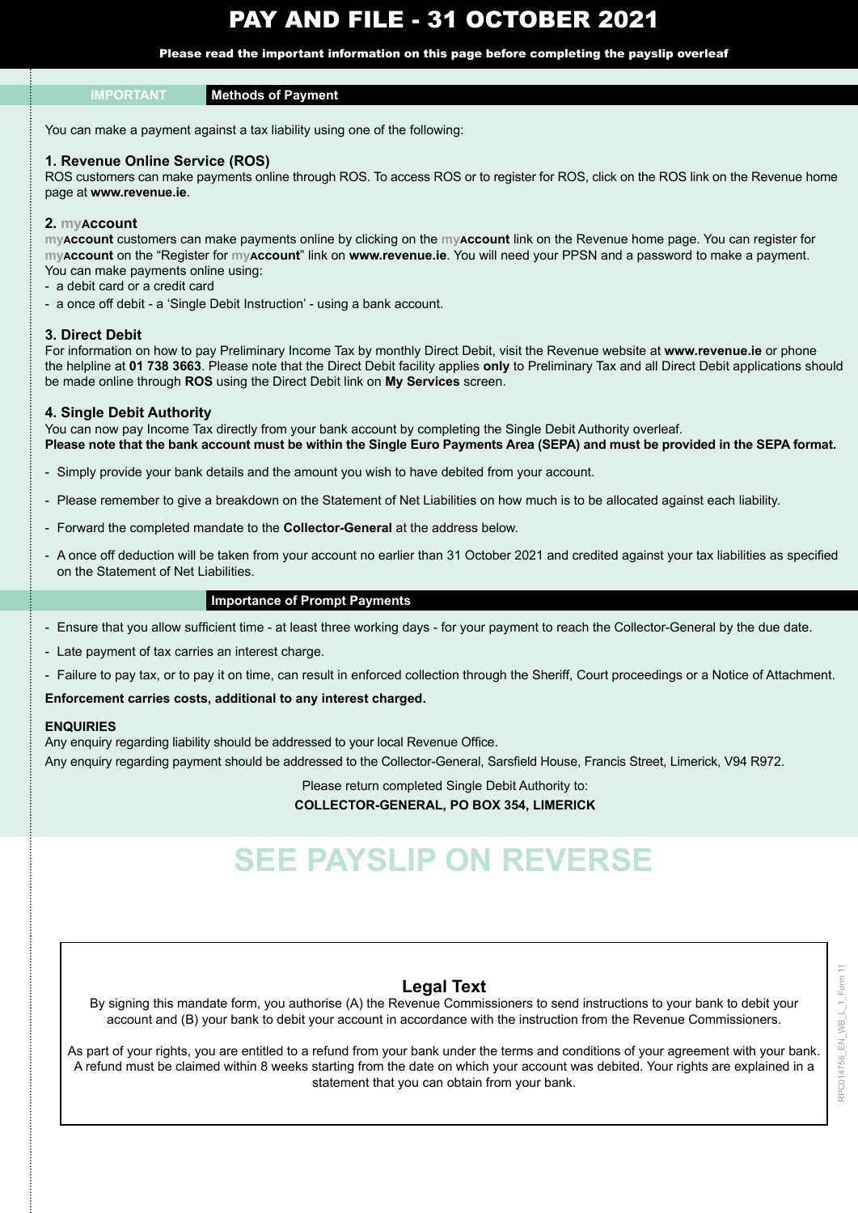# PAY AND FILE - 31 OCTOBER 2021

**Please read the important information on this page before completing the payslip overleaf**

## IMPORTANT — Methods of Payment

You can make a payment against a tax liability using one of the following:

### 1. Revenue Online Service (ROS)

ROS customers can make payments online through ROS. To access ROS or to register for ROS, click on the ROS link on the Revenue home page at **www.revenue.ie**.

### 2. myAccount

**myAccount** customers can make payments online by clicking on the **myAccount** link on the Revenue home page. You can register for **myAccount** on the "Register for **myAccount**" link on **www.revenue.ie**. You will need your PPSN and a password to make a payment.
You can make payments online using:

- a debit card or a credit card
- a once off debit - a 'Single Debit Instruction' - using a bank account.

### 3. Direct Debit

For information on how to pay Preliminary Income Tax by monthly Direct Debit, visit the Revenue website at **www.revenue.ie** or phone the helpline at **01 738 3663**. Please note that the Direct Debit facility applies **only** to Preliminary Tax and all Direct Debit applications should be made online through **ROS** using the Direct Debit link on **My Services** screen.

### 4. Single Debit Authority

You can now pay Income Tax directly from your bank account by completing the Single Debit Authority overleaf.
**Please note that the bank account must be within the Single Euro Payments Area (SEPA) and must be provided in the SEPA format.**

- Simply provide your bank details and the amount you wish to have debited from your account.
- Please remember to give a breakdown on the Statement of Net Liabilities on how much is to be allocated against each liability.
- Forward the completed mandate to the **Collector-General** at the address below.
- A once off deduction will be taken from your account no earlier than 31 October 2021 and credited against your tax liabilities as specified on the Statement of Net Liabilities.

## Importance of Prompt Payments

- Ensure that you allow sufficient time - at least three working days - for your payment to reach the Collector-General by the due date.
- Late payment of tax carries an interest charge.
- Failure to pay tax, or to pay it on time, can result in enforced collection through the Sheriff, Court proceedings or a Notice of Attachment.

**Enforcement carries costs, additional to any interest charged.**

**ENQUIRIES**

Any enquiry regarding liability should be addressed to your local Revenue Office.

Any enquiry regarding payment should be addressed to the Collector-General, Sarsfield House, Francis Street, Limerick, V94 R972.

Please return completed Single Debit Authority to:
**COLLECTOR-GENERAL, PO BOX 354, LIMERICK**

# SEE PAYSLIP ON REVERSE

## Legal Text

By signing this mandate form, you authorise (A) the Revenue Commissioners to send instructions to your bank to debit your account and (B) your bank to debit your account in accordance with the instruction from the Revenue Commissioners.

As part of your rights, you are entitled to a refund from your bank under the terms and conditions of your agreement with your bank. A refund must be claimed within 8 weeks starting from the date on which your account was debited. Your rights are explained in a statement that you can obtain from your bank.

RPC014756_EN_WB_L_1_Form 11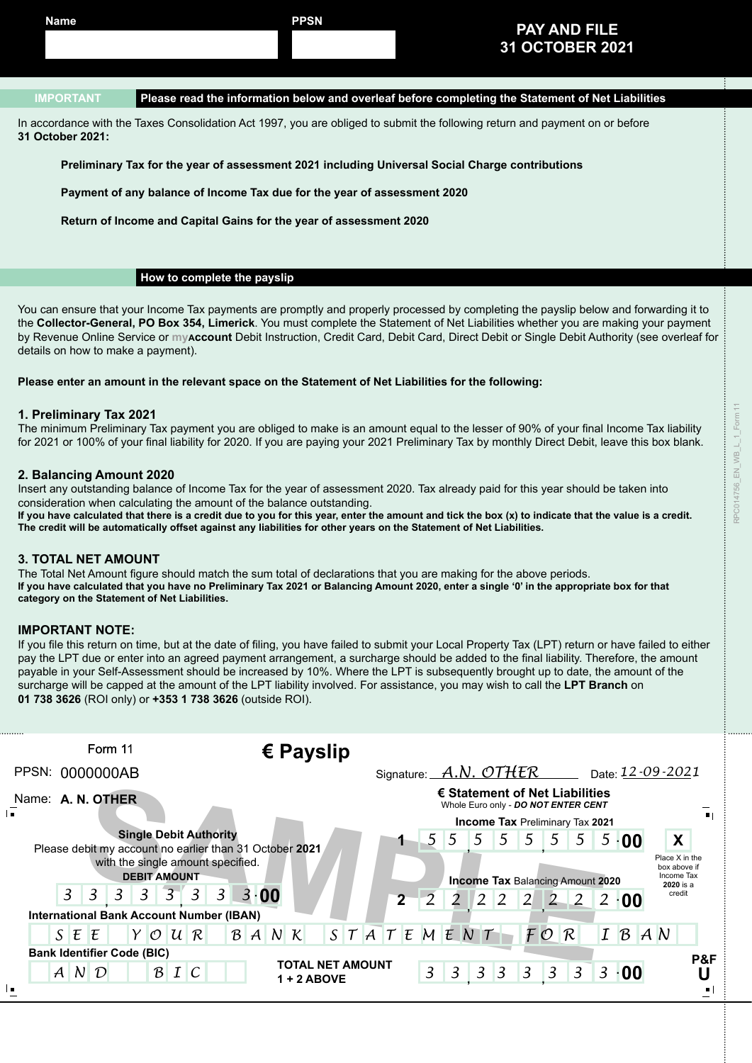| Name | PPSN | **PAY AND FILE 31 OCTOBER 2021** |
|---|---|---|
| | | |

**IMPORTANT** — **Please read the information below and overleaf before completing the Statement of Net Liabilities**

In accordance with the Taxes Consolidation Act 1997, you are obliged to submit the following return and payment on or before **31 October 2021:**

**Preliminary Tax for the year of assessment 2021 including Universal Social Charge contributions**

**Payment of any balance of Income Tax due for the year of assessment 2020**

**Return of Income and Capital Gains for the year of assessment 2020**

**How to complete the payslip**

You can ensure that your Income Tax payments are promptly and properly processed by completing the payslip below and forwarding it to the **Collector-General, PO Box 354, Limerick**. You must complete the Statement of Net Liabilities whether you are making your payment by Revenue Online Service or **myAccount** Debit Instruction, Credit Card, Debit Card, Direct Debit or Single Debit Authority (see overleaf for details on how to make a payment).

**Please enter an amount in the relevant space on the Statement of Net Liabilities for the following:**

### 1. Preliminary Tax 2021

The minimum Preliminary Tax payment you are obliged to make is an amount equal to the lesser of 90% of your final Income Tax liability for 2021 or 100% of your final liability for 2020. If you are paying your 2021 Preliminary Tax by monthly Direct Debit, leave this box blank.

### 2. Balancing Amount 2020

Insert any outstanding balance of Income Tax for the year of assessment 2020. Tax already paid for this year should be taken into consideration when calculating the amount of the balance outstanding.
**If you have calculated that there is a credit due to you for this year, enter the amount and tick the box (x) to indicate that the value is a credit. The credit will be automatically offset against any liabilities for other years on the Statement of Net Liabilities.**

### 3. TOTAL NET AMOUNT

The Total Net Amount figure should match the sum total of declarations that you are making for the above periods.
**If you have calculated that you have no Preliminary Tax 2021 or Balancing Amount 2020, enter a single '0' in the appropriate box for that category on the Statement of Net Liabilities.**

### IMPORTANT NOTE:

If you file this return on time, but at the date of filing, you have failed to submit your Local Property Tax (LPT) return or have failed to either pay the LPT due or enter into an agreed payment arrangement, a surcharge should be added to the final liability. Therefore, the amount payable in your Self-Assessment should be increased by 10%. Where the LPT is subsequently brought up to date, the amount of the surcharge will be capped at the amount of the LPT liability involved. For assistance, you may wish to call the **LPT Branch** on **01 738 3626** (ROI only) or **+353 1 738 3626** (outside ROI).

---

Form 11 — **€ Payslip**

PPSN: 0000000AB

Name: **A. N. OTHER**

Signature: *A.N. OTHER* Date: *12-09-2021*

SAMPLE

**Single Debit Authority**
Please debit my account no earlier than 31 October **2021** with the single amount specified.

**DEBIT AMOUNT**
3,333,333.00

**International Bank Account Number (IBAN)**
SEE YOUR BANK STATEMENT FOR IBAN

**Bank Identifier Code (BIC)**
AND BIC

**€ Statement of Net Liabilities**
Whole Euro only - *DO NOT ENTER CENT*

| | | | |
|---|---|---|---|
| 1 | **Income Tax** Preliminary Tax **2021** | 5,555,555.00 | X |
| 2 | **Income Tax** Balancing Amount **2020** | 2,222,222.00 | Place X in the box above if Income Tax **2020** is a credit |
| | **TOTAL NET AMOUNT 1 + 2 ABOVE** | 3,333,333.00 | **P&F U** |